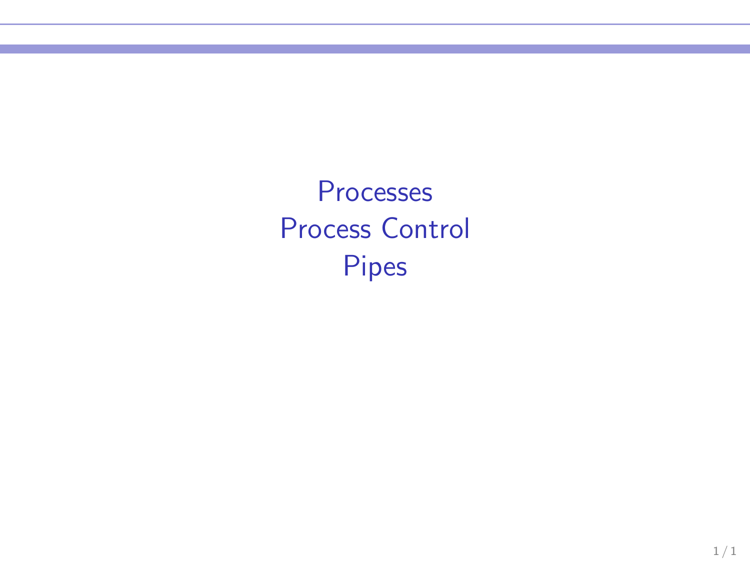Processes

Process Control

Pipes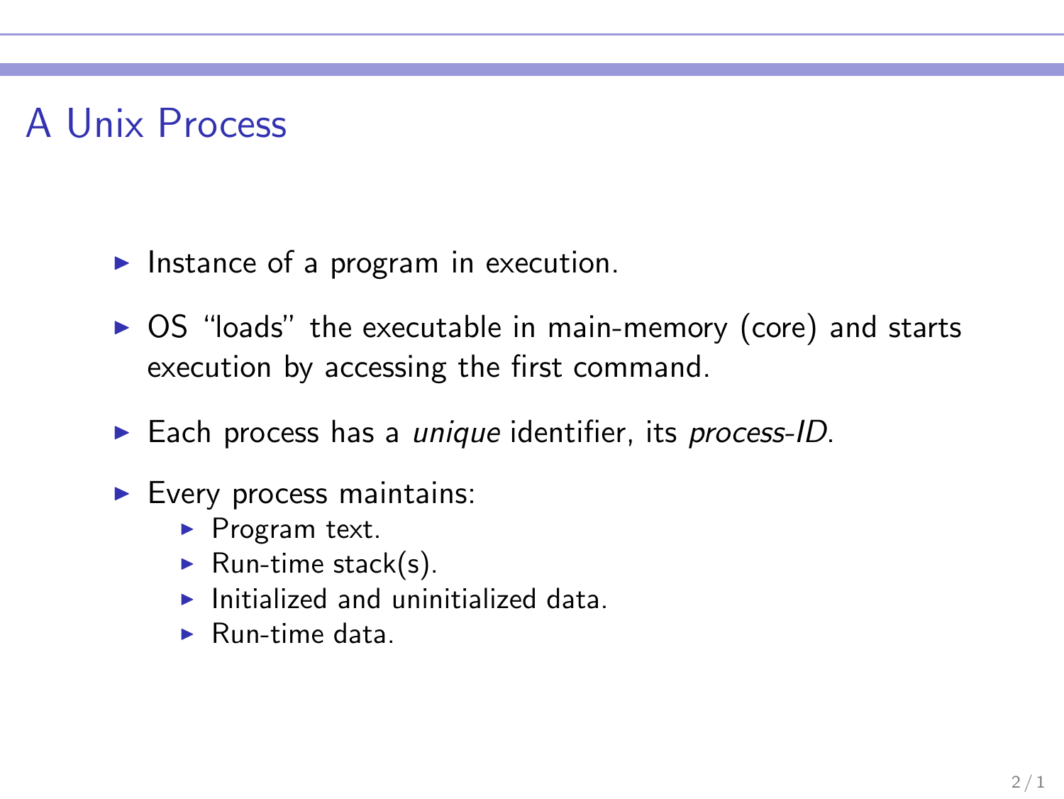# A Unix Process

- Instance of a program in execution.
- OS “loads” the executable in main-memory (core) and starts execution by accessing the first command.
- Each process has a *unique* identifier, its *process-ID*.
- Every process maintains:
  - Program text.
  - Run-time stack(s).
  - Initialized and uninitialized data.
  - Run-time data.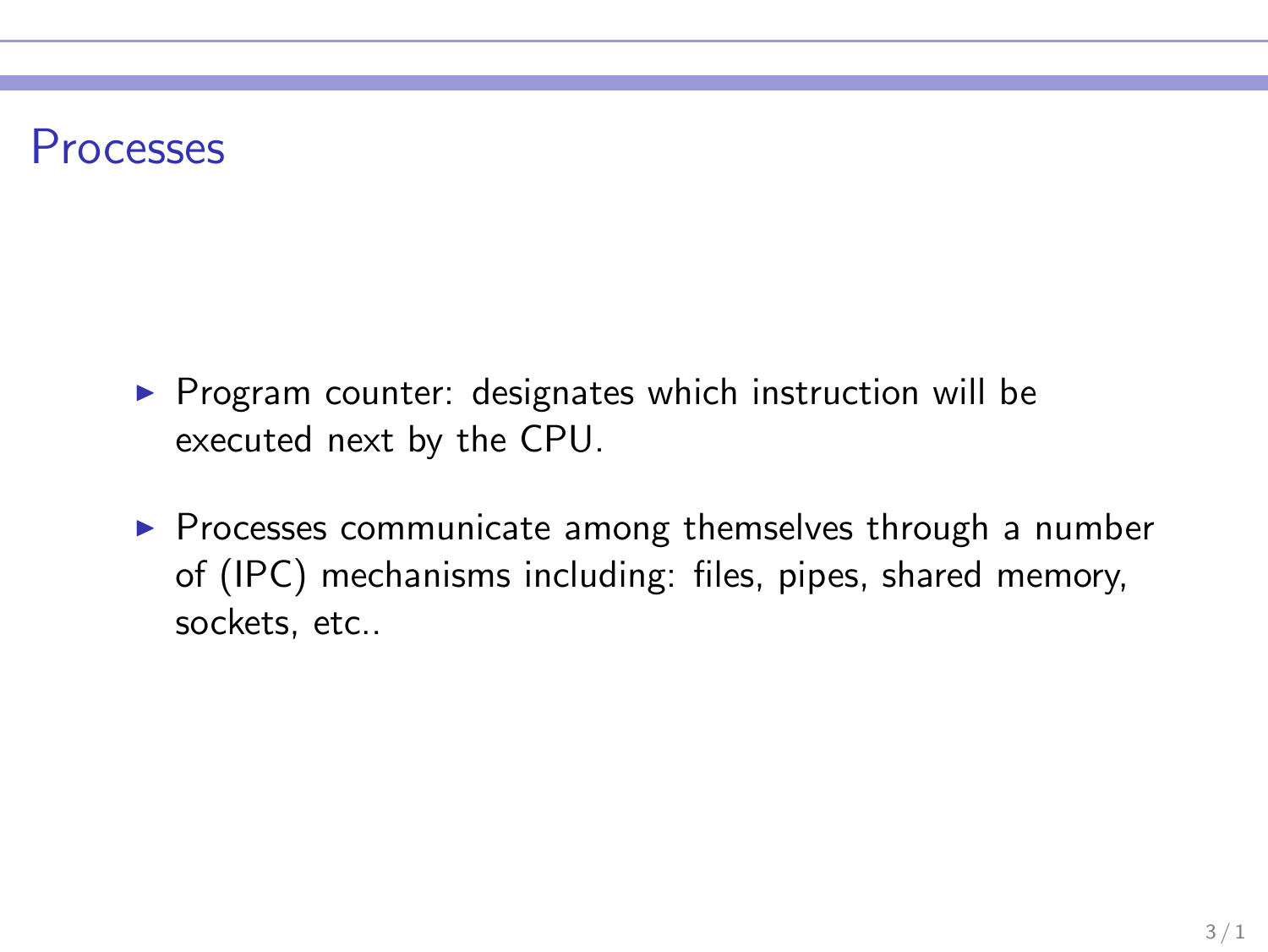# Processes

- Program counter: designates which instruction will be executed next by the CPU.
- Processes communicate among themselves through a number of (IPC) mechanisms including: files, pipes, shared memory, sockets, etc..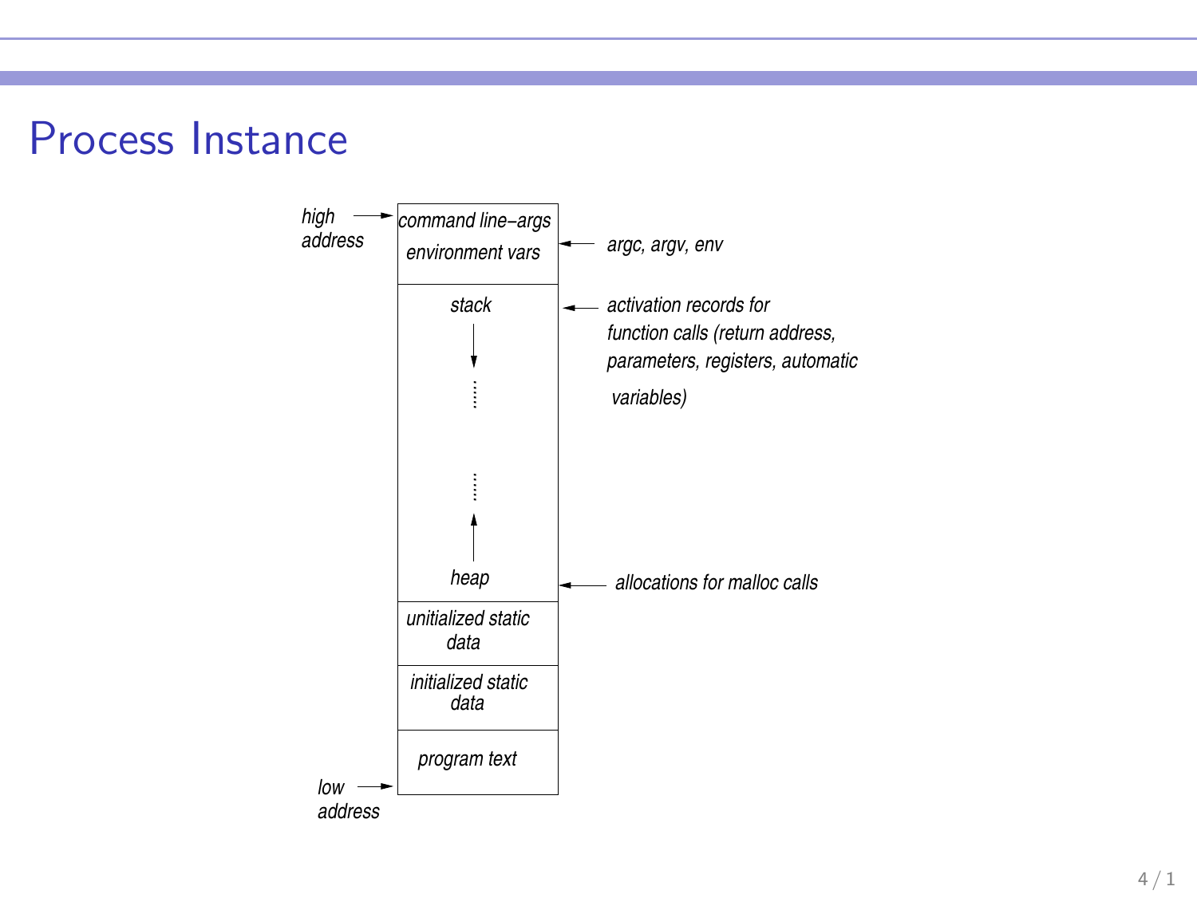# Process Instance

high address → command line–args / environment vars ← argc, argv, env

stack ← activation records for function calls (return address, parameters, registers, automatic variables)

heap ← allocations for malloc calls

unitialized static data

initialized static data

program text ← low address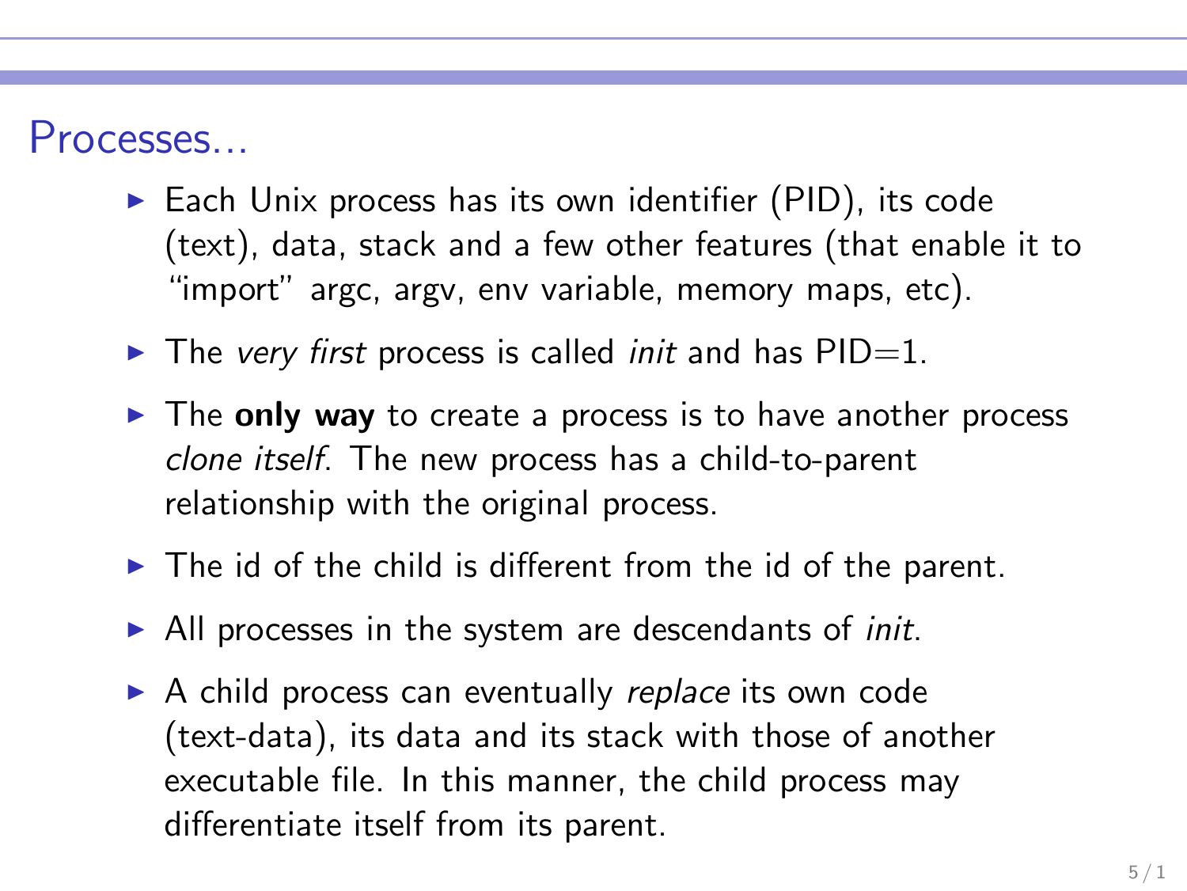## Processes...

- Each Unix process has its own identifier (PID), its code (text), data, stack and a few other features (that enable it to "import" argc, argv, env variable, memory maps, etc).
- The *very first* process is called *init* and has PID=1.
- The **only way** to create a process is to have another process *clone itself*. The new process has a child-to-parent relationship with the original process.
- The id of the child is different from the id of the parent.
- All processes in the system are descendants of *init*.
- A child process can eventually *replace* its own code (text-data), its data and its stack with those of another executable file. In this manner, the child process may differentiate itself from its parent.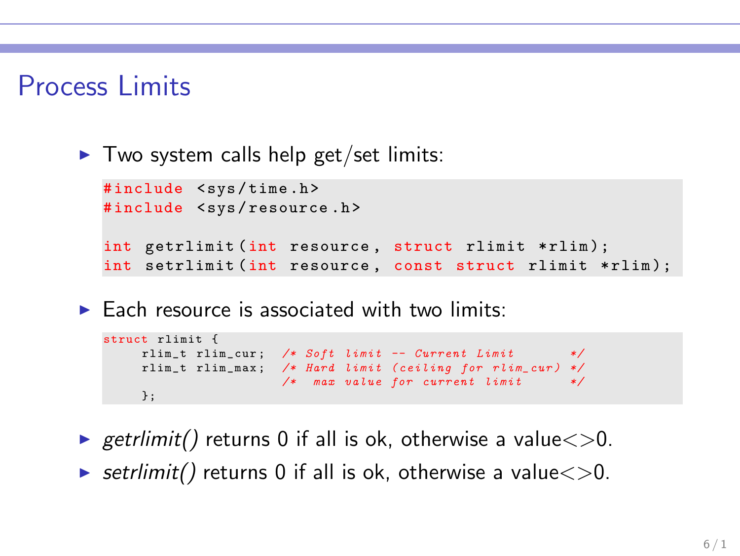# Process Limits

- Two system calls help get/set limits:

```
#include <sys/time.h>
#include <sys/resource.h>

int getrlimit(int resource, struct rlimit *rlim);
int setrlimit(int resource, const struct rlimit *rlim);
```

- Each resource is associated with two limits:

```
struct rlimit {
     rlim_t rlim_cur;  /* Soft limit -- Current Limit       */
     rlim_t rlim_max;  /* Hard limit (ceiling for rlim_cur) */
                       /*  max value for current limit      */
     };
```

- *getrlimit()* returns 0 if all is ok, otherwise a value<>0.
- *setrlimit()* returns 0 if all is ok, otherwise a value<>0.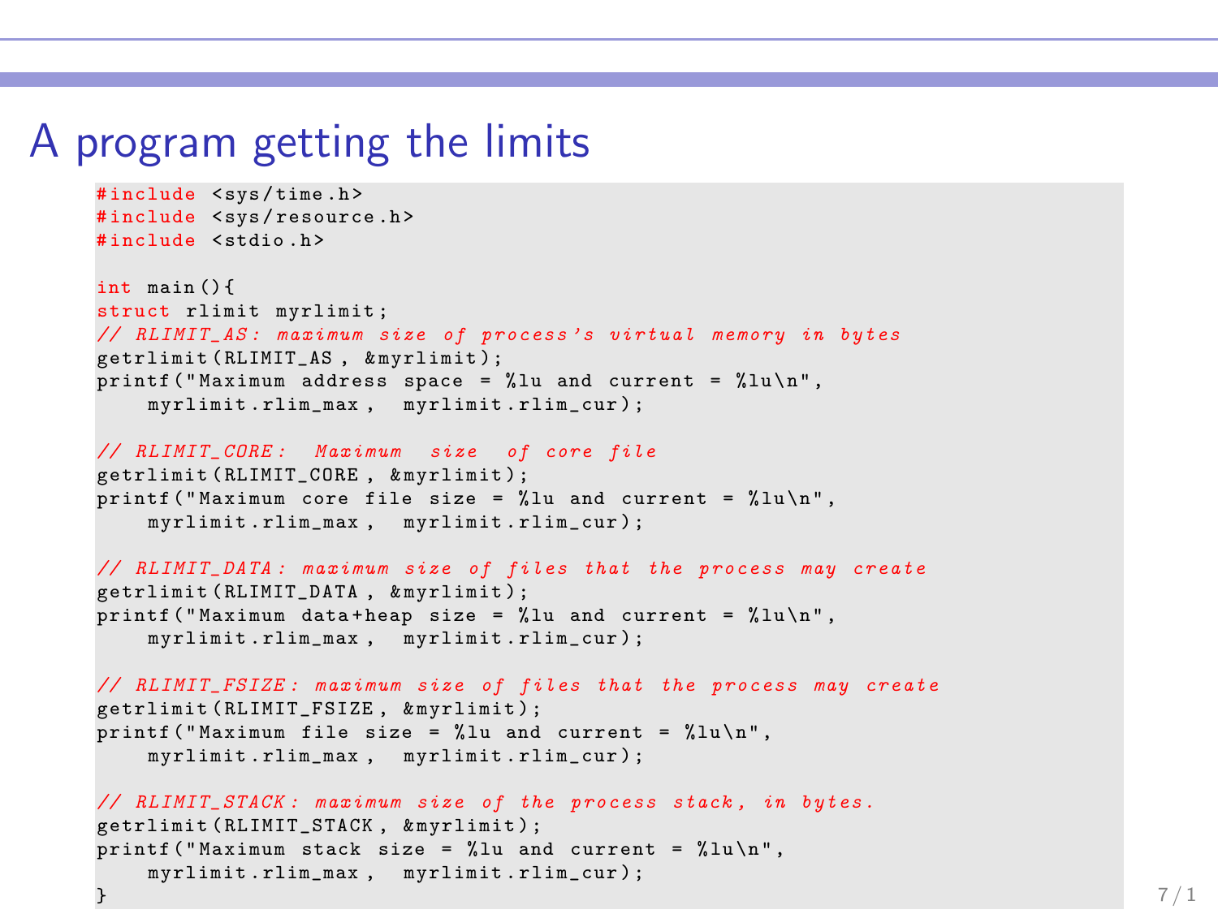# A program getting the limits

```
#include <sys/time.h>
#include <sys/resource.h>
#include <stdio.h>

int main(){
struct rlimit myrlimit;
// RLIMIT_AS: maximum size of process's virtual memory in bytes
getrlimit(RLIMIT_AS, &myrlimit);
printf("Maximum address space = %lu and current = %lu\n",
    myrlimit.rlim_max, myrlimit.rlim_cur);

// RLIMIT_CORE:  Maximum  size  of core file
getrlimit(RLIMIT_CORE, &myrlimit);
printf("Maximum core file size = %lu and current = %lu\n",
    myrlimit.rlim_max, myrlimit.rlim_cur);

// RLIMIT_DATA: maximum size of files that the process may create
getrlimit(RLIMIT_DATA, &myrlimit);
printf("Maximum data+heap size = %lu and current = %lu\n",
    myrlimit.rlim_max, myrlimit.rlim_cur);

// RLIMIT_FSIZE: maximum size of files that the process may create
getrlimit(RLIMIT_FSIZE, &myrlimit);
printf("Maximum file size = %lu and current = %lu\n",
    myrlimit.rlim_max, myrlimit.rlim_cur);

// RLIMIT_STACK: maximum size of the process stack, in bytes.
getrlimit(RLIMIT_STACK, &myrlimit);
printf("Maximum stack size = %lu and current = %lu\n",
    myrlimit.rlim_max, myrlimit.rlim_cur);
}
```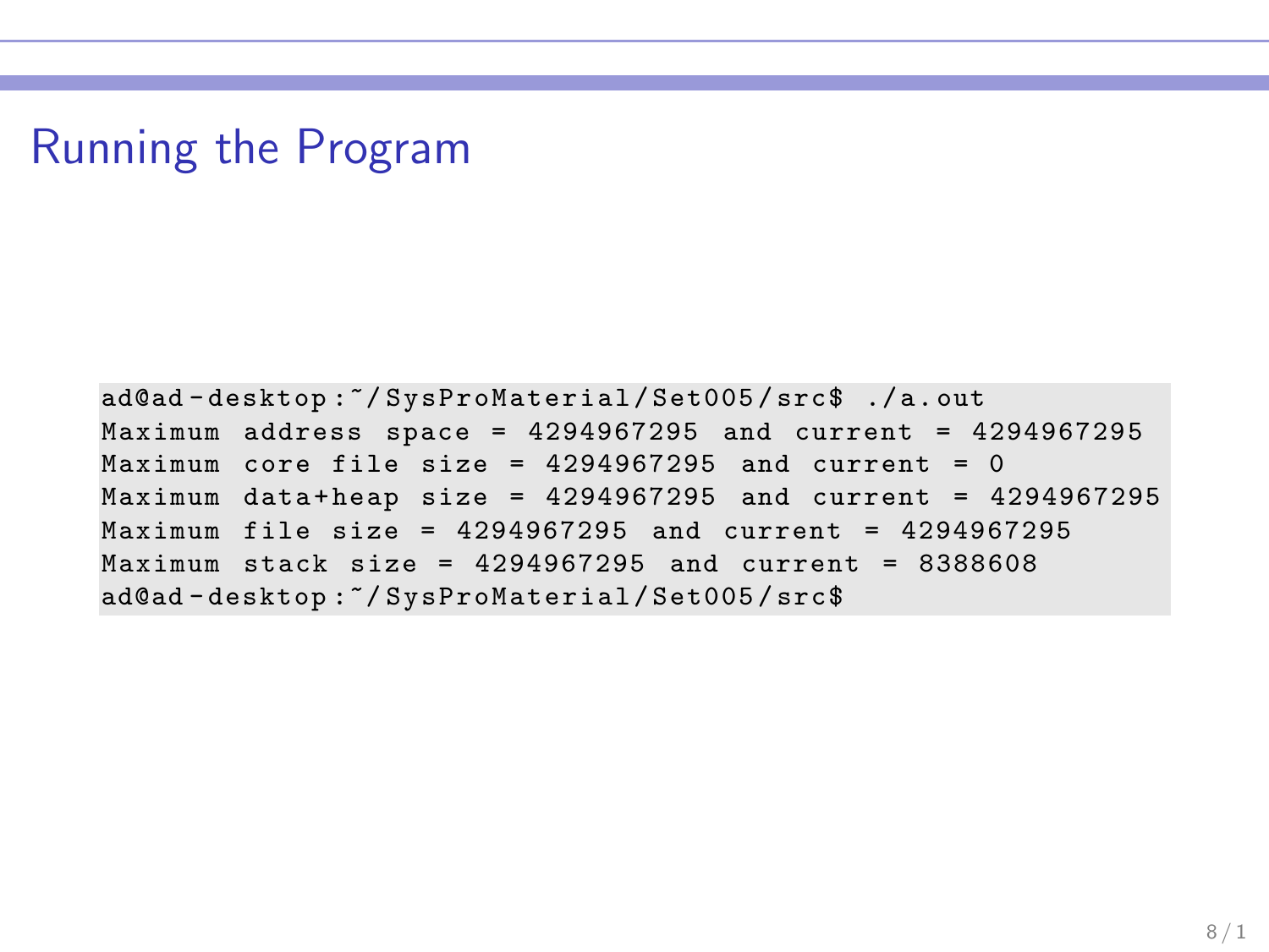# Running the Program

```
ad@ad-desktop:~/SysProMaterial/Set005/src$ ./a.out
Maximum address space = 4294967295 and current = 4294967295
Maximum core file size = 4294967295 and current = 0
Maximum data+heap size = 4294967295 and current = 4294967295
Maximum file size = 4294967295 and current = 4294967295
Maximum stack size = 4294967295 and current = 8388608
ad@ad-desktop:~/SysProMaterial/Set005/src$
```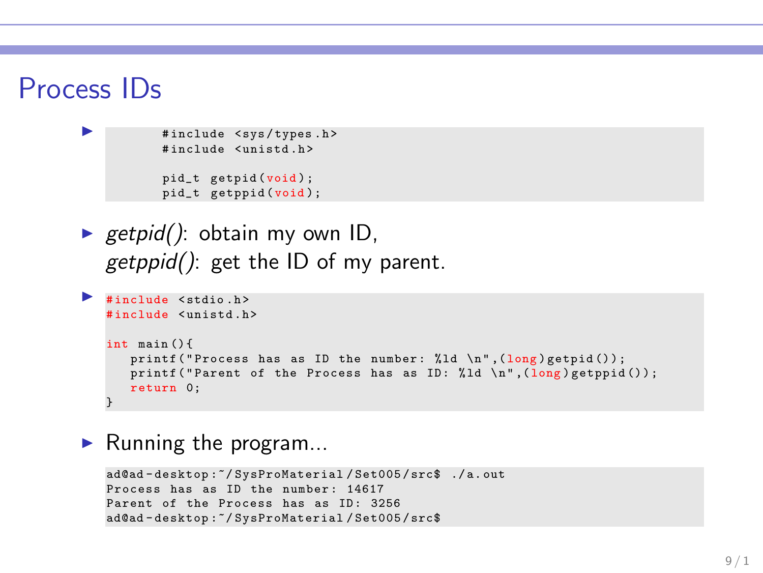# Process IDs

- ```
  #include <sys/types.h>
  #include <unistd.h>

  pid_t getpid(void);
  pid_t getppid(void);
  ```

- *getpid()*: obtain my own ID,
  *getppid()*: get the ID of my parent.

- ```c
  #include <stdio.h>
  #include <unistd.h>

  int main(){
     printf("Process has as ID the number: %ld \n",(long)getpid());
     printf("Parent of the Process has as ID: %ld \n",(long)getppid());
     return 0;
  }
  ```

- Running the program...

  ```
  ad@ad-desktop:~/SysProMaterial/Set005/src$ ./a.out
  Process has as ID the number: 14617
  Parent of the Process has as ID: 3256
  ad@ad-desktop:~/SysProMaterial/Set005/src$
  ```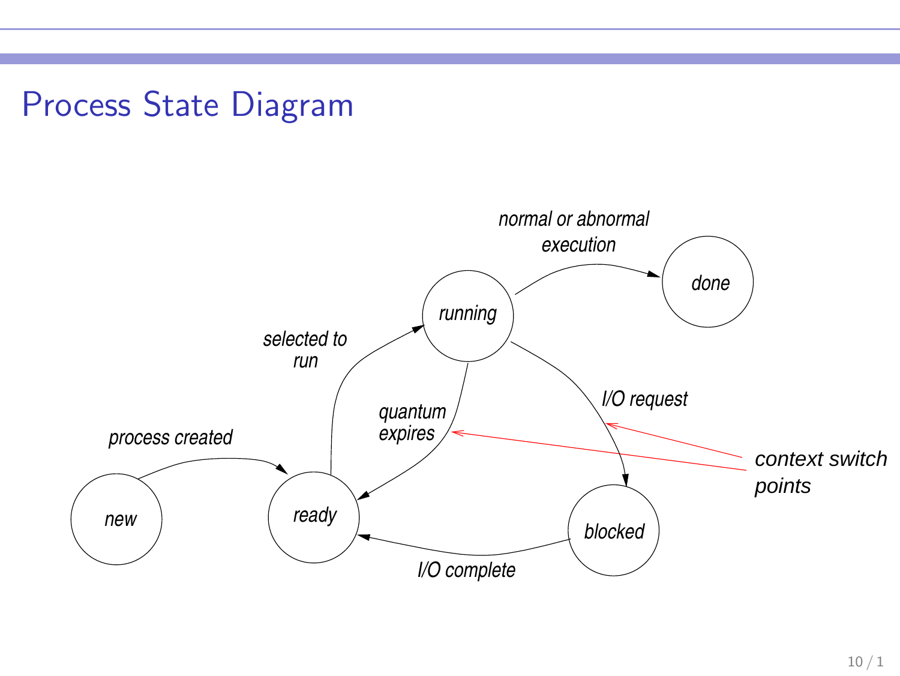# Process State Diagram

new → ready: *process created*

ready → running: *selected to run*

running → ready: *quantum expires*

running → done: *normal or abnormal execution*

running → blocked: *I/O request*

blocked → ready: *I/O complete*

context switch points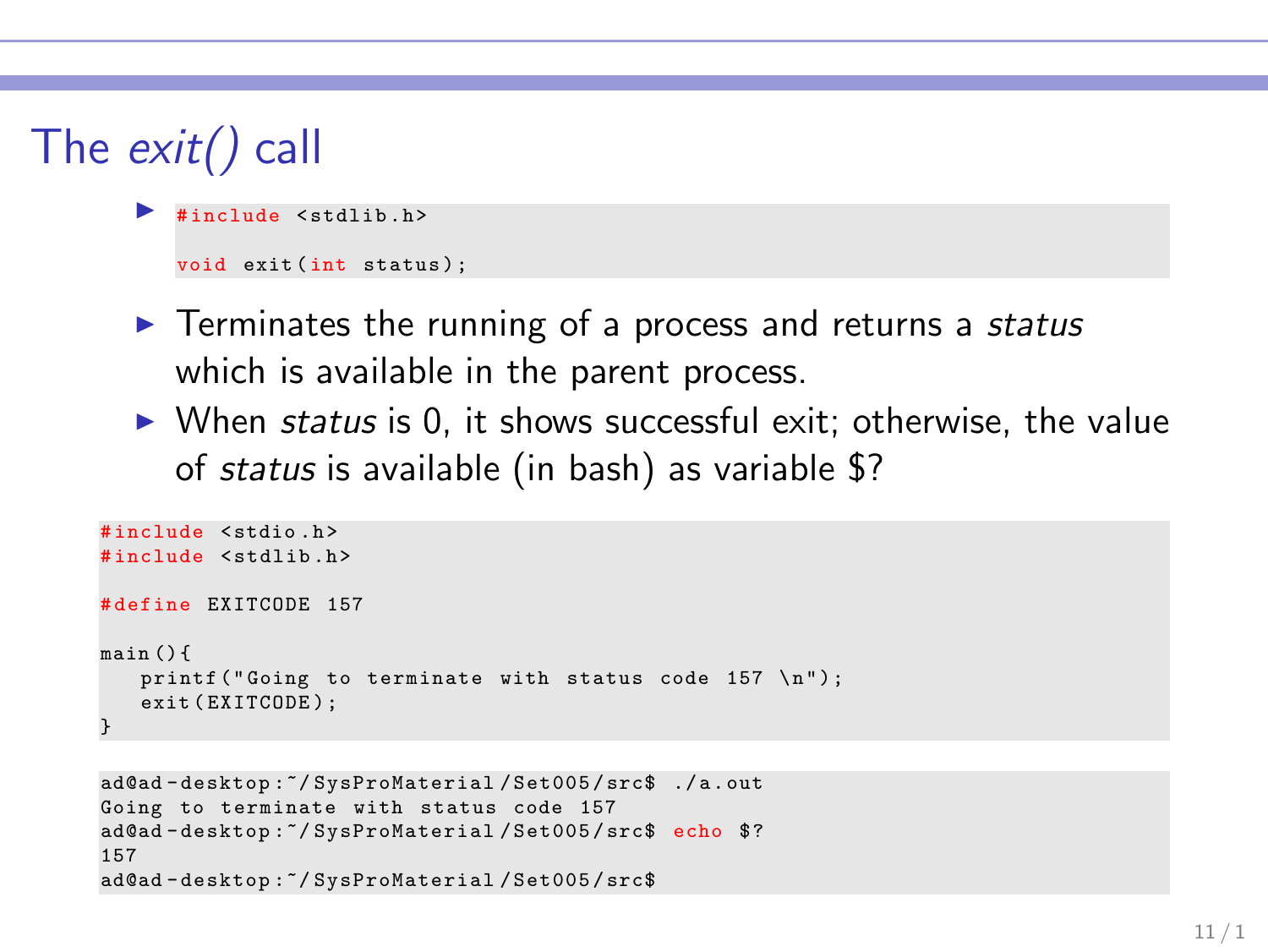# The *exit()* call

- ```c
  #include <stdlib.h>

  void exit(int status);
  ```
- Terminates the running of a process and returns a *status* which is available in the parent process.
- When *status* is 0, it shows successful exit; otherwise, the value of *status* is available (in bash) as variable $?

```c
#include <stdio.h>
#include <stdlib.h>

#define EXITCODE 157

main(){
   printf("Going to terminate with status code 157 \n");
   exit(EXITCODE);
}
```

```
ad@ad-desktop:~/SysProMaterial/Set005/src$ ./a.out
Going to terminate with status code 157
ad@ad-desktop:~/SysProMaterial/Set005/src$ echo $?
157
ad@ad-desktop:~/SysProMaterial/Set005/src$
```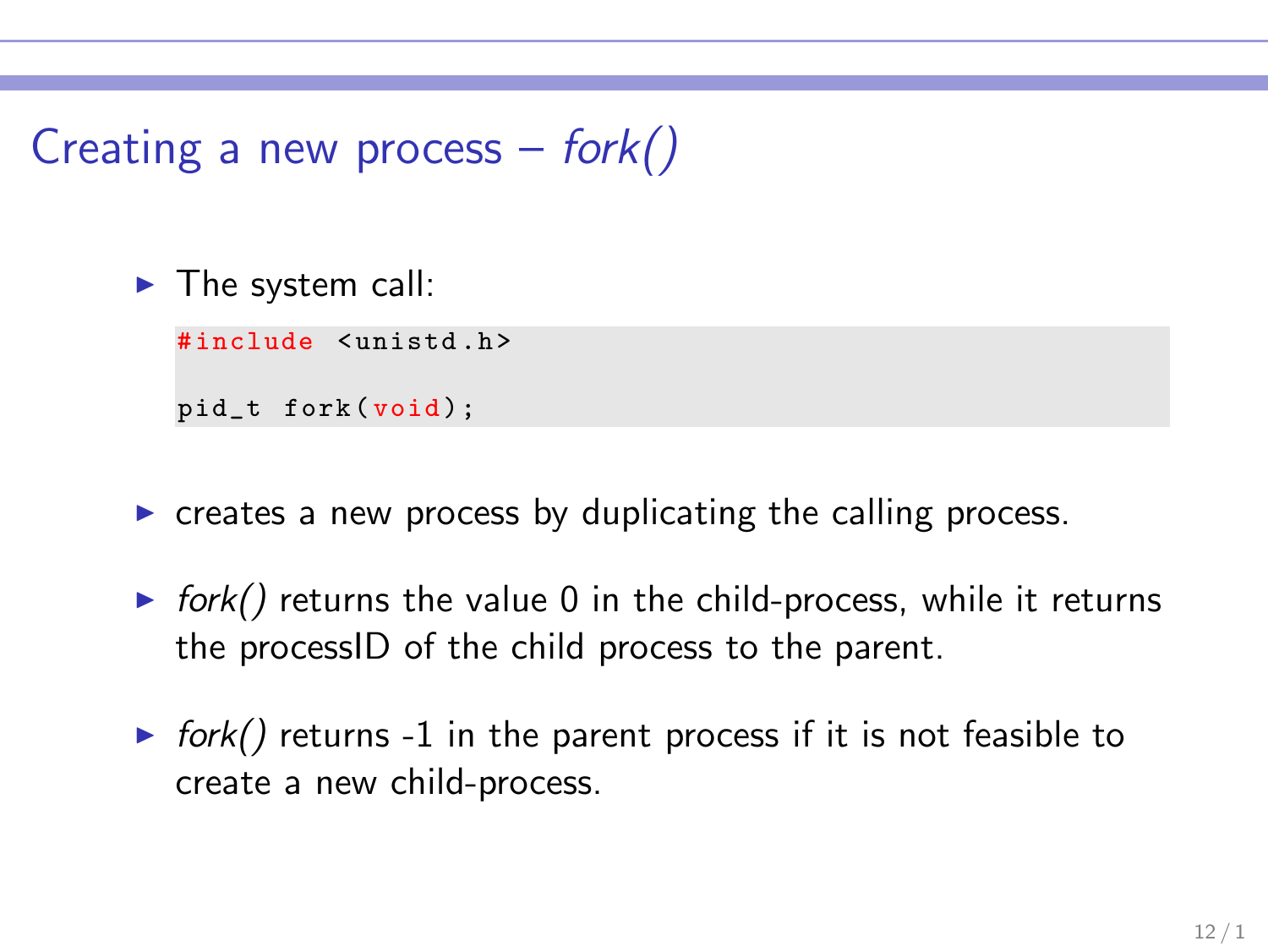# Creating a new process – *fork()*

- The system call:

```
#include <unistd.h>

pid_t fork(void);
```

- creates a new process by duplicating the calling process.
- *fork()* returns the value 0 in the child-process, while it returns the processID of the child process to the parent.
- *fork()* returns -1 in the parent process if it is not feasible to create a new child-process.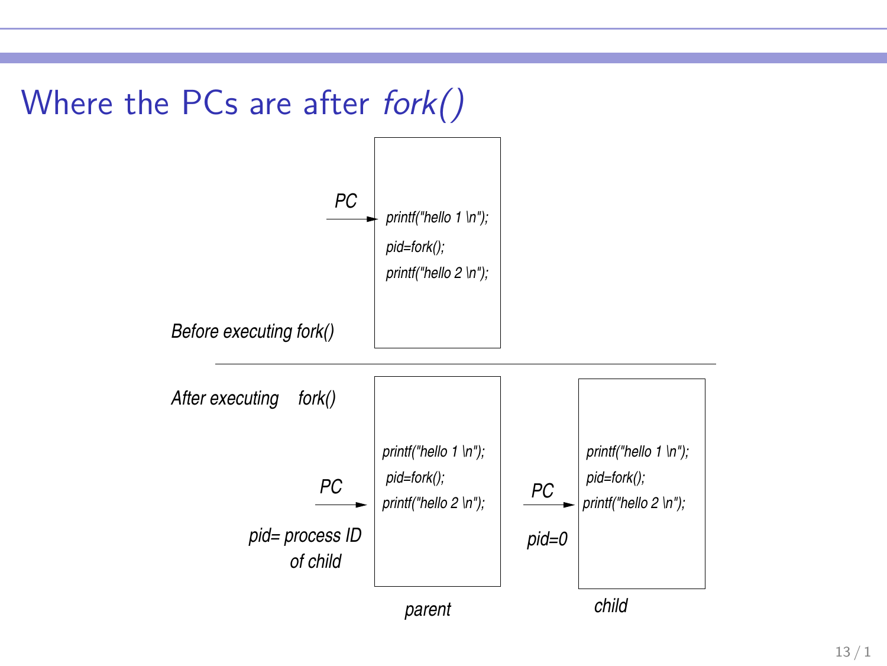# Where the PCs are after *fork()*

*Before executing fork()*

PC →
```
printf("hello 1 \n");
pid=fork();
printf("hello 2 \n");
```

---

*After executing fork()*

**parent**

```
printf("hello 1 \n");
pid=fork();
printf("hello 2 \n");   ← PC
```

*pid= process ID of child*

**child**

```
printf("hello 1 \n");
pid=fork();
printf("hello 2 \n");   ← PC
```

*pid=0*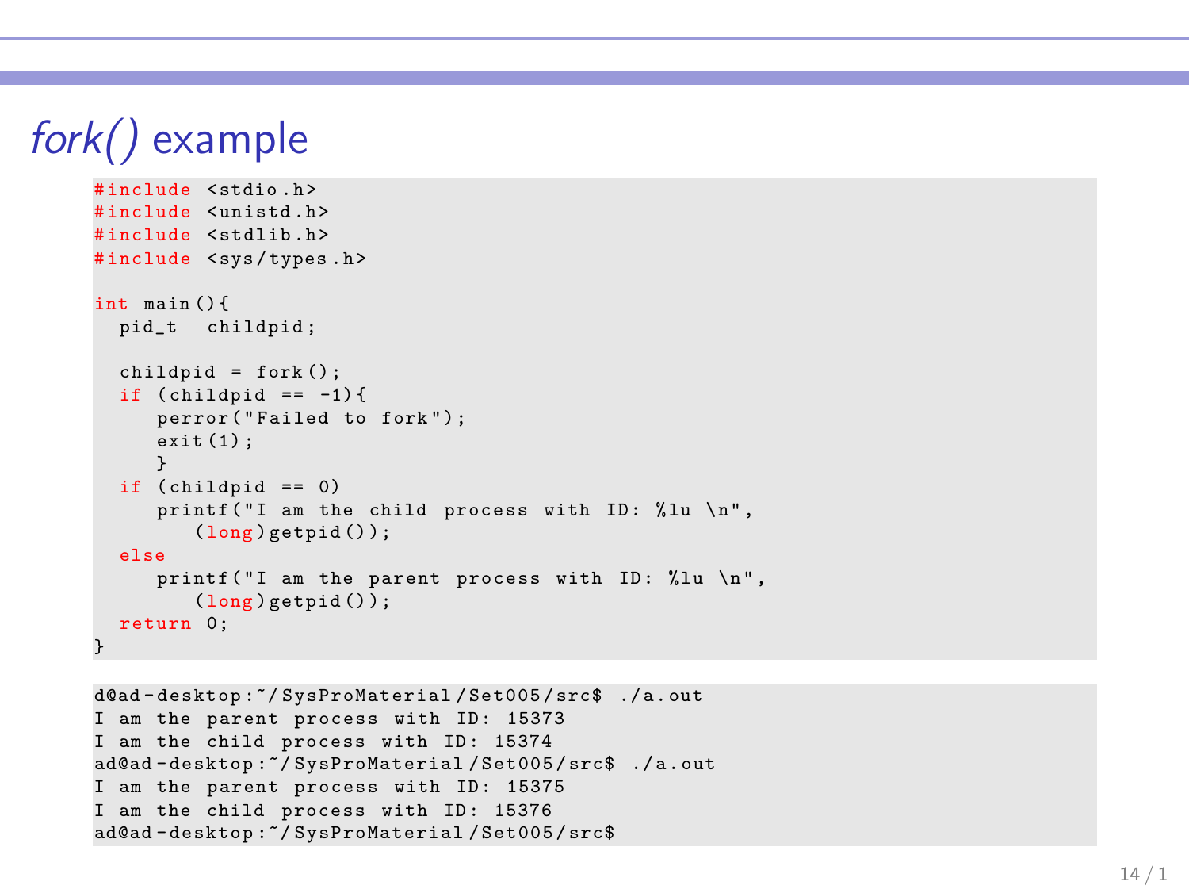# *fork()* example

```c
#include <stdio.h>
#include <unistd.h>
#include <stdlib.h>
#include <sys/types.h>

int main(){
  pid_t  childpid;

  childpid = fork();
  if (childpid == -1){
     perror("Failed to fork");
     exit(1);
     }
  if (childpid == 0)
     printf("I am the child process with ID: %lu \n",
        (long)getpid());
  else
     printf("I am the parent process with ID: %lu \n",
        (long)getpid());
  return 0;
}
```

```
d@ad-desktop:~/SysProMaterial/Set005/src$ ./a.out
I am the parent process with ID: 15373
I am the child process with ID: 15374
ad@ad-desktop:~/SysProMaterial/Set005/src$ ./a.out
I am the parent process with ID: 15375
I am the child process with ID: 15376
ad@ad-desktop:~/SysProMaterial/Set005/src$
```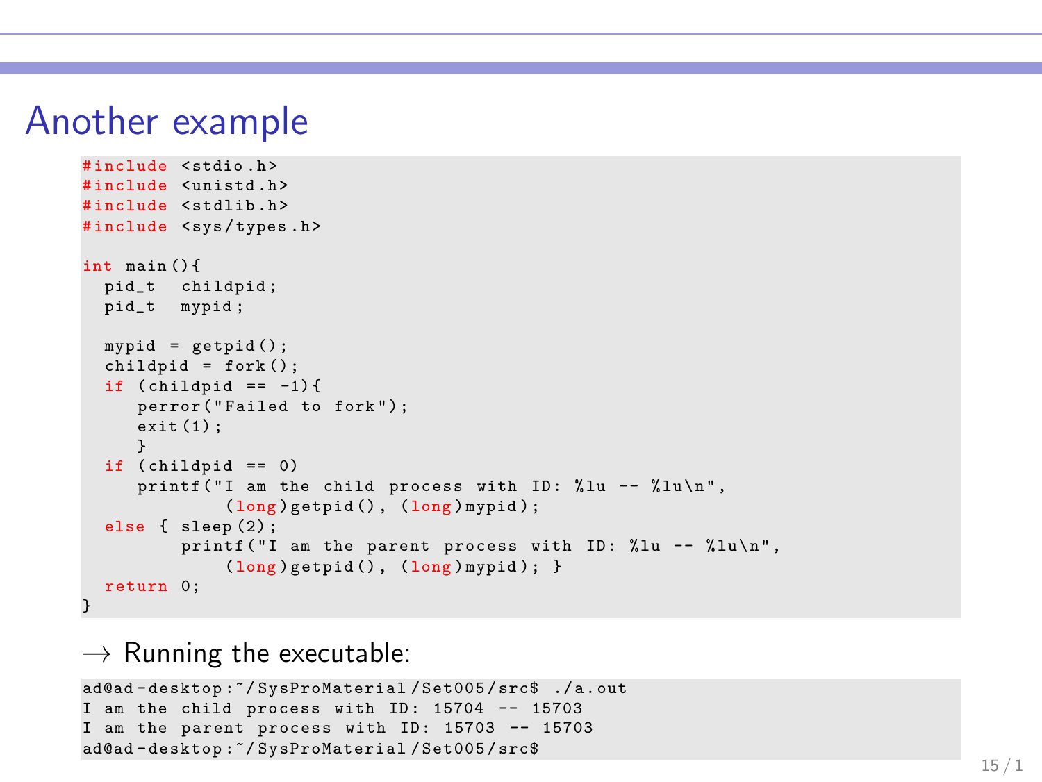# Another example

```
#include <stdio.h>
#include <unistd.h>
#include <stdlib.h>
#include <sys/types.h>

int main(){
  pid_t  childpid;
  pid_t  mypid;

  mypid = getpid();
  childpid = fork();
  if (childpid == -1){
     perror("Failed to fork");
     exit(1);
     }
  if (childpid == 0)
     printf("I am the child process with ID: %lu -- %lu\n",
             (long)getpid(), (long)mypid);
  else { sleep(2);
         printf("I am the parent process with ID: %lu -- %lu\n",
             (long)getpid(), (long)mypid); }
  return 0;
}
```

→ Running the executable:

```
ad@ad-desktop:~/SysProMaterial/Set005/src$ ./a.out
I am the child process with ID: 15704 -- 15703
I am the parent process with ID: 15703 -- 15703
ad@ad-desktop:~/SysProMaterial/Set005/src$
```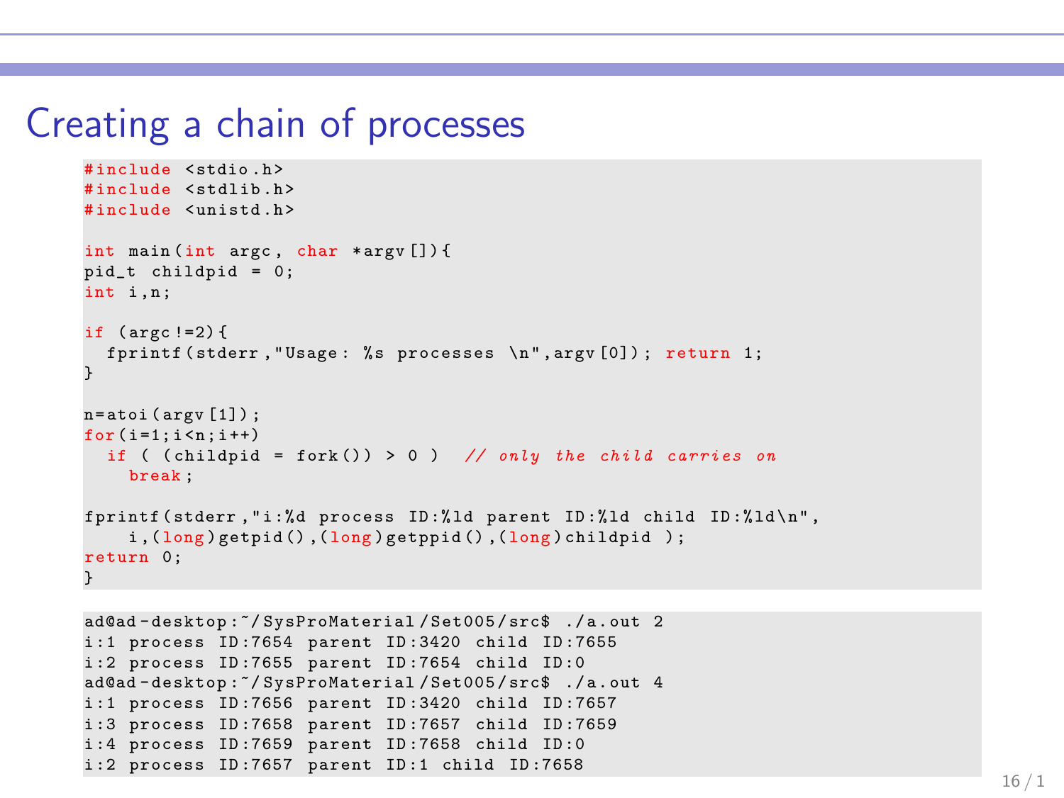# Creating a chain of processes

```c
#include <stdio.h>
#include <stdlib.h>
#include <unistd.h>

int main(int argc, char *argv[]){
pid_t childpid = 0;
int i,n;

if (argc!=2){
  fprintf(stderr,"Usage: %s processes \n",argv[0]); return 1;
}

n=atoi(argv[1]);
for(i=1;i<n;i++)
  if ( (childpid = fork()) > 0 )  // only the child carries on
    break;

fprintf(stderr,"i:%d process ID:%ld parent ID:%ld child ID:%ld\n",
    i,(long)getpid(),(long)getppid(),(long)childpid );
return 0;
}
```

```
ad@ad-desktop:~/SysProMaterial/Set005/src$ ./a.out 2
i:1 process ID:7654 parent ID:3420 child ID:7655
i:2 process ID:7655 parent ID:7654 child ID:0
ad@ad-desktop:~/SysProMaterial/Set005/src$ ./a.out 4
i:1 process ID:7656 parent ID:3420 child ID:7657
i:3 process ID:7658 parent ID:7657 child ID:7659
i:4 process ID:7659 parent ID:7658 child ID:0
i:2 process ID:7657 parent ID:1 child ID:7658
```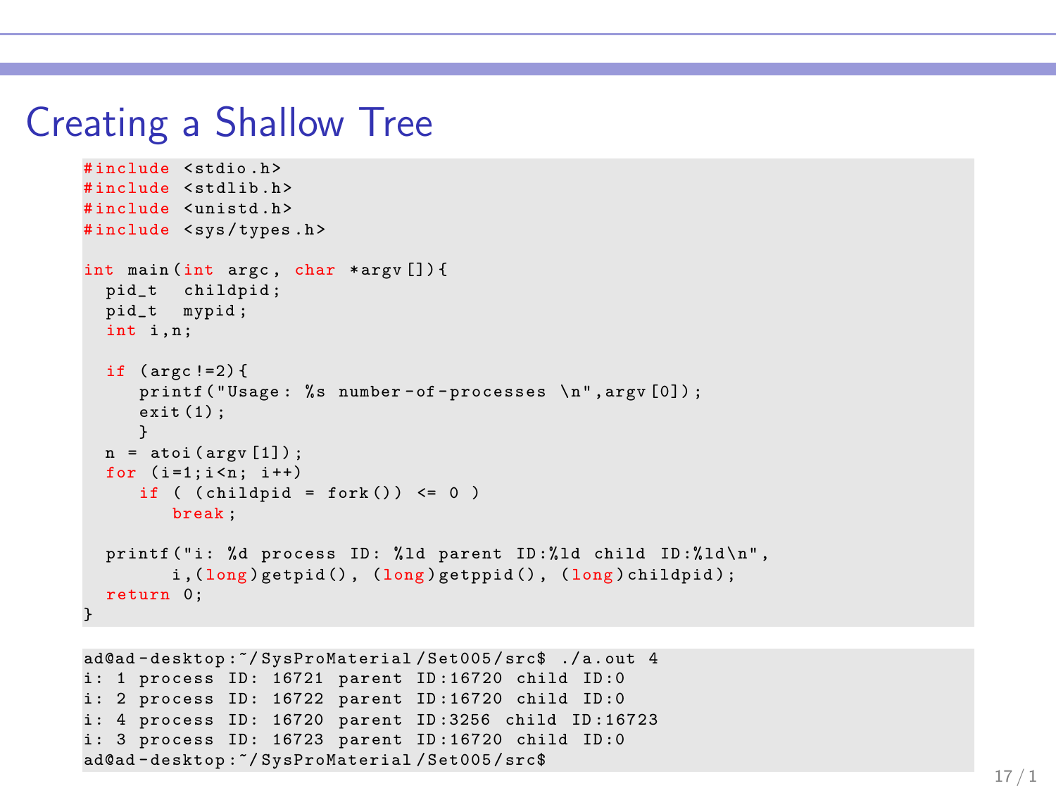# Creating a Shallow Tree

```
#include <stdio.h>
#include <stdlib.h>
#include <unistd.h>
#include <sys/types.h>

int main(int argc, char *argv[]){
  pid_t  childpid;
  pid_t  mypid;
  int i,n;

  if (argc!=2){
     printf("Usage: %s number-of-processes \n",argv[0]);
     exit(1);
     }
  n = atoi(argv[1]);
  for (i=1;i<n; i++)
     if ( (childpid = fork()) <= 0 )
        break;

  printf("i: %d process ID: %ld parent ID:%ld child ID:%ld\n",
        i,(long)getpid(), (long)getppid(), (long)childpid);
  return 0;
}
```

```
ad@ad-desktop:~/SysProMaterial/Set005/src$ ./a.out 4
i: 1 process ID: 16721 parent ID:16720 child ID:0
i: 2 process ID: 16722 parent ID:16720 child ID:0
i: 4 process ID: 16720 parent ID:3256 child ID:16723
i: 3 process ID: 16723 parent ID:16720 child ID:0
ad@ad-desktop:~/SysProMaterial/Set005/src$
```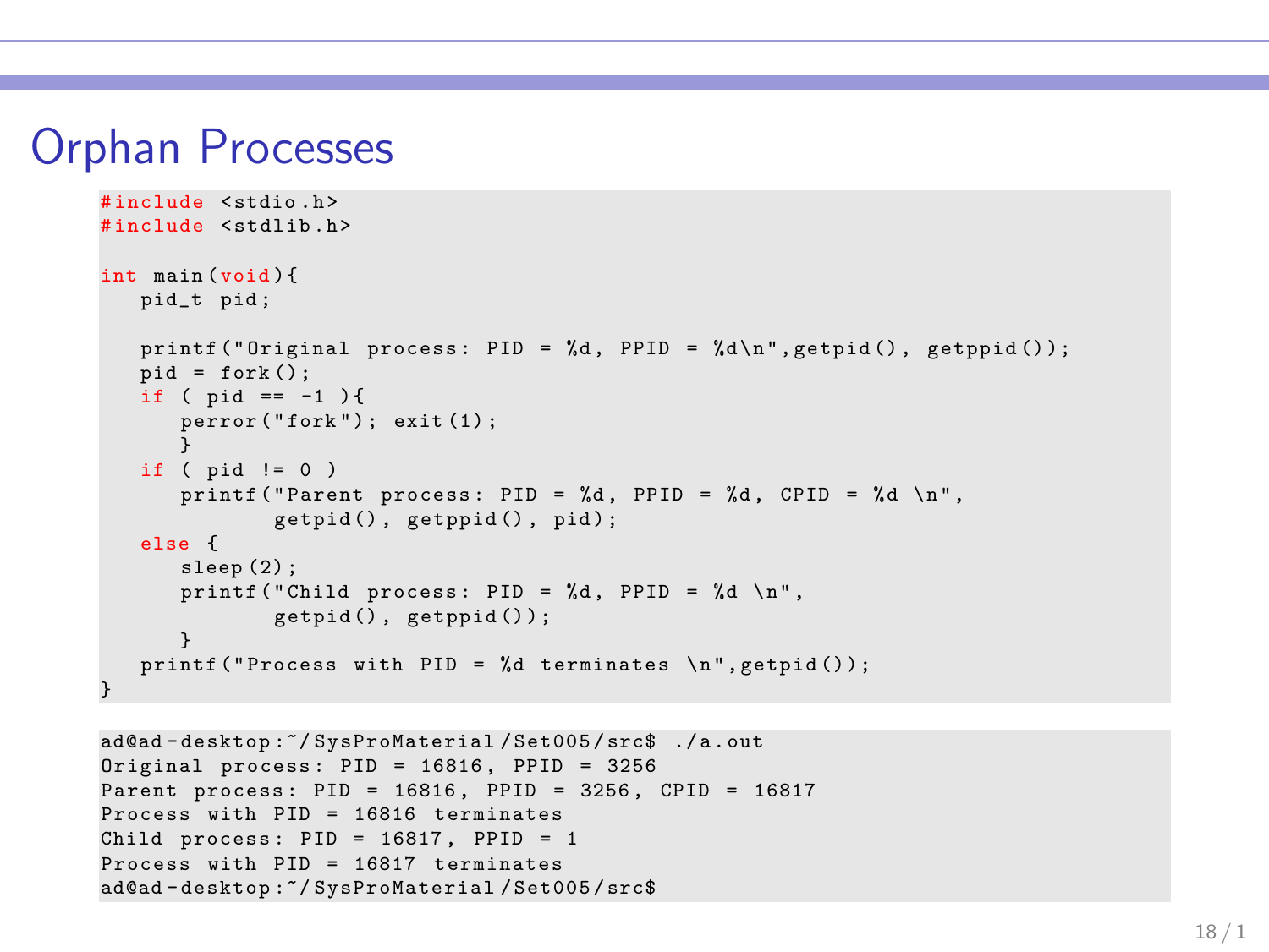# Orphan Processes

```c
#include <stdio.h>
#include <stdlib.h>

int main(void){
   pid_t pid;

   printf("Original process: PID = %d, PPID = %d\n",getpid(), getppid());
   pid = fork();
   if ( pid == -1 ){
      perror("fork"); exit(1);
      }
   if ( pid != 0 )
      printf("Parent process: PID = %d, PPID = %d, CPID = %d \n",
              getpid(), getppid(), pid);
   else {
      sleep(2);
      printf("Child process: PID = %d, PPID = %d \n",
              getpid(), getppid());
      }
   printf("Process with PID = %d terminates \n",getpid());
}
```

```
ad@ad-desktop:~/SysProMaterial/Set005/src$ ./a.out
Original process: PID = 16816, PPID = 3256
Parent process: PID = 16816, PPID = 3256, CPID = 16817
Process with PID = 16816 terminates
Child process: PID = 16817, PPID = 1
Process with PID = 16817 terminates
ad@ad-desktop:~/SysProMaterial/Set005/src$
```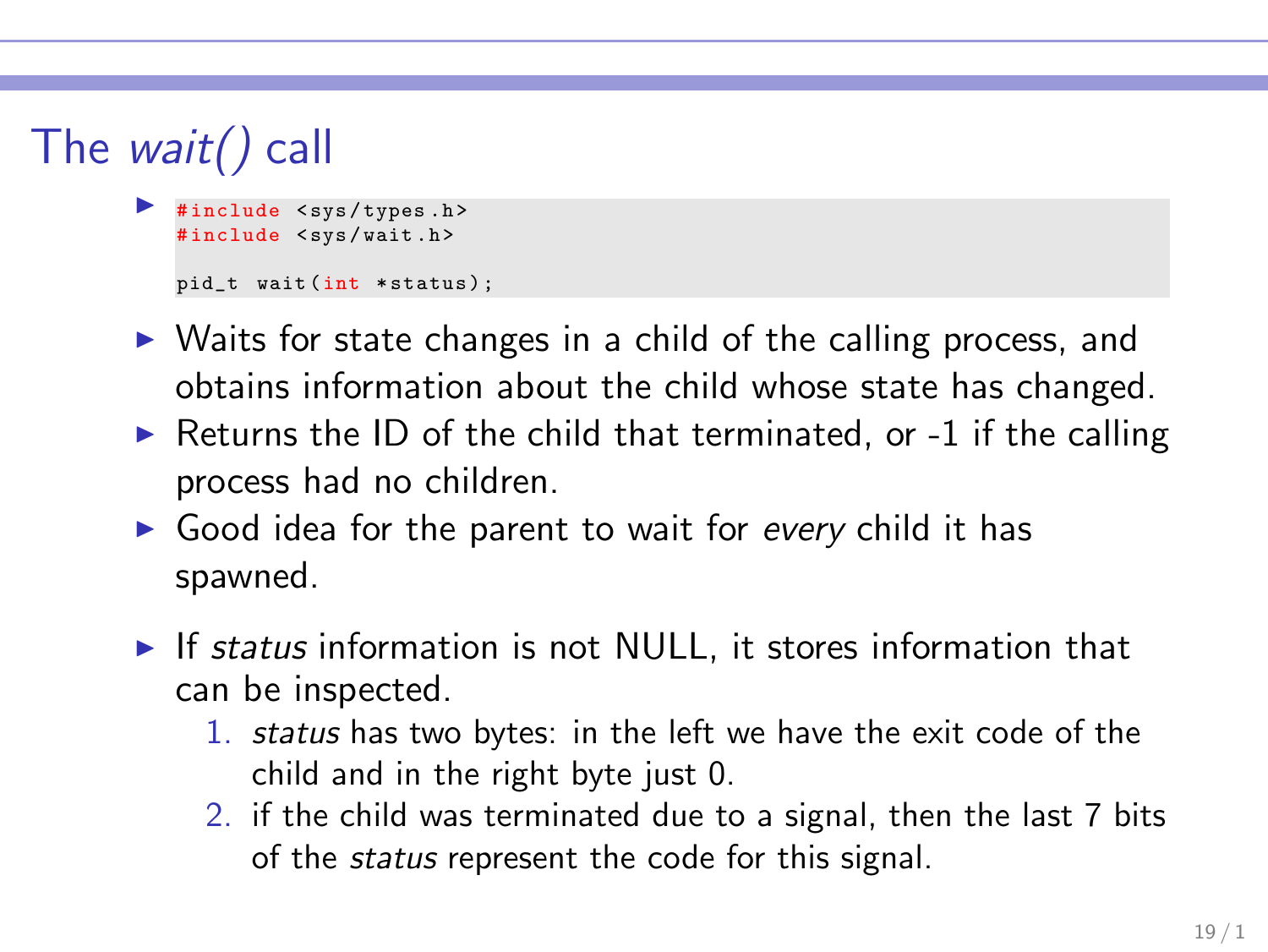# The *wait()* call

- ```c
  #include <sys/types.h>
  #include <sys/wait.h>

  pid_t wait(int *status);
  ```
- Waits for state changes in a child of the calling process, and obtains information about the child whose state has changed.
- Returns the ID of the child that terminated, or -1 if the calling process had no children.
- Good idea for the parent to wait for *every* child it has spawned.
- If *status* information is not NULL, it stores information that can be inspected.
  1. *status* has two bytes: in the left we have the exit code of the child and in the right byte just 0.
  2. if the child was terminated due to a signal, then the last 7 bits of the *status* represent the code for this signal.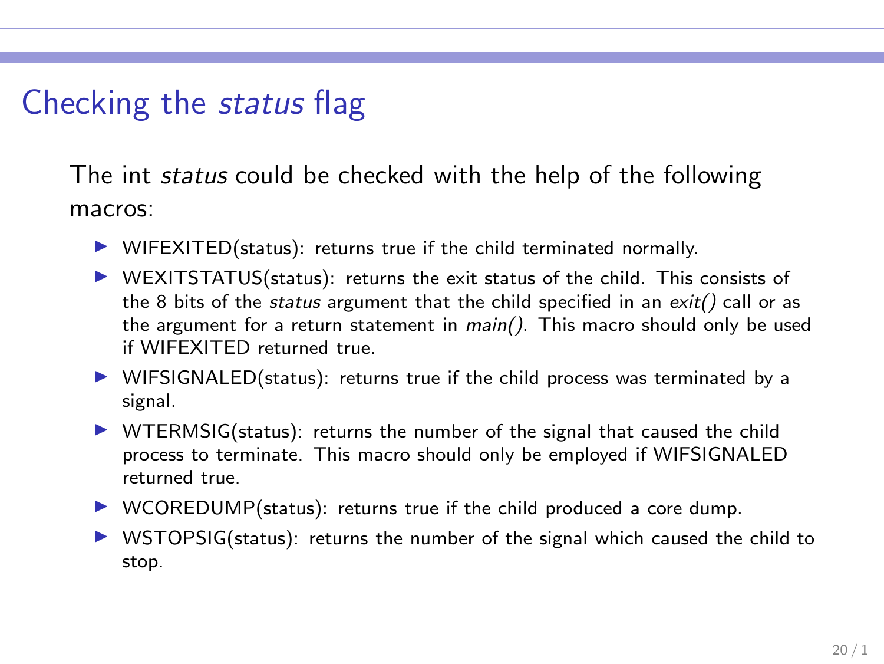# Checking the *status* flag

The int *status* could be checked with the help of the following macros:

- WIFEXITED(status): returns true if the child terminated normally.
- WEXITSTATUS(status): returns the exit status of the child. This consists of the 8 bits of the *status* argument that the child specified in an *exit()* call or as the argument for a return statement in *main()*. This macro should only be used if WIFEXITED returned true.
- WIFSIGNALED(status): returns true if the child process was terminated by a signal.
- WTERMSIG(status): returns the number of the signal that caused the child process to terminate. This macro should only be employed if WIFSIGNALED returned true.
- WCOREDUMP(status): returns true if the child produced a core dump.
- WSTOPSIG(status): returns the number of the signal which caused the child to stop.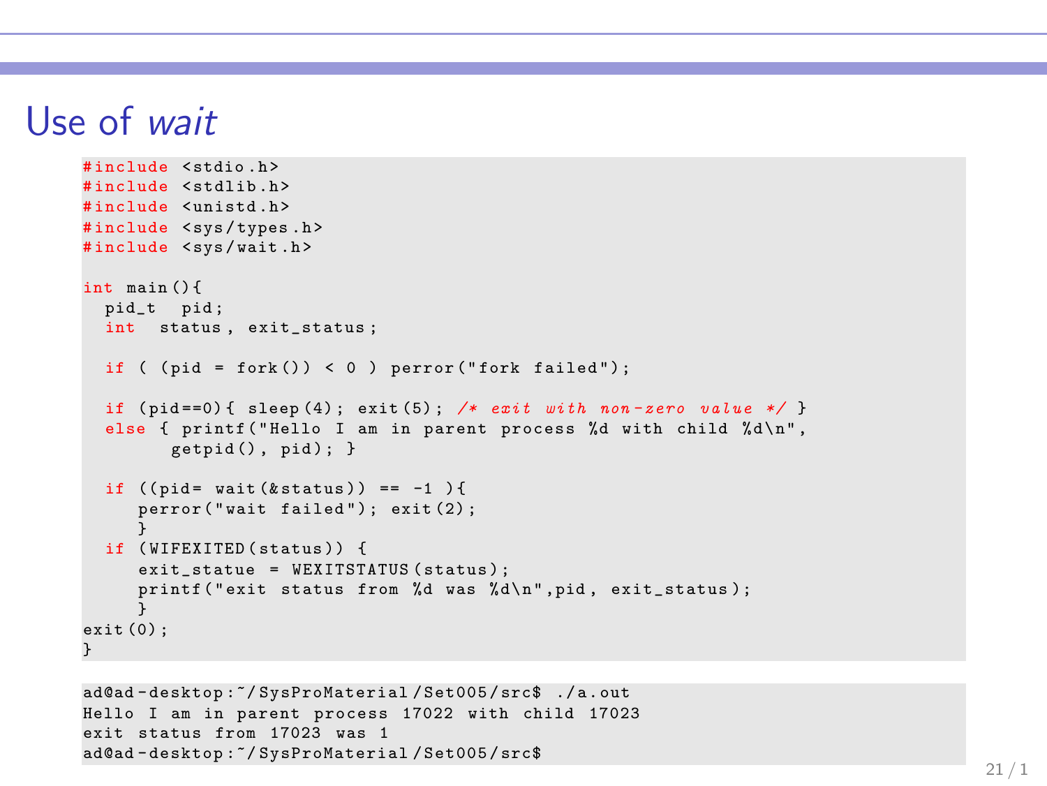# Use of *wait*

```c
#include <stdio.h>
#include <stdlib.h>
#include <unistd.h>
#include <sys/types.h>
#include <sys/wait.h>

int main(){
  pid_t  pid;
  int  status, exit_status;

  if ( (pid = fork()) < 0 ) perror("fork failed");

  if (pid==0){ sleep(4); exit(5); /* exit with non-zero value */ }
  else { printf("Hello I am in parent process %d with child %d\n",
        getpid(), pid); }

  if ((pid= wait(&status)) == -1 ){
     perror("wait failed"); exit(2);
     }
  if (WIFEXITED(status)) {
     exit_statue = WEXITSTATUS(status);
     printf("exit status from %d was %d\n",pid, exit_status);
     }
exit(0);
}
```

```
ad@ad-desktop:~/SysProMaterial/Set005/src$ ./a.out
Hello I am in parent process 17022 with child 17023
exit status from 17023 was 1
ad@ad-desktop:~/SysProMaterial/Set005/src$
```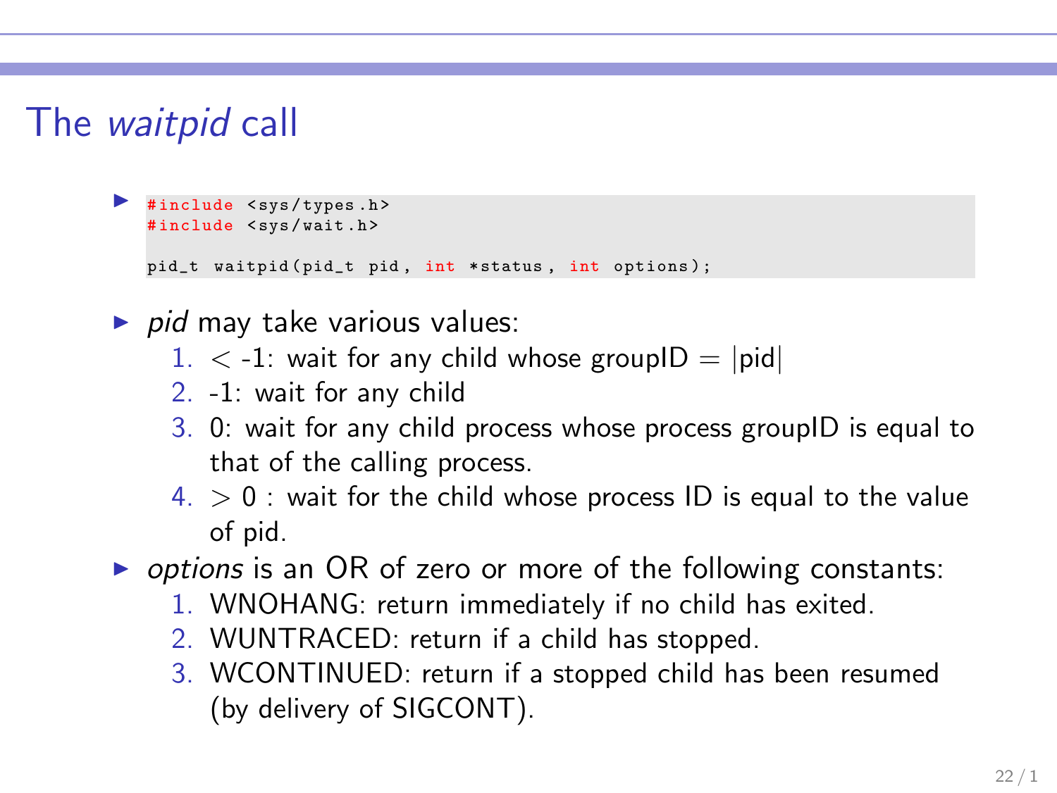# The *waitpid* call

- ```
  #include <sys/types.h>
  #include <sys/wait.h>

  pid_t waitpid(pid_t pid, int *status, int options);
  ```
- *pid* may take various values:
  1. $<$ -1: wait for any child whose groupID = |pid|
  2. -1: wait for any child
  3. 0: wait for any child process whose process groupID is equal to that of the calling process.
  4. $> 0$ : wait for the child whose process ID is equal to the value of pid.
- *options* is an OR of zero or more of the following constants:
  1. WNOHANG: return immediately if no child has exited.
  2. WUNTRACED: return if a child has stopped.
  3. WCONTINUED: return if a stopped child has been resumed (by delivery of SIGCONT).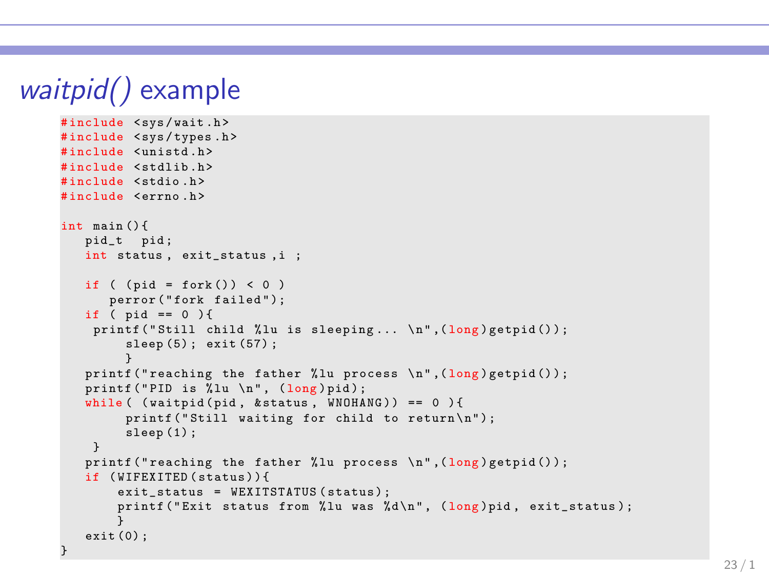# *waitpid()* example

```
#include <sys/wait.h>
#include <sys/types.h>
#include <unistd.h>
#include <stdlib.h>
#include <stdio.h>
#include <errno.h>

int main(){
   pid_t  pid;
   int status, exit_status,i ;

   if ( (pid = fork()) < 0 )
      perror("fork failed");
   if ( pid == 0 ){
    printf("Still child %lu is sleeping... \n",(long)getpid());
        sleep(5); exit(57);
        }
   printf("reaching the father %lu process \n",(long)getpid());
   printf("PID is %lu \n", (long)pid);
   while( (waitpid(pid, &status, WNOHANG)) == 0 ){
        printf("Still waiting for child to return\n");
        sleep(1);
    }
   printf("reaching the father %lu process \n",(long)getpid());
   if (WIFEXITED(status)){
       exit_status = WEXITSTATUS(status);
       printf("Exit status from %lu was %d\n", (long)pid, exit_status);
       }
   exit(0);
}
```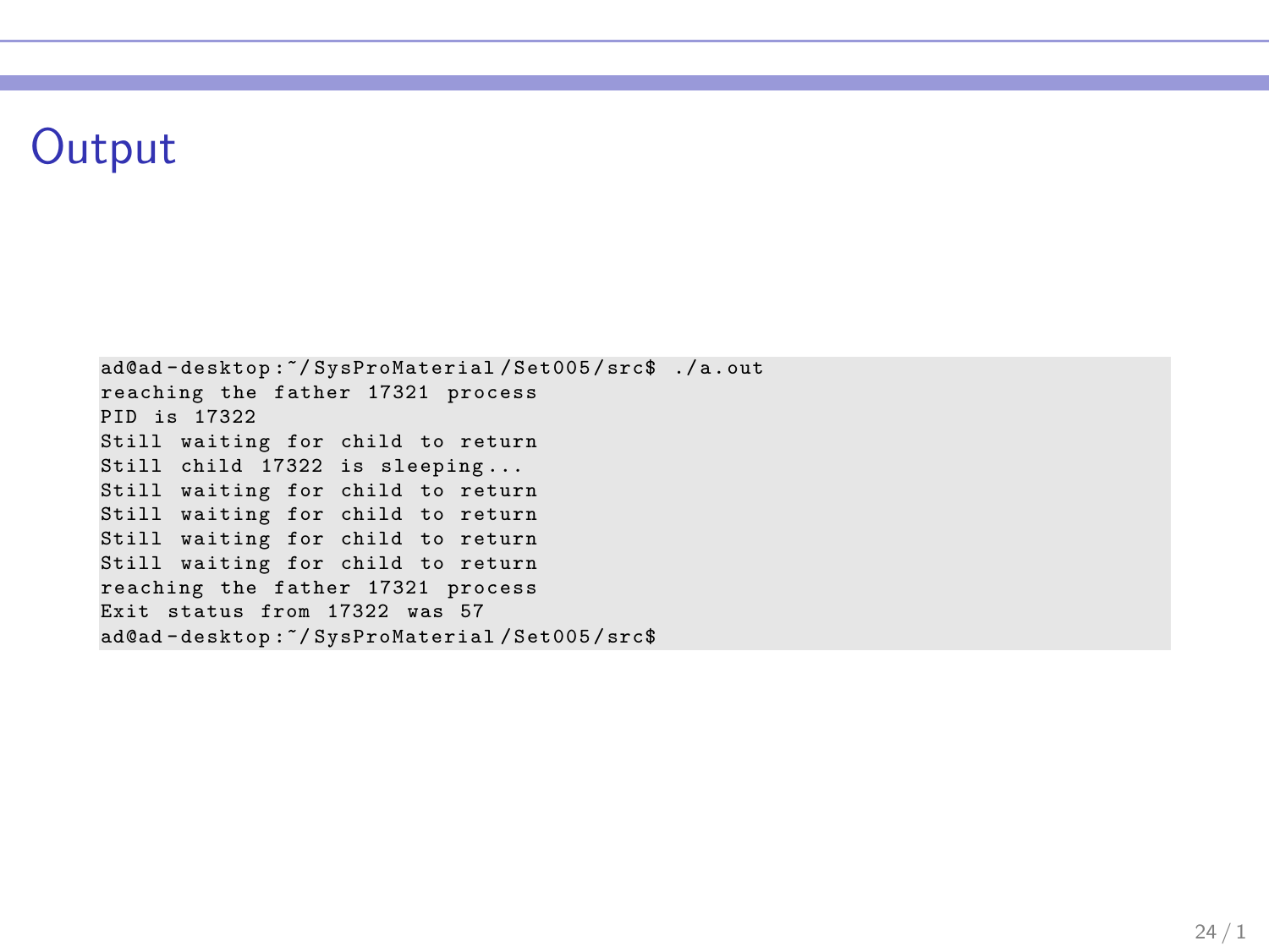# Output

```
ad@ad-desktop:~/SysProMaterial/Set005/src$ ./a.out
reaching the father 17321 process
PID is 17322
Still waiting for child to return
Still child 17322 is sleeping...
Still waiting for child to return
Still waiting for child to return
Still waiting for child to return
Still waiting for child to return
reaching the father 17321 process
Exit status from 17322 was 57
ad@ad-desktop:~/SysProMaterial/Set005/src$
```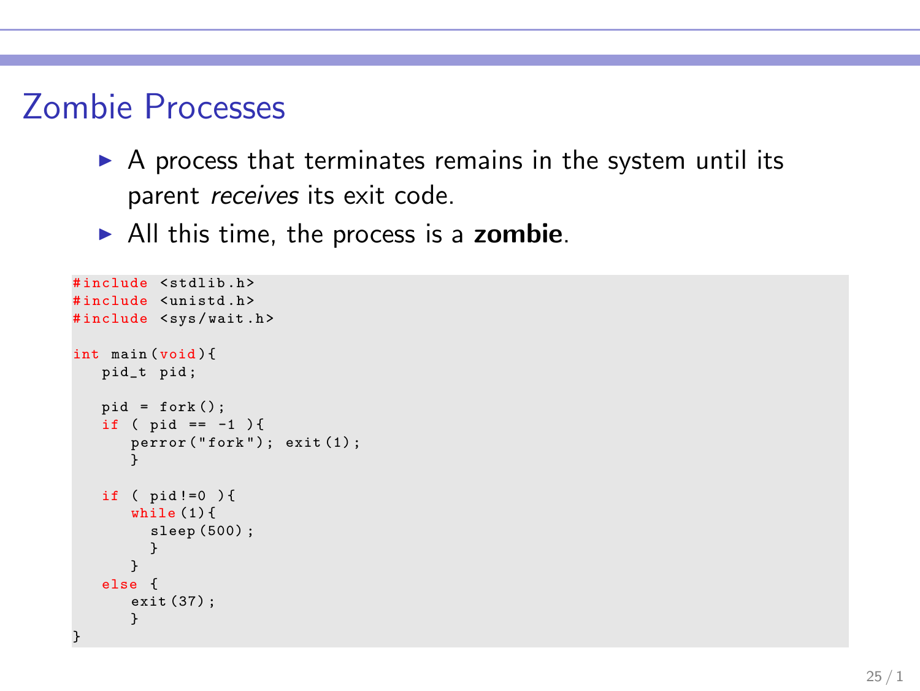# Zombie Processes

- A process that terminates remains in the system until its parent *receives* its exit code.
- All this time, the process is a **zombie**.

```
#include <stdlib.h>
#include <unistd.h>
#include <sys/wait.h>

int main(void){
   pid_t pid;

   pid = fork();
   if ( pid == -1 ){
      perror("fork"); exit(1);
      }

   if ( pid!=0 ){
      while(1){
        sleep(500);
        }
      }
   else {
      exit(37);
      }
}
```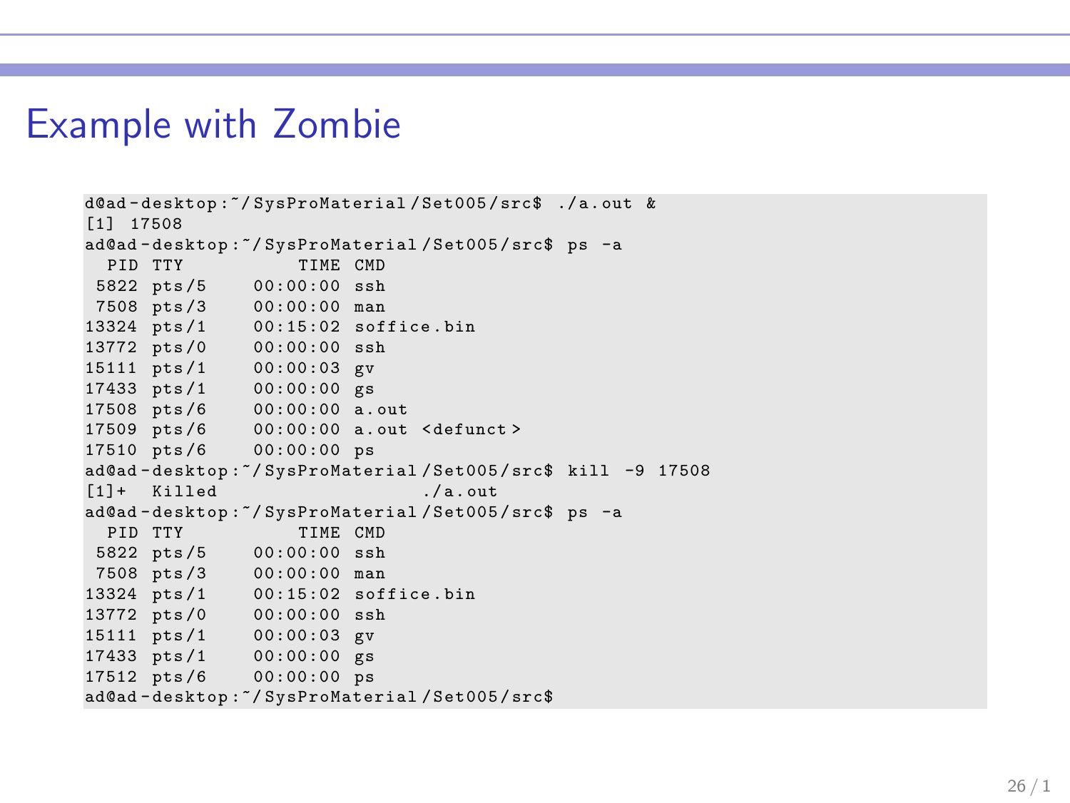# Example with Zombie

```
d@ad-desktop:~/SysProMaterial/Set005/src$ ./a.out &
[1] 17508
ad@ad-desktop:~/SysProMaterial/Set005/src$ ps -a
  PID TTY          TIME CMD
 5822 pts/5    00:00:00 ssh
 7508 pts/3    00:00:00 man
13324 pts/1    00:15:02 soffice.bin
13772 pts/0    00:00:00 ssh
15111 pts/1    00:00:03 gv
17433 pts/1    00:00:00 gs
17508 pts/6    00:00:00 a.out
17509 pts/6    00:00:00 a.out <defunct>
17510 pts/6    00:00:00 ps
ad@ad-desktop:~/SysProMaterial/Set005/src$ kill -9 17508
[1]+  Killed                  ./a.out
ad@ad-desktop:~/SysProMaterial/Set005/src$ ps -a
  PID TTY          TIME CMD
 5822 pts/5    00:00:00 ssh
 7508 pts/3    00:00:00 man
13324 pts/1    00:15:02 soffice.bin
13772 pts/0    00:00:00 ssh
15111 pts/1    00:00:03 gv
17433 pts/1    00:00:00 gs
17512 pts/6    00:00:00 ps
ad@ad-desktop:~/SysProMaterial/Set005/src$
```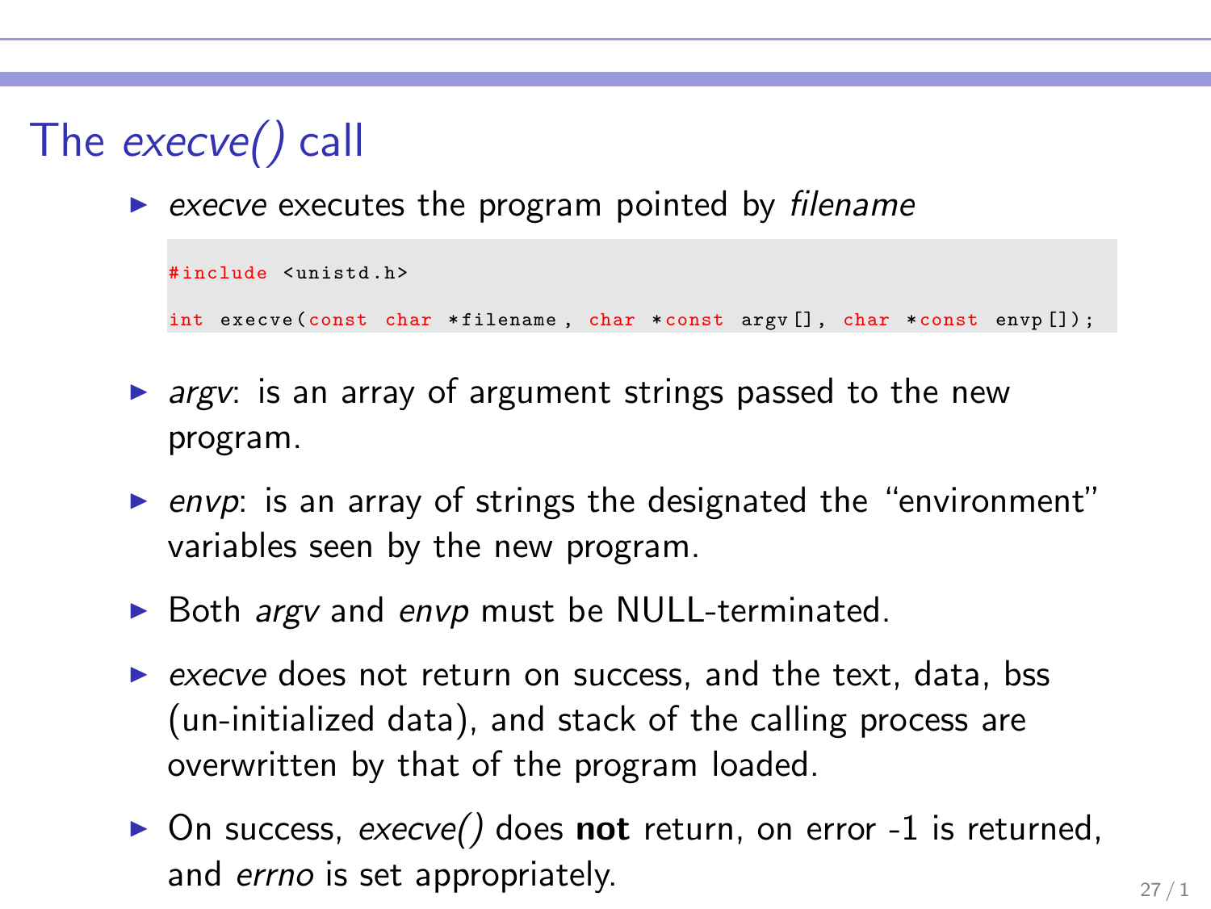# The *execve()* call

- *execve* executes the program pointed by *filename*

```
#include <unistd.h>

int execve(const char *filename, char *const argv[], char *const envp[]);
```

- *argv*: is an array of argument strings passed to the new program.
- *envp*: is an array of strings the designated the "environment" variables seen by the new program.
- Both *argv* and *envp* must be NULL-terminated.
- *execve* does not return on success, and the text, data, bss (un-initialized data), and stack of the calling process are overwritten by that of the program loaded.
- On success, *execve()* does **not** return, on error -1 is returned, and *errno* is set appropriately.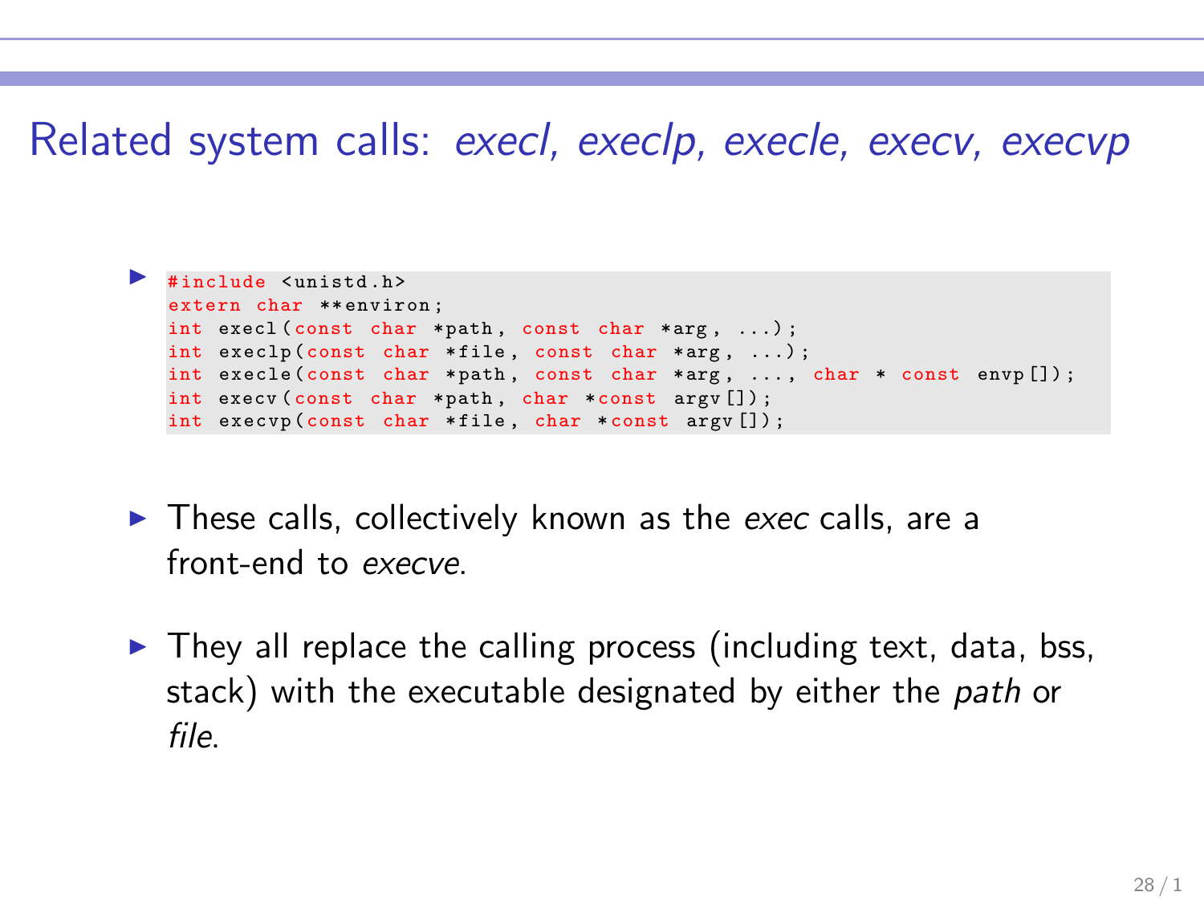# Related system calls: *execl, execlp, execle, execv, execvp*

- ```
  #include <unistd.h>
  extern char **environ;
  int execl(const char *path, const char *arg, ...);
  int execlp(const char *file, const char *arg, ...);
  int execle(const char *path, const char *arg, ..., char * const envp[]);
  int execv(const char *path, char *const argv[]);
  int execvp(const char *file, char *const argv[]);
  ```

- These calls, collectively known as the *exec* calls, are a front-end to *execve*.

- They all replace the calling process (including text, data, bss, stack) with the executable designated by either the *path* or *file*.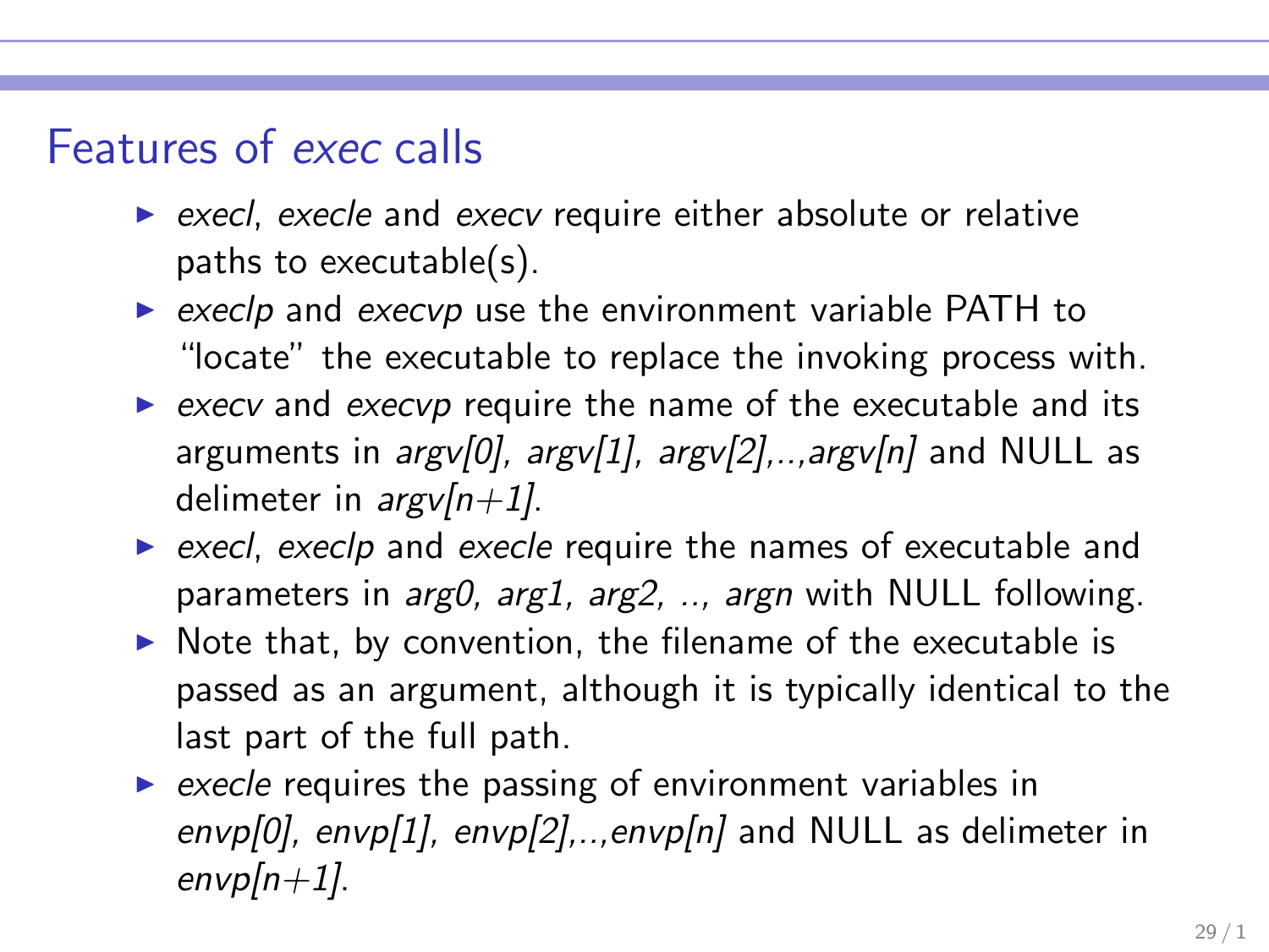## Features of *exec* calls

- *execl*, *execle* and *execv* require either absolute or relative paths to executable(s).
- *execlp* and *execvp* use the environment variable PATH to "locate" the executable to replace the invoking process with.
- *execv* and *execvp* require the name of the executable and its arguments in *argv[0], argv[1], argv[2],..,argv[n]* and NULL as delimeter in *argv[n+1]*.
- *execl*, *execlp* and *execle* require the names of executable and parameters in *arg0, arg1, arg2, .., argn* with NULL following.
- Note that, by convention, the filename of the executable is passed as an argument, although it is typically identical to the last part of the full path.
- *execle* requires the passing of environment variables in *envp[0], envp[1], envp[2],..,envp[n]* and NULL as delimeter in *envp[n+1]*.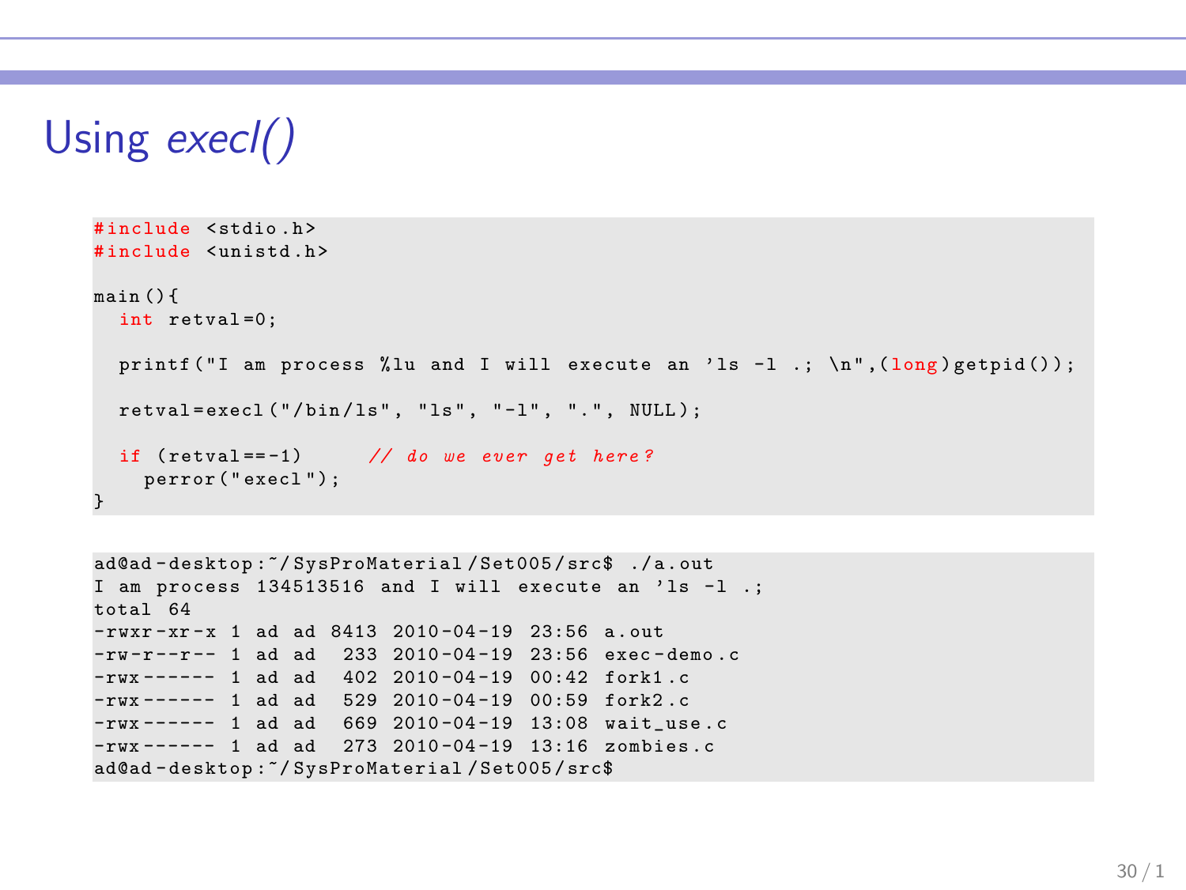# Using *execl()*

```c
#include <stdio.h>
#include <unistd.h>

main(){
  int retval=0;

  printf("I am process %lu and I will execute an 'ls -l .; \n",(long)getpid());

  retval=execl("/bin/ls", "ls", "-l", ".", NULL);

  if (retval==-1)     // do we ever get here?
    perror("execl");
}
```

```
ad@ad-desktop:~/SysProMaterial/Set005/src$ ./a.out
I am process 134513516 and I will execute an 'ls -l .;
total 64
-rwxr-xr-x 1 ad ad 8413 2010-04-19 23:56 a.out
-rw-r--r-- 1 ad ad  233 2010-04-19 23:56 exec-demo.c
-rwx------ 1 ad ad  402 2010-04-19 00:42 fork1.c
-rwx------ 1 ad ad  529 2010-04-19 00:59 fork2.c
-rwx------ 1 ad ad  669 2010-04-19 13:08 wait_use.c
-rwx------ 1 ad ad  273 2010-04-19 13:16 zombies.c
ad@ad-desktop:~/SysProMaterial/Set005/src$
```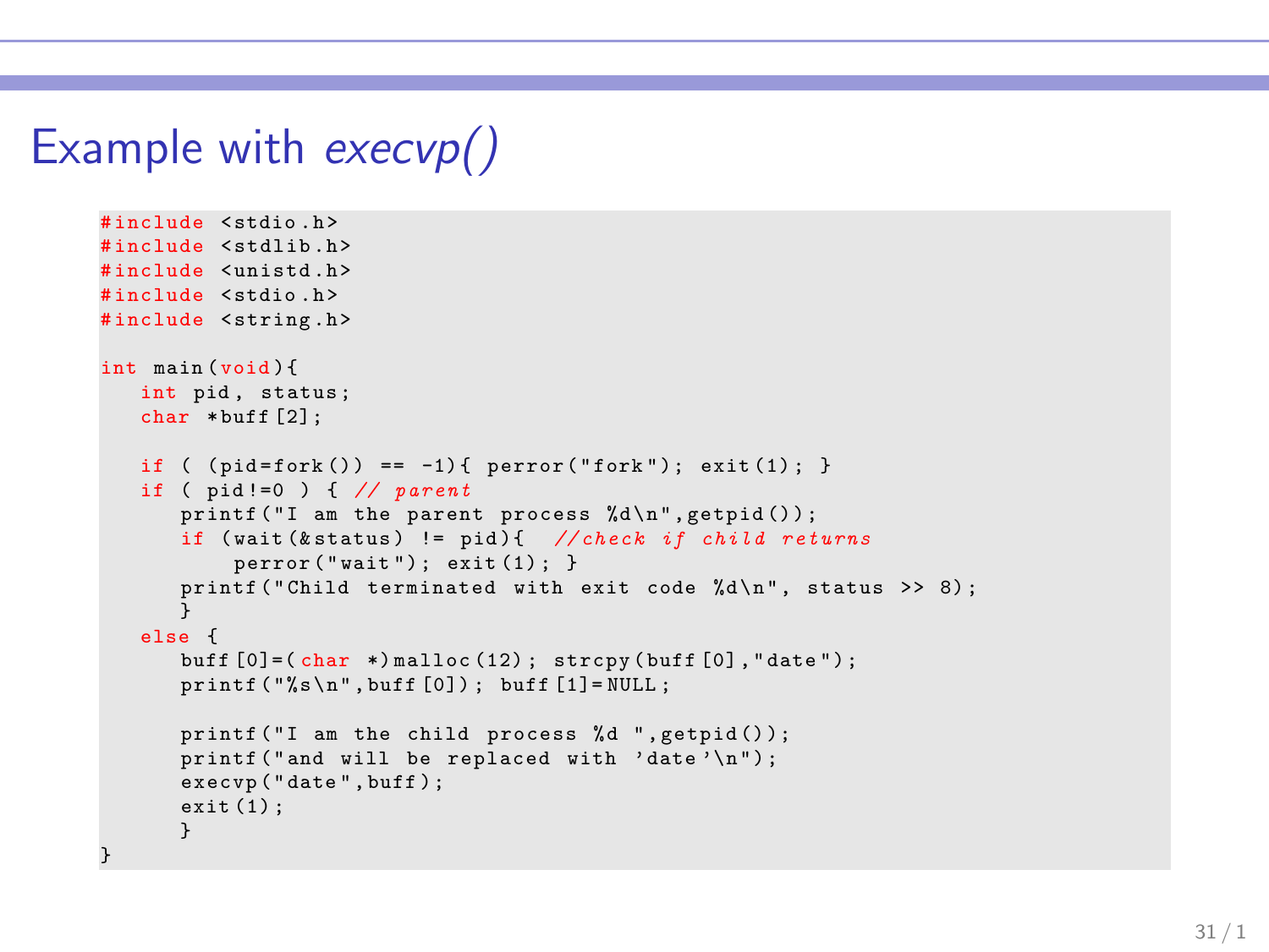# Example with *execvp()*

```c
#include <stdio.h>
#include <stdlib.h>
#include <unistd.h>
#include <stdio.h>
#include <string.h>

int main(void){
   int pid, status;
   char *buff[2];

   if ( (pid=fork()) == -1){ perror("fork"); exit(1); }
   if ( pid!=0 ) { // parent
      printf("I am the parent process %d\n",getpid());
      if (wait(&status) != pid){  //check if child returns
          perror("wait"); exit(1); }
      printf("Child terminated with exit code %d\n", status >> 8);
      }
   else {
      buff[0]=(char *)malloc(12); strcpy(buff[0],"date");
      printf("%s\n",buff[0]); buff[1]=NULL;

      printf("I am the child process %d ",getpid());
      printf("and will be replaced with 'date'\n");
      execvp("date",buff);
      exit(1);
      }
}
```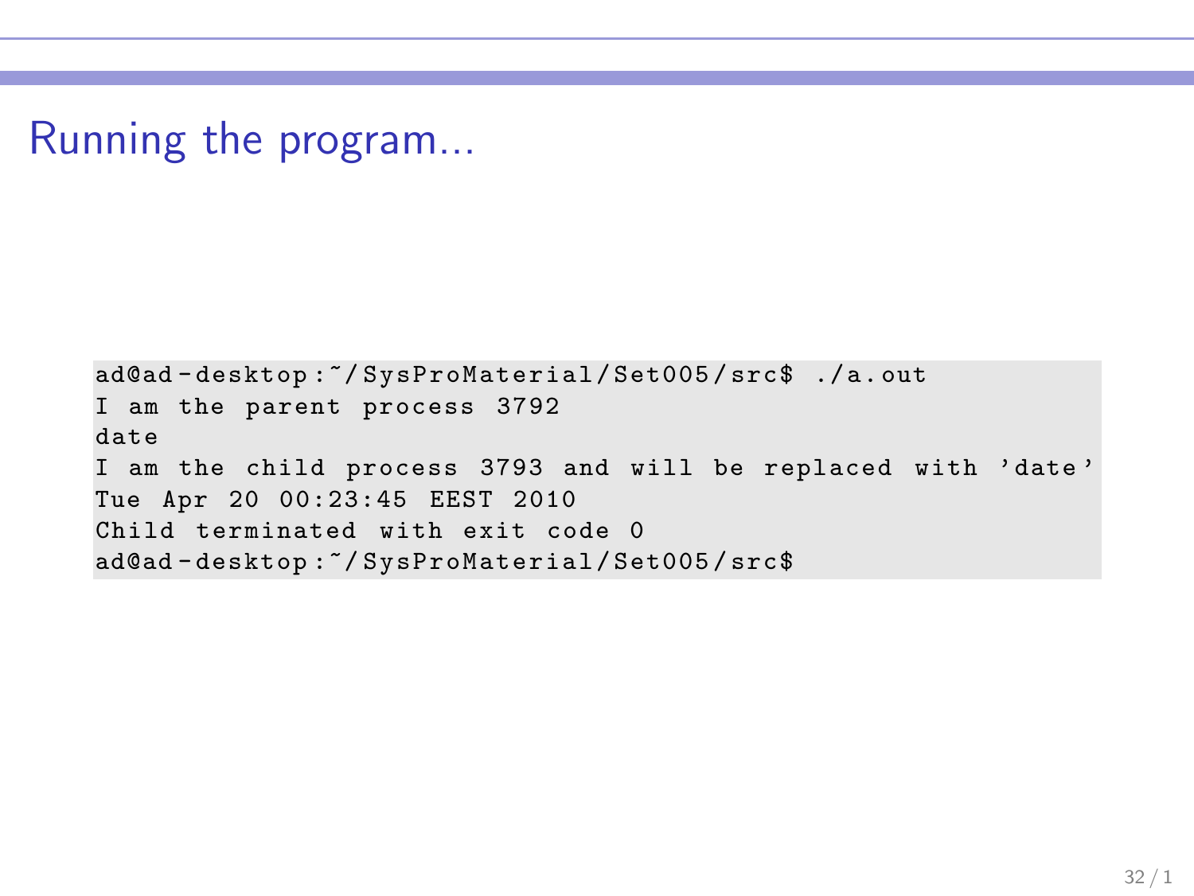# Running the program...

```
ad@ad-desktop:~/SysProMaterial/Set005/src$ ./a.out
I am the parent process 3792
date
I am the child process 3793 and will be replaced with 'date'
Tue Apr 20 00:23:45 EEST 2010
Child terminated with exit code 0
ad@ad-desktop:~/SysProMaterial/Set005/src$
```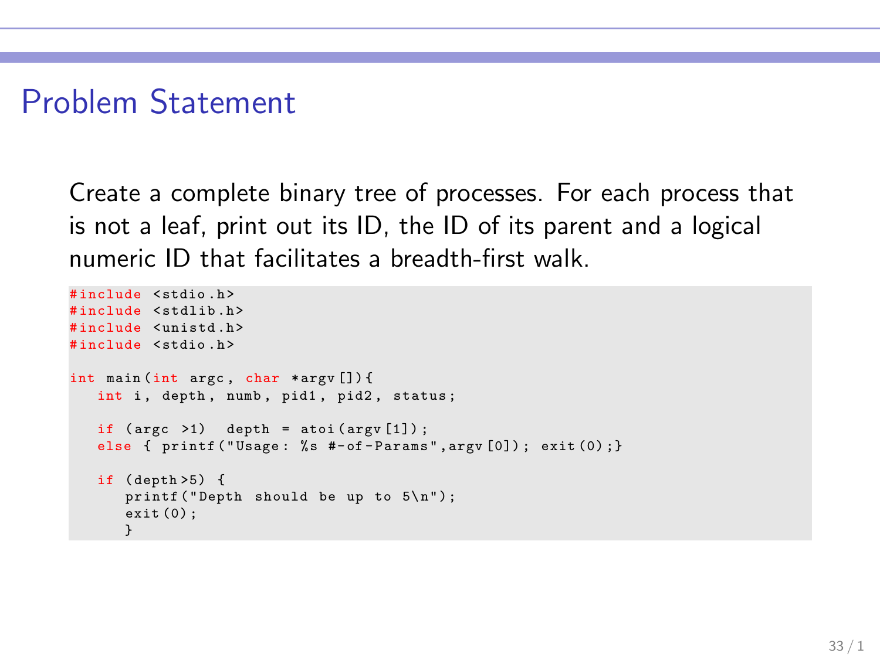## Problem Statement

Create a complete binary tree of processes. For each process that is not a leaf, print out its ID, the ID of its parent and a logical numeric ID that facilitates a breadth-first walk.

```
#include <stdio.h>
#include <stdlib.h>
#include <unistd.h>
#include <stdio.h>

int main(int argc, char *argv[]){
   int i, depth, numb, pid1, pid2, status;

   if (argc >1)  depth = atoi(argv[1]);
   else { printf("Usage: %s #-of-Params",argv[0]); exit(0);}

   if (depth>5) {
      printf("Depth should be up to 5\n");
      exit(0);
      }
```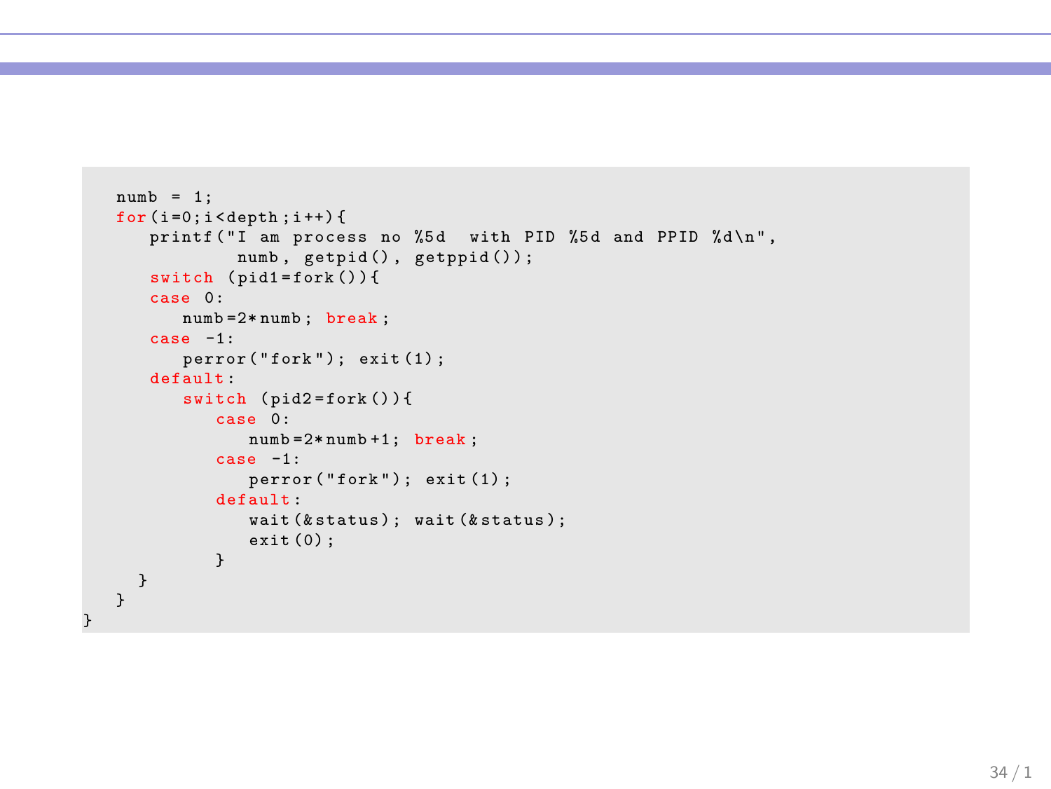```
   numb = 1;
   for(i=0;i<depth;i++){
      printf("I am process no %5d  with PID %5d and PPID %d\n",
               numb, getpid(), getppid());
      switch (pid1=fork()){
      case 0:
         numb=2*numb; break;
      case -1:
         perror("fork"); exit(1);
      default:
         switch (pid2=fork()){
            case 0:
               numb=2*numb+1; break;
            case -1:
               perror("fork"); exit(1);
            default:
               wait(&status); wait(&status);
               exit(0);
            }
    }
   }
}
```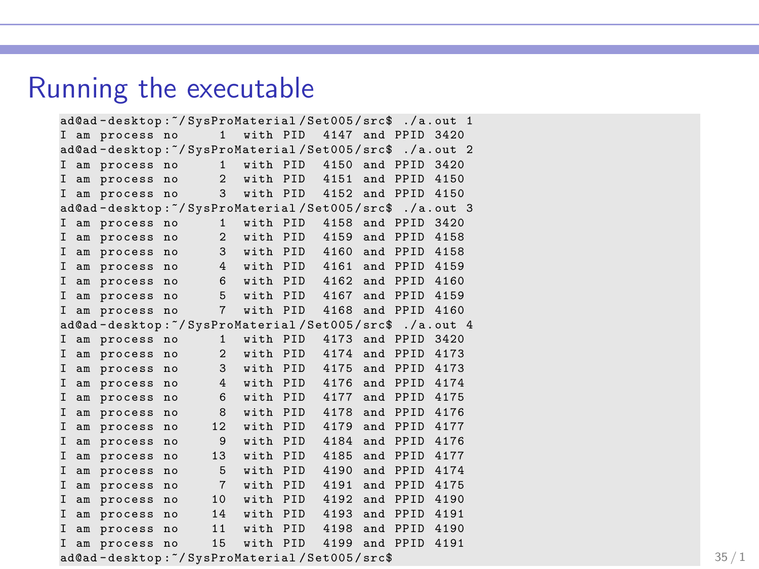# Running the executable

```
ad@ad-desktop:~/SysProMaterial/Set005/src$ ./a.out 1
I am process no     1  with PID  4147 and PPID 3420
ad@ad-desktop:~/SysProMaterial/Set005/src$ ./a.out 2
I am process no     1  with PID  4150 and PPID 3420
I am process no     2  with PID  4151 and PPID 4150
I am process no     3  with PID  4152 and PPID 4150
ad@ad-desktop:~/SysProMaterial/Set005/src$ ./a.out 3
I am process no     1  with PID  4158 and PPID 3420
I am process no     2  with PID  4159 and PPID 4158
I am process no     3  with PID  4160 and PPID 4158
I am process no     4  with PID  4161 and PPID 4159
I am process no     6  with PID  4162 and PPID 4160
I am process no     5  with PID  4167 and PPID 4159
I am process no     7  with PID  4168 and PPID 4160
ad@ad-desktop:~/SysProMaterial/Set005/src$ ./a.out 4
I am process no     1  with PID  4173 and PPID 3420
I am process no     2  with PID  4174 and PPID 4173
I am process no     3  with PID  4175 and PPID 4173
I am process no     4  with PID  4176 and PPID 4174
I am process no     6  with PID  4177 and PPID 4175
I am process no     8  with PID  4178 and PPID 4176
I am process no    12  with PID  4179 and PPID 4177
I am process no     9  with PID  4184 and PPID 4176
I am process no    13  with PID  4185 and PPID 4177
I am process no     5  with PID  4190 and PPID 4174
I am process no     7  with PID  4191 and PPID 4175
I am process no    10  with PID  4192 and PPID 4190
I am process no    14  with PID  4193 and PPID 4191
I am process no    11  with PID  4198 and PPID 4190
I am process no    15  with PID  4199 and PPID 4191
ad@ad-desktop:~/SysProMaterial/Set005/src$
```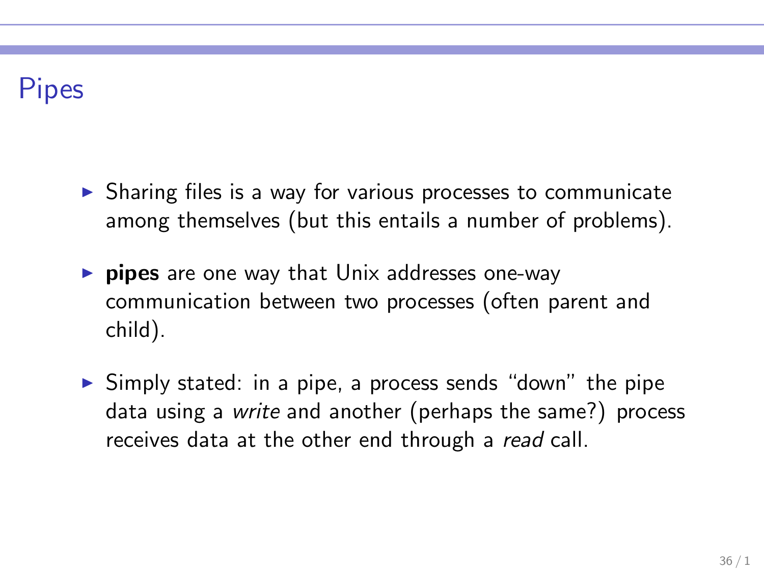# Pipes

- Sharing files is a way for various processes to communicate among themselves (but this entails a number of problems).
- **pipes** are one way that Unix addresses one-way communication between two processes (often parent and child).
- Simply stated: in a pipe, a process sends "down" the pipe data using a *write* and another (perhaps the same?) process receives data at the other end through a *read* call.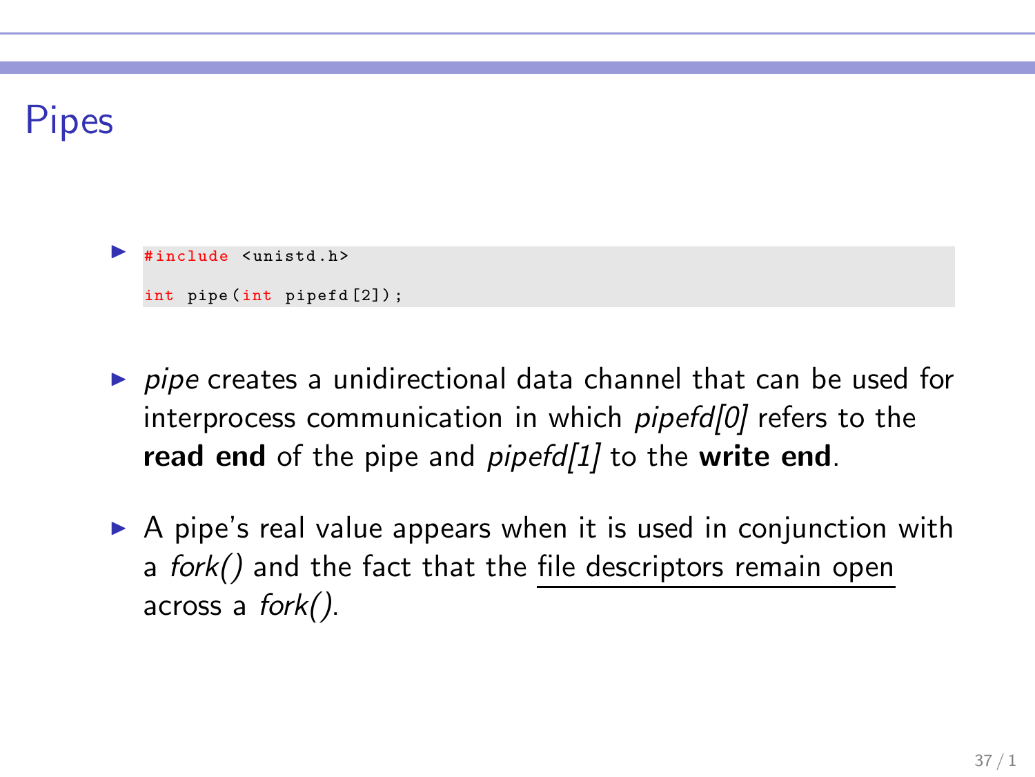# Pipes

- ```
  #include <unistd.h>

  int pipe(int pipefd[2]);
  ```

- *pipe* creates a unidirectional data channel that can be used for interprocess communication in which *pipefd[0]* refers to the **read end** of the pipe and *pipefd[1]* to the **write end**.

- A pipe's real value appears when it is used in conjunction with a *fork()* and the fact that the file descriptors remain open across a *fork()*.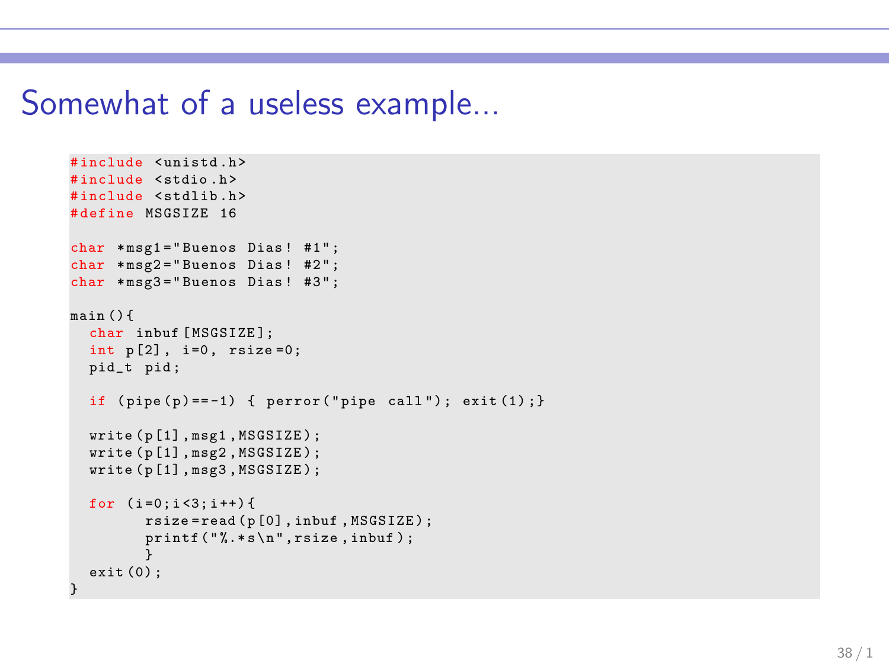# Somewhat of a useless example...

```
#include <unistd.h>
#include <stdio.h>
#include <stdlib.h>
#define MSGSIZE 16

char *msg1="Buenos Dias! #1";
char *msg2="Buenos Dias! #2";
char *msg3="Buenos Dias! #3";

main(){
  char inbuf[MSGSIZE];
  int p[2], i=0, rsize=0;
  pid_t pid;

  if (pipe(p)==-1) { perror("pipe call"); exit(1);}

  write(p[1],msg1,MSGSIZE);
  write(p[1],msg2,MSGSIZE);
  write(p[1],msg3,MSGSIZE);

  for (i=0;i<3;i++){
        rsize=read(p[0],inbuf,MSGSIZE);
        printf("%.*s\n",rsize,inbuf);
        }
  exit(0);
}
```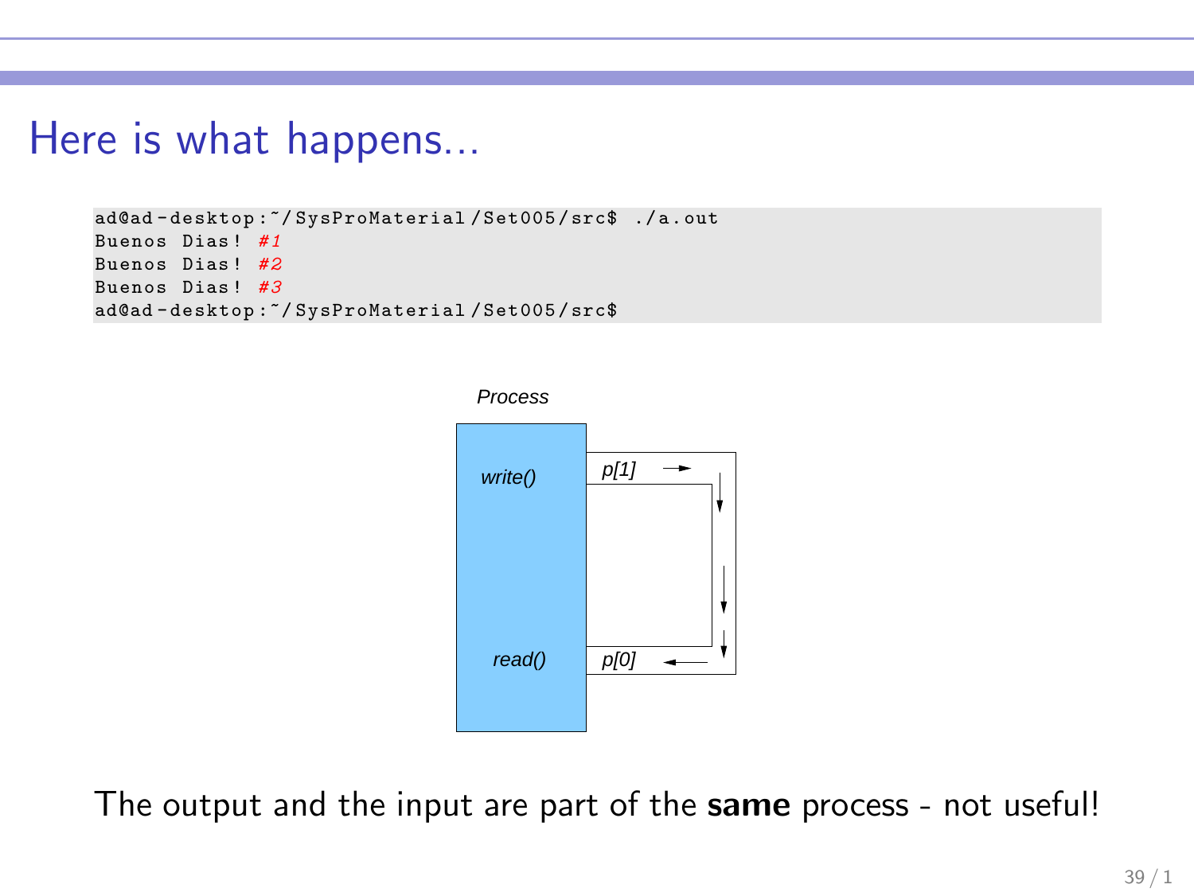# Here is what happens...

```
ad@ad-desktop:~/SysProMaterial/Set005/src$ ./a.out
Buenos Dias! #1
Buenos Dias! #2
Buenos Dias! #3
ad@ad-desktop:~/SysProMaterial/Set005/src$
```

The output and the input are part of the **same** process - not useful!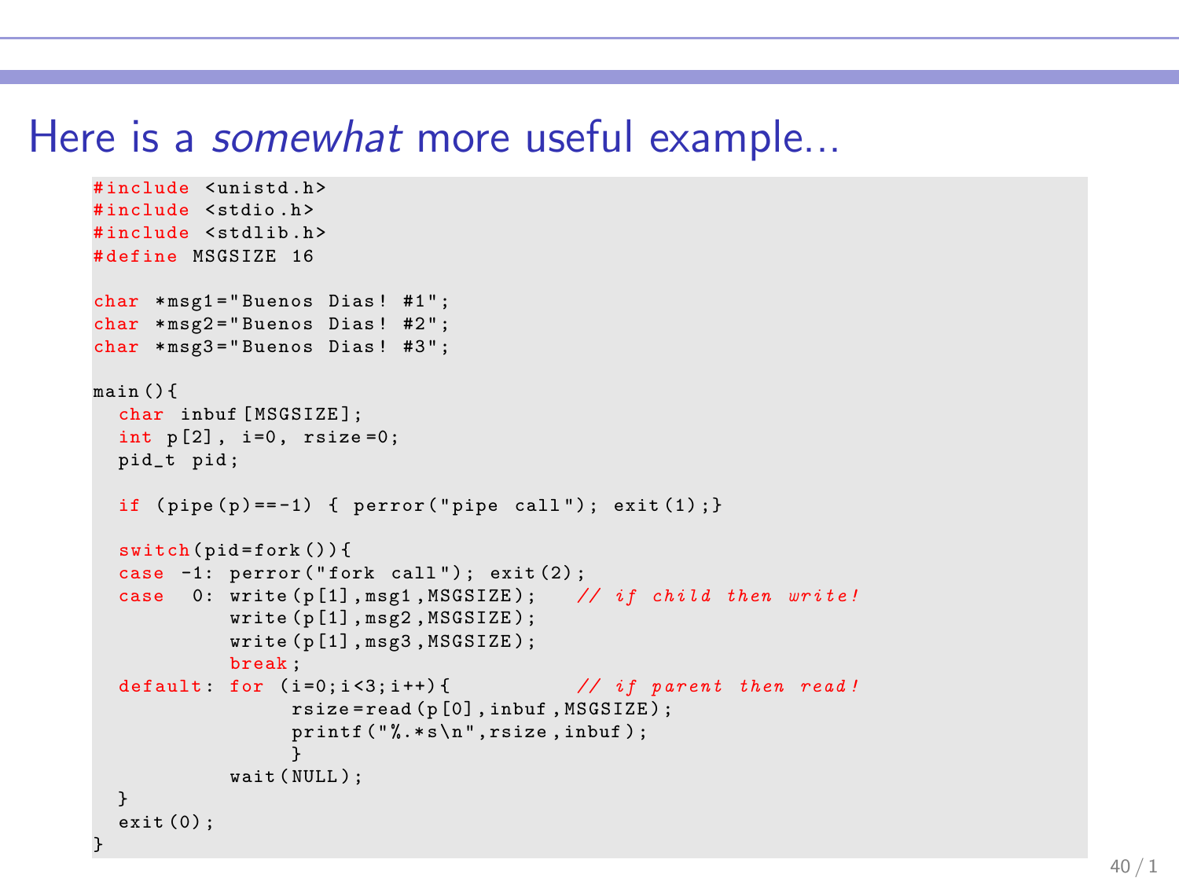# Here is a *somewhat* more useful example...

```
#include <unistd.h>
#include <stdio.h>
#include <stdlib.h>
#define MSGSIZE 16

char *msg1="Buenos Dias! #1";
char *msg2="Buenos Dias! #2";
char *msg3="Buenos Dias! #3";

main(){
  char inbuf[MSGSIZE];
  int p[2], i=0, rsize=0;
  pid_t pid;

  if (pipe(p)==-1) { perror("pipe call"); exit(1);}

  switch(pid=fork()){
  case -1: perror("fork call"); exit(2);
  case  0: write(p[1],msg1,MSGSIZE);    // if child then write!
           write(p[1],msg2,MSGSIZE);
           write(p[1],msg3,MSGSIZE);
           break;
  default: for (i=0;i<3;i++){           // if parent then read!
                 rsize=read(p[0],inbuf,MSGSIZE);
                 printf("%.*s\n",rsize,inbuf);
                 }
           wait(NULL);
  }
  exit(0);
}
```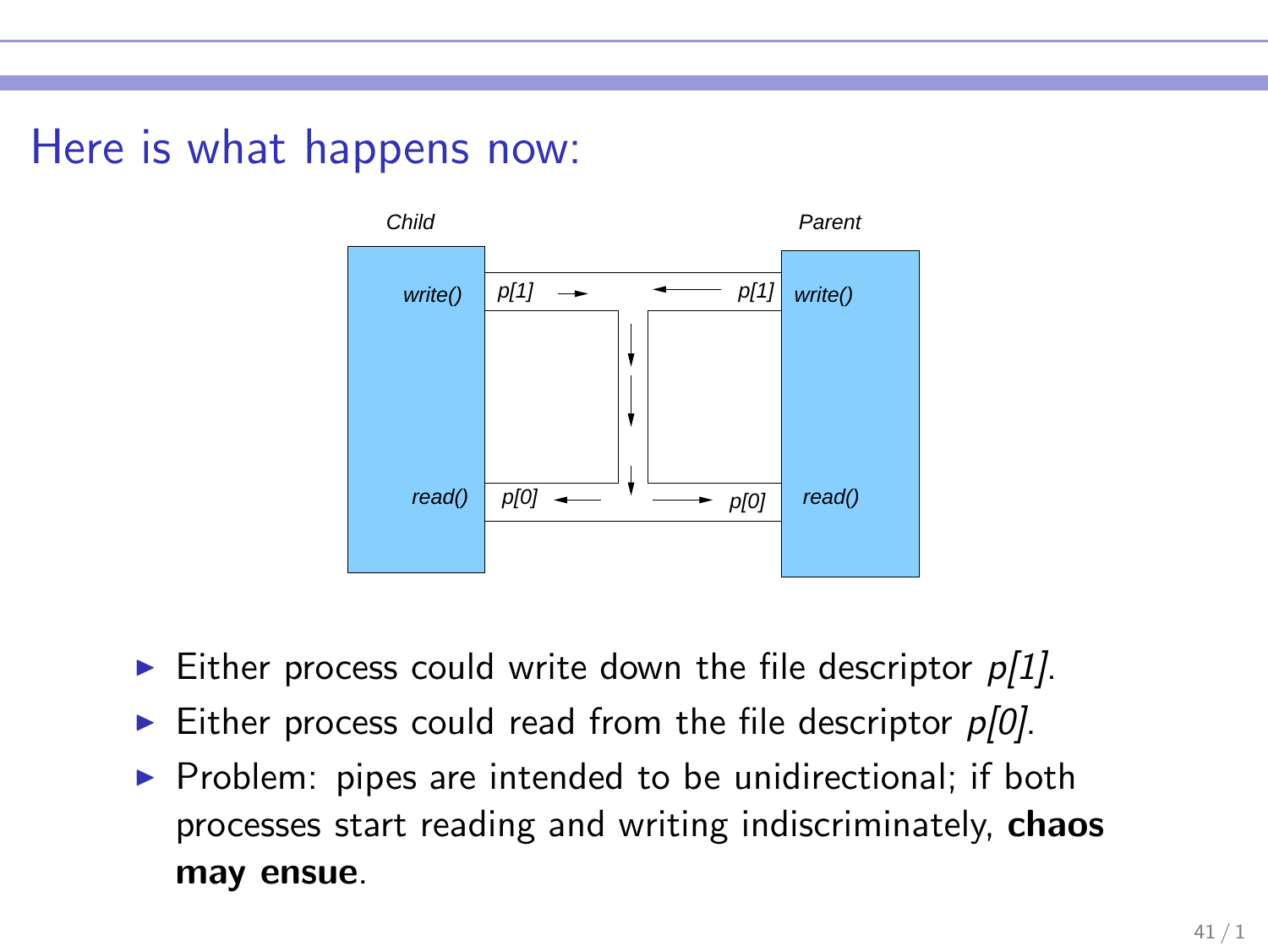# Here is what happens now:

- Either process could write down the file descriptor *p[1]*.
- Either process could read from the file descriptor *p[0]*.
- Problem: pipes are intended to be unidirectional; if both processes start reading and writing indiscriminately, **chaos may ensue**.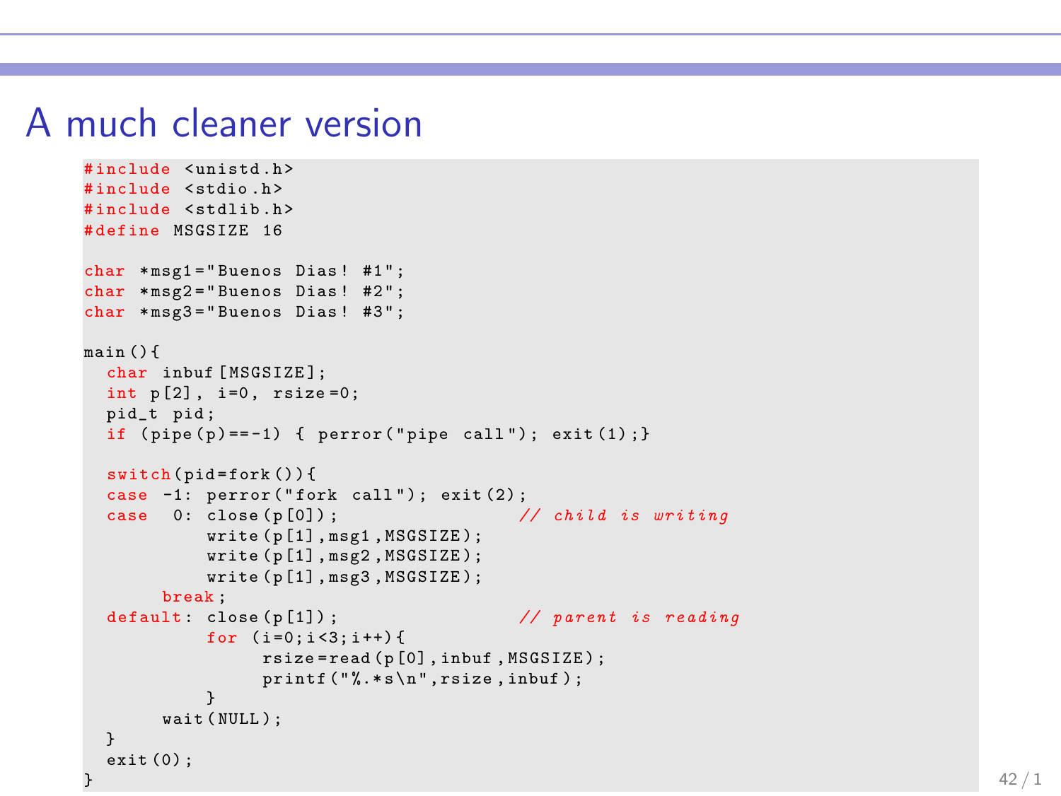# A much cleaner version

```
#include <unistd.h>
#include <stdio.h>
#include <stdlib.h>
#define MSGSIZE 16

char *msg1="Buenos Dias! #1";
char *msg2="Buenos Dias! #2";
char *msg3="Buenos Dias! #3";

main(){
  char inbuf[MSGSIZE];
  int p[2], i=0, rsize=0;
  pid_t pid;
  if (pipe(p)==-1) { perror("pipe call"); exit(1);}

  switch(pid=fork()){
  case -1: perror("fork call"); exit(2);
  case  0: close(p[0]);                 // child is writing
           write(p[1],msg1,MSGSIZE);
           write(p[1],msg2,MSGSIZE);
           write(p[1],msg3,MSGSIZE);
       break;
  default: close(p[1]);                 // parent is reading
           for (i=0;i<3;i++){
                rsize=read(p[0],inbuf,MSGSIZE);
                printf("%.*s\n",rsize,inbuf);
           }
       wait(NULL);
  }
  exit(0);
}
```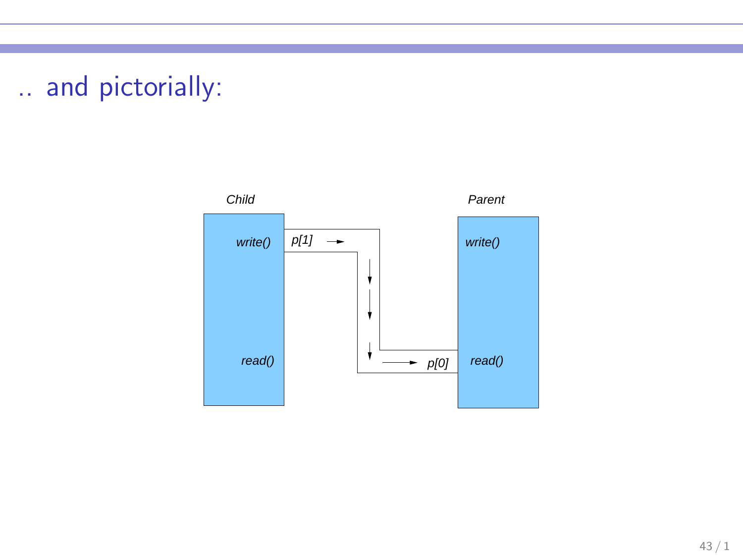# .. and pictorially:

Child

write()

read()

p[1]

p[0]

Parent

write()

read()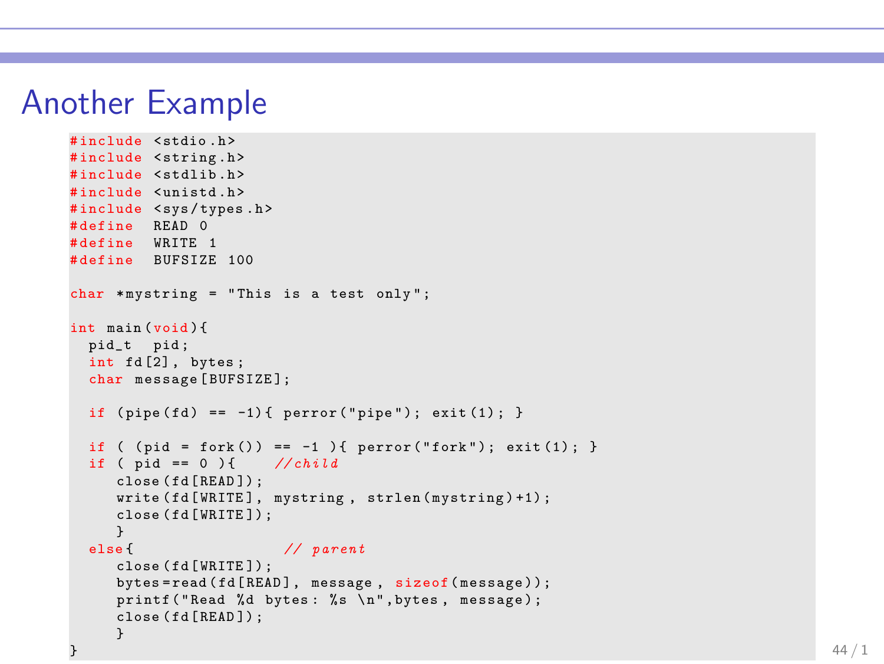# Another Example

```
#include <stdio.h>
#include <string.h>
#include <stdlib.h>
#include <unistd.h>
#include <sys/types.h>
#define  READ 0
#define  WRITE 1
#define  BUFSIZE 100

char *mystring = "This is a test only";

int main(void){
  pid_t  pid;
  int fd[2], bytes;
  char message[BUFSIZE];

  if (pipe(fd) == -1){ perror("pipe"); exit(1); }

  if ( (pid = fork()) == -1 ){ perror("fork"); exit(1); }
  if ( pid == 0 ){    //child
     close(fd[READ]);
     write(fd[WRITE], mystring, strlen(mystring)+1);
     close(fd[WRITE]);
     }
  else{                  // parent
     close(fd[WRITE]);
     bytes=read(fd[READ], message, sizeof(message));
     printf("Read %d bytes: %s \n",bytes, message);
     close(fd[READ]);
     }
}
```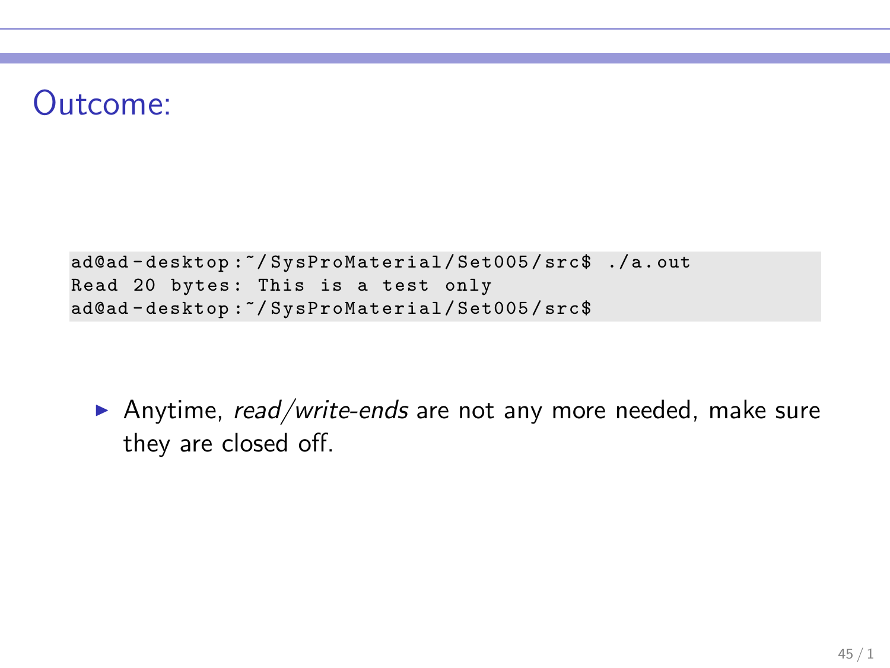# Outcome:

```
ad@ad-desktop:~/SysProMaterial/Set005/src$ ./a.out
Read 20 bytes: This is a test only
ad@ad-desktop:~/SysProMaterial/Set005/src$
```

- Anytime, *read/write-ends* are not any more needed, make sure they are closed off.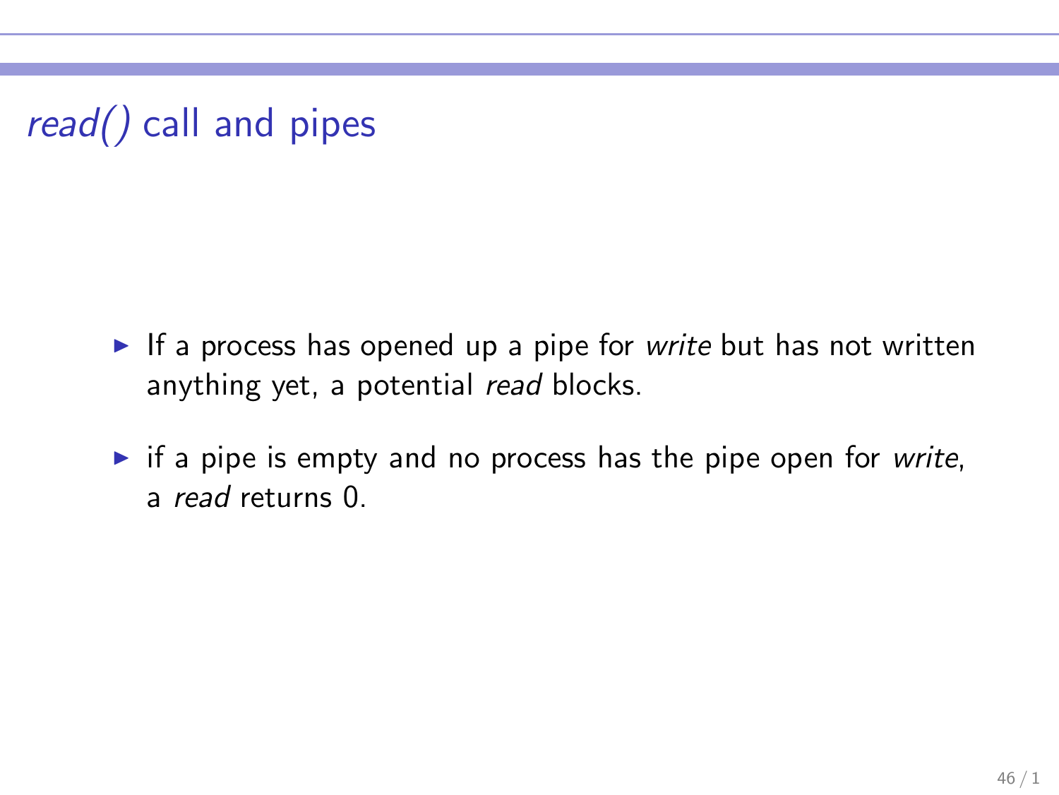# *read()* call and pipes

- If a process has opened up a pipe for *write* but has not written anything yet, a potential *read* blocks.
- if a pipe is empty and no process has the pipe open for *write*, a *read* returns 0.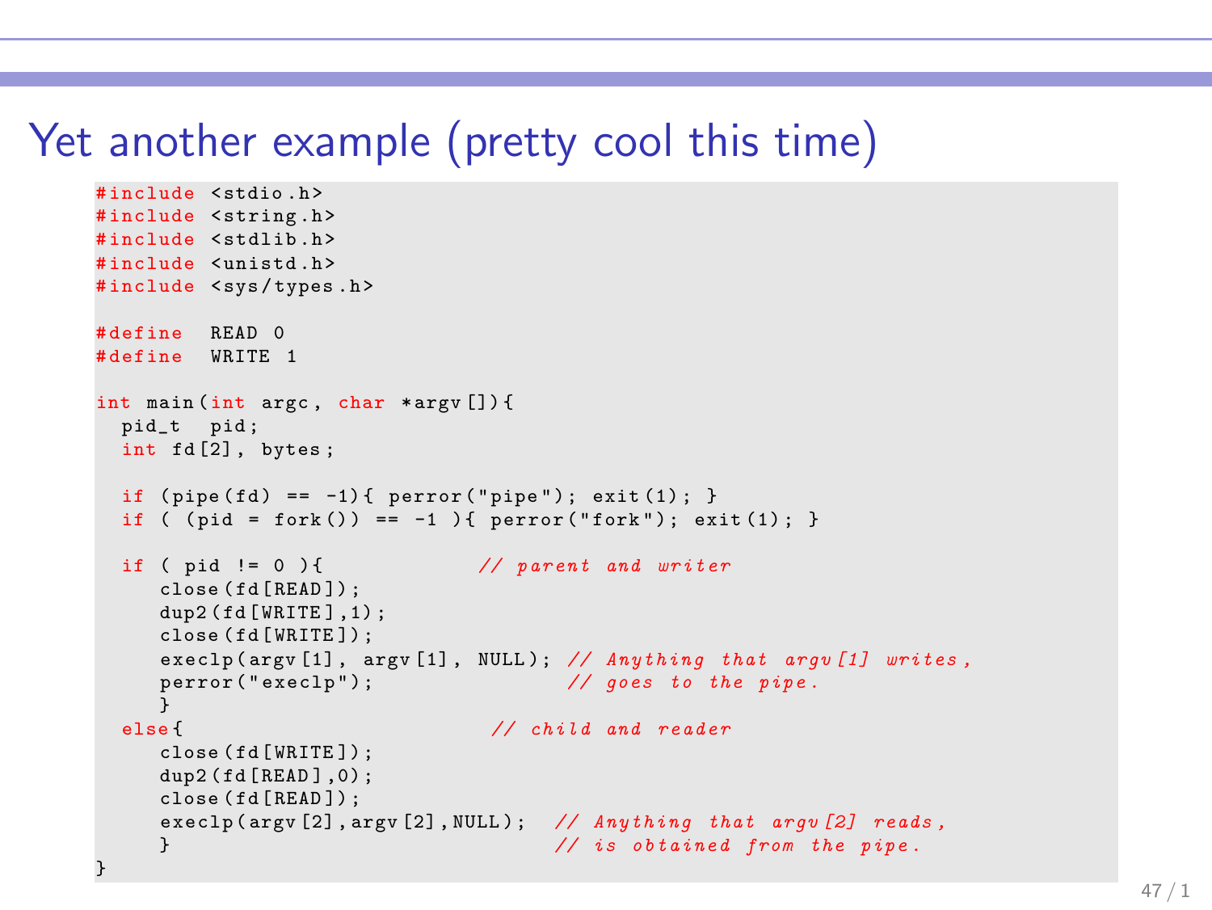# Yet another example (pretty cool this time)

```c
#include <stdio.h>
#include <string.h>
#include <stdlib.h>
#include <unistd.h>
#include <sys/types.h>

#define  READ 0
#define  WRITE 1

int main(int argc, char *argv[]){
  pid_t  pid;
  int fd[2], bytes;

  if (pipe(fd) == -1){ perror("pipe"); exit(1); }
  if ( (pid = fork()) == -1 ){ perror("fork"); exit(1); }

  if ( pid != 0 ){              // parent and writer
     close(fd[READ]);
     dup2(fd[WRITE],1);
     close(fd[WRITE]);
     execlp(argv[1], argv[1], NULL); // Anything that argv[1] writes,
     perror("execlp");              // goes to the pipe.
     }
  else{                          // child and reader
     close(fd[WRITE]);
     dup2(fd[READ],0);
     close(fd[READ]);
     execlp(argv[2],argv[2],NULL);  // Anything that argv[2] reads,
     }                              // is obtained from the pipe.
}
```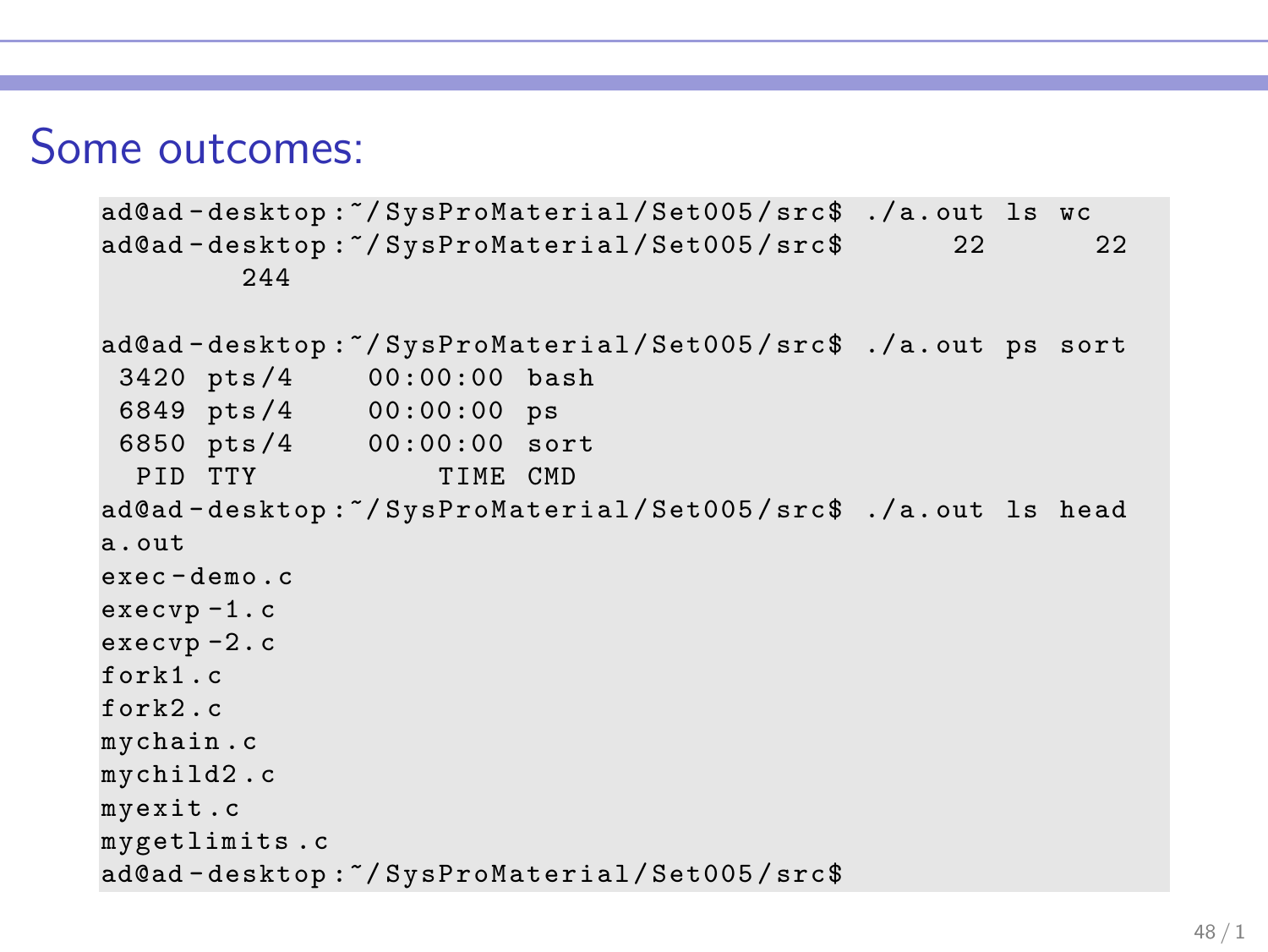# Some outcomes:

```
ad@ad-desktop:~/SysProMaterial/Set005/src$ ./a.out ls wc
ad@ad-desktop:~/SysProMaterial/Set005/src$      22      22
        244

ad@ad-desktop:~/SysProMaterial/Set005/src$ ./a.out ps sort
 3420 pts/4    00:00:00 bash
 6849 pts/4    00:00:00 ps
 6850 pts/4    00:00:00 sort
  PID TTY          TIME CMD
ad@ad-desktop:~/SysProMaterial/Set005/src$ ./a.out ls head
a.out
exec-demo.c
execvp-1.c
execvp-2.c
fork1.c
fork2.c
mychain.c
mychild2.c
myexit.c
mygetlimits.c
ad@ad-desktop:~/SysProMaterial/Set005/src$
```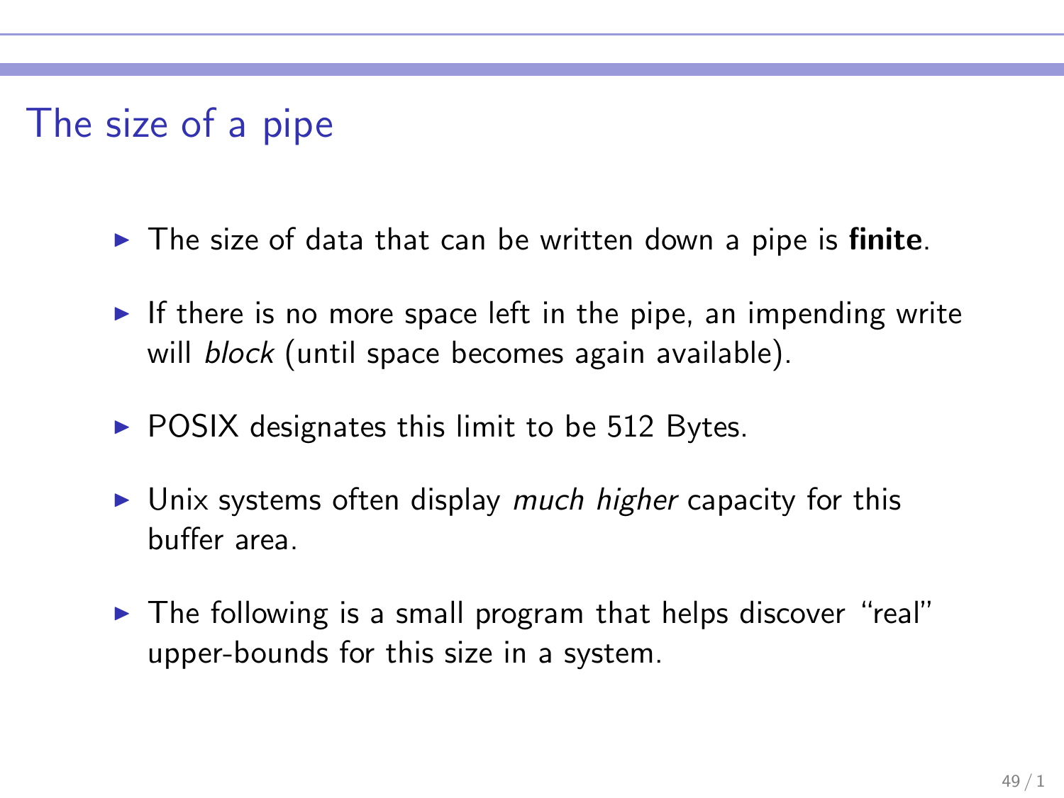# The size of a pipe

- The size of data that can be written down a pipe is **finite**.
- If there is no more space left in the pipe, an impending write will *block* (until space becomes again available).
- POSIX designates this limit to be 512 Bytes.
- Unix systems often display *much higher* capacity for this buffer area.
- The following is a small program that helps discover "real" upper-bounds for this size in a system.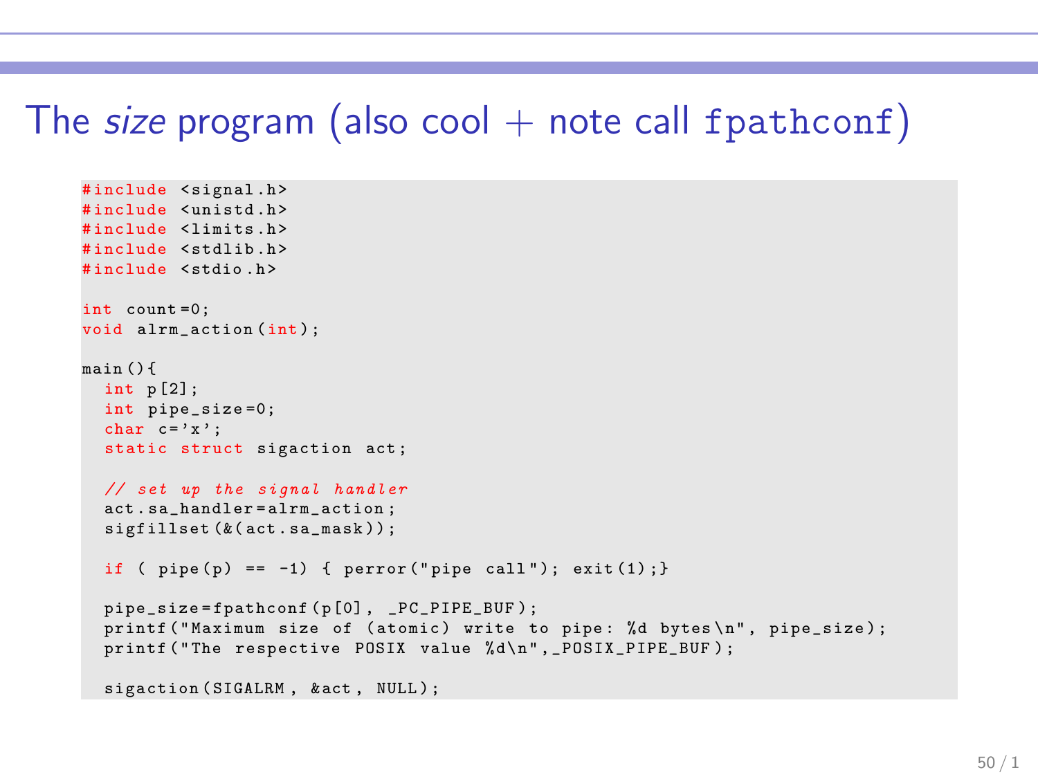# The *size* program (also cool + note call `fpathconf`)

```
#include <signal.h>
#include <unistd.h>
#include <limits.h>
#include <stdlib.h>
#include <stdio.h>

int count=0;
void alrm_action(int);

main(){
  int p[2];
  int pipe_size=0;
  char c='x';
  static struct sigaction act;

  // set up the signal handler
  act.sa_handler=alrm_action;
  sigfillset(&(act.sa_mask));

  if ( pipe(p) == -1) { perror("pipe call"); exit(1);}

  pipe_size=fpathconf(p[0], _PC_PIPE_BUF);
  printf("Maximum size of (atomic) write to pipe: %d bytes\n", pipe_size);
  printf("The respective POSIX value %d\n",_POSIX_PIPE_BUF);

  sigaction(SIGALRM, &act, NULL);
```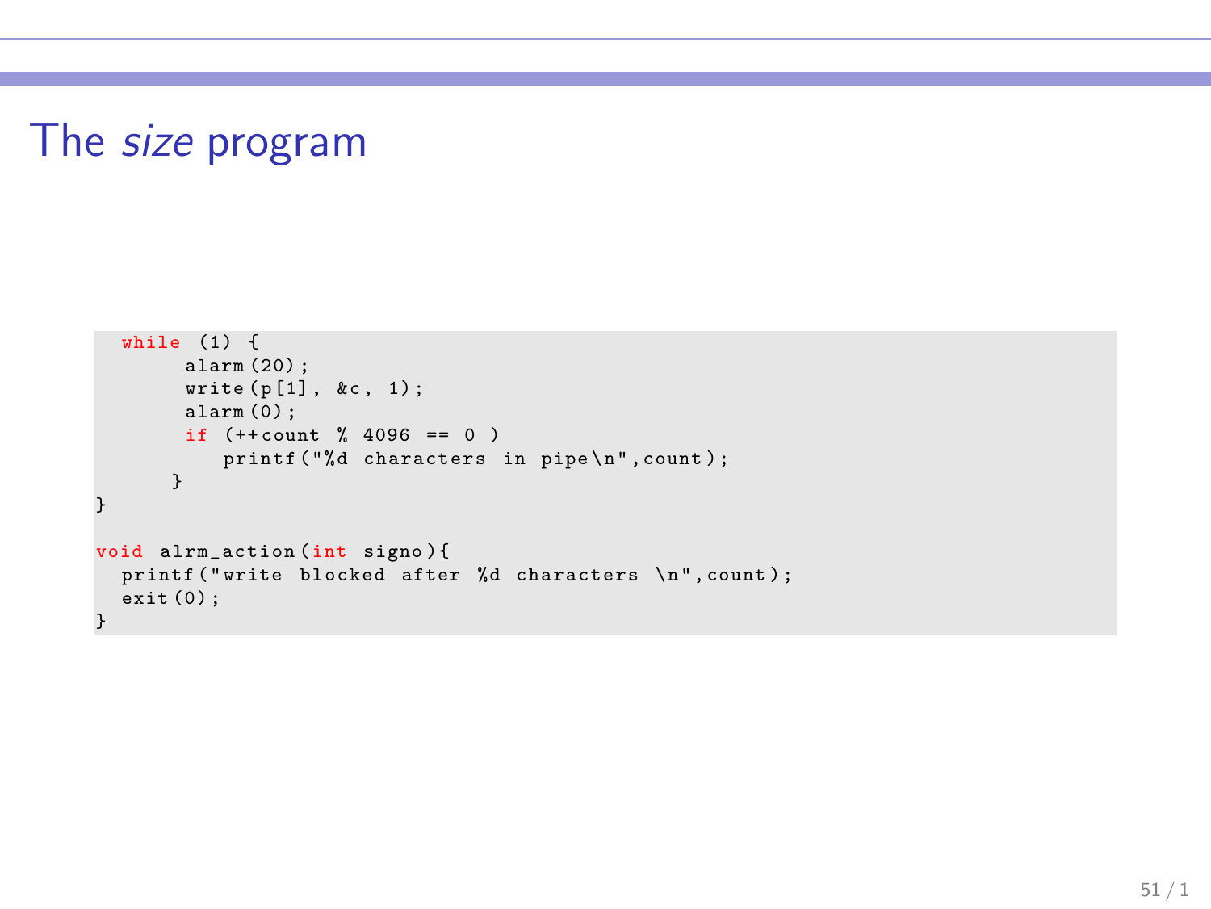# The *size* program

```
  while (1) {
        alarm(20);
        write(p[1], &c, 1);
        alarm(0);
        if (++count % 4096 == 0 )
            printf("%d characters in pipe\n",count);
      }
}

void alrm_action(int signo){
  printf("write blocked after %d characters \n",count);
  exit(0);
}
```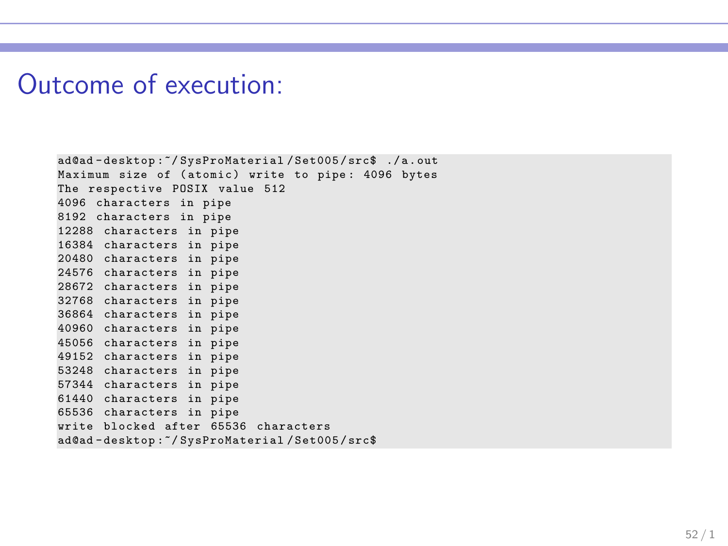# Outcome of execution:

```
ad@ad-desktop:~/SysProMaterial/Set005/src$ ./a.out
Maximum size of (atomic) write to pipe: 4096 bytes
The respective POSIX value 512
4096 characters in pipe
8192 characters in pipe
12288 characters in pipe
16384 characters in pipe
20480 characters in pipe
24576 characters in pipe
28672 characters in pipe
32768 characters in pipe
36864 characters in pipe
40960 characters in pipe
45056 characters in pipe
49152 characters in pipe
53248 characters in pipe
57344 characters in pipe
61440 characters in pipe
65536 characters in pipe
write blocked after 65536 characters
ad@ad-desktop:~/SysProMaterial/Set005/src$
```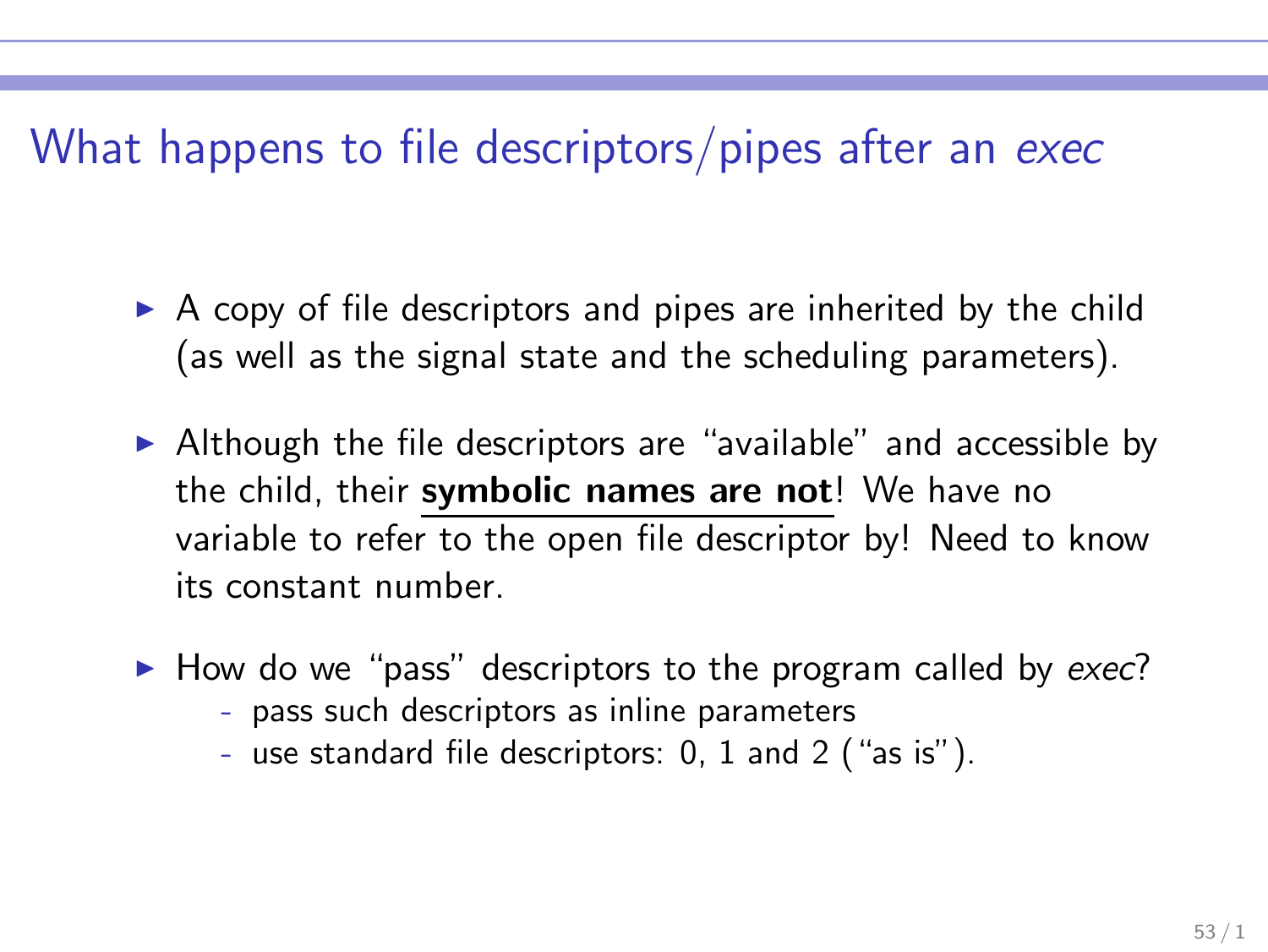## What happens to file descriptors/pipes after an *exec*

- A copy of file descriptors and pipes are inherited by the child (as well as the signal state and the scheduling parameters).
- Although the file descriptors are "available" and accessible by the child, their **symbolic names are not**! We have no variable to refer to the open file descriptor by! Need to know its constant number.
- How do we "pass" descriptors to the program called by *exec*?
  - pass such descriptors as inline parameters
  - use standard file descriptors: 0, 1 and 2 ("as is").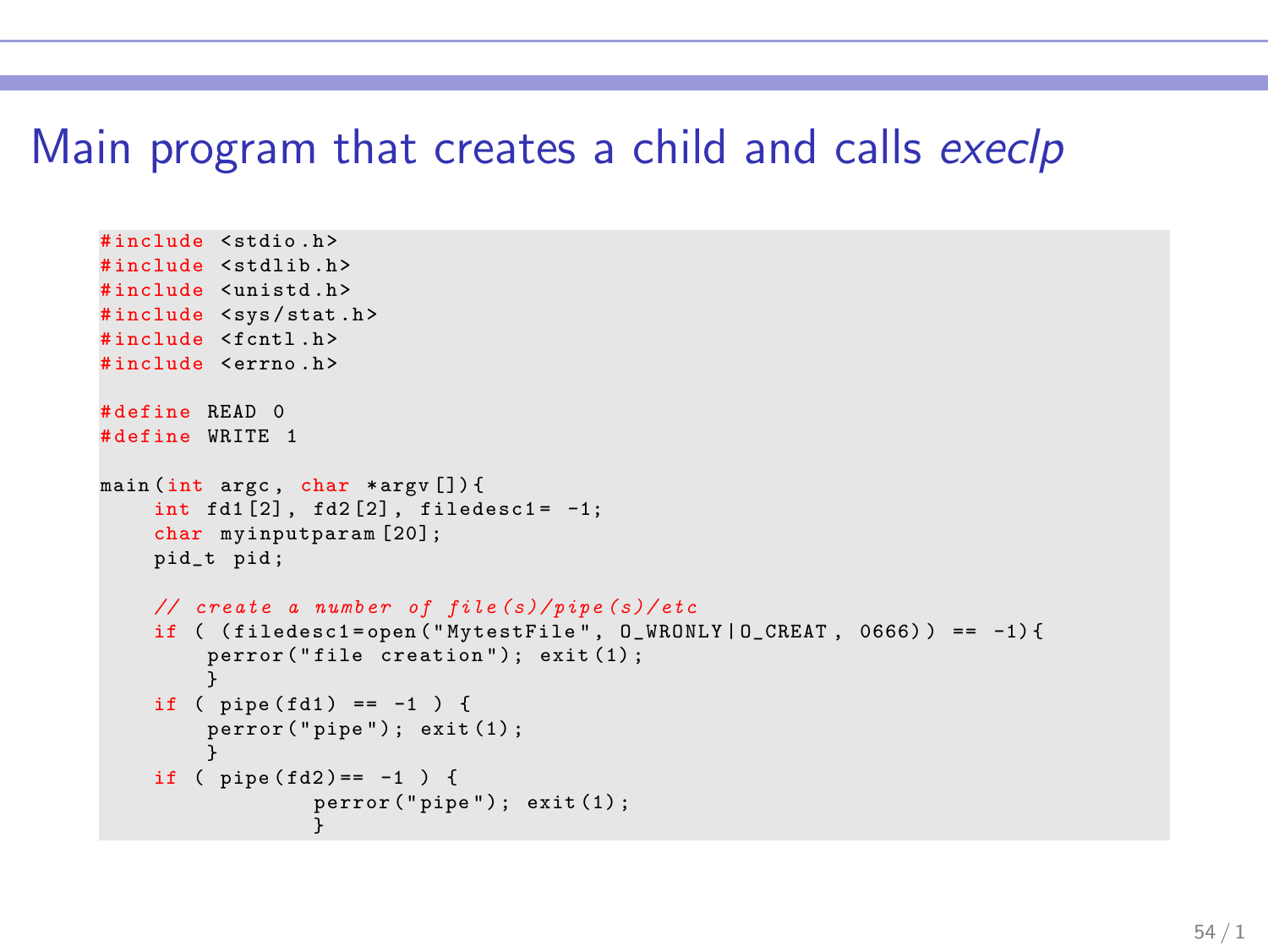# Main program that creates a child and calls *execlp*

```
#include <stdio.h>
#include <stdlib.h>
#include <unistd.h>
#include <sys/stat.h>
#include <fcntl.h>
#include <errno.h>

#define READ 0
#define WRITE 1

main(int argc, char *argv[]){
    int fd1[2], fd2[2], filedesc1= -1;
    char myinputparam[20];
    pid_t pid;

    // create a number of file(s)/pipe(s)/etc
    if ( (filedesc1=open("MytestFile", O_WRONLY|O_CREAT, 0666)) == -1){
        perror("file creation"); exit(1);
        }
    if ( pipe(fd1) == -1 ) {
        perror("pipe"); exit(1);
        }
    if ( pipe(fd2)== -1 ) {
                perror("pipe"); exit(1);
                }
```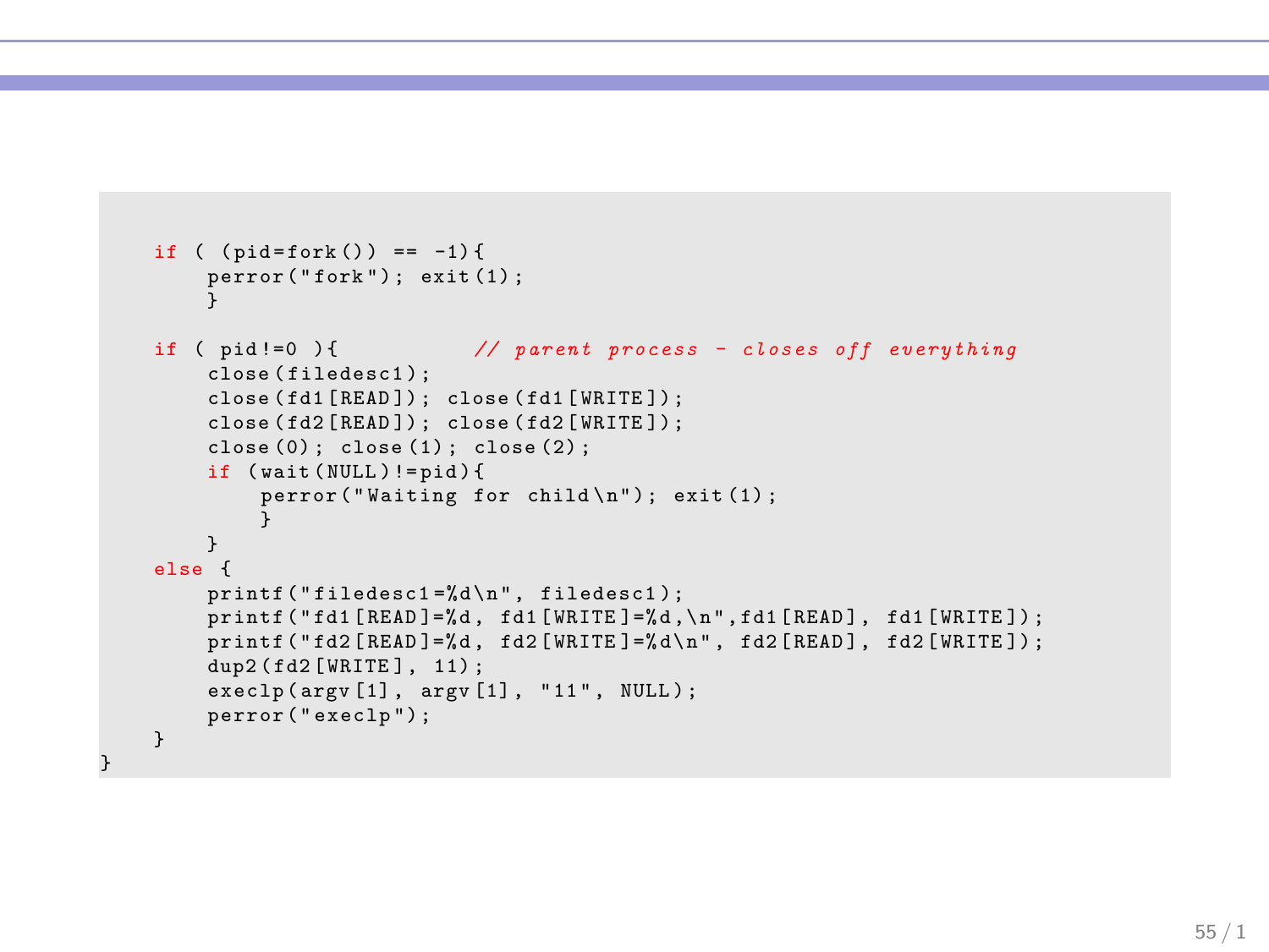```c
    if ( (pid=fork()) == -1){
        perror("fork"); exit(1);
        }

    if ( pid!=0 ){          // parent process - closes off everything
        close(filedesc1);
        close(fd1[READ]); close(fd1[WRITE]);
        close(fd2[READ]); close(fd2[WRITE]);
        close(0); close(1); close(2);
        if (wait(NULL)!=pid){
            perror("Waiting for child\n"); exit(1);
            }
        }
    else {
        printf("filedesc1=%d\n", filedesc1);
        printf("fd1[READ]=%d, fd1[WRITE]=%d,\n",fd1[READ], fd1[WRITE]);
        printf("fd2[READ]=%d, fd2[WRITE]=%d\n", fd2[READ], fd2[WRITE]);
        dup2(fd2[WRITE], 11);
        execlp(argv[1], argv[1], "11", NULL);
        perror("execlp");
    }
}
```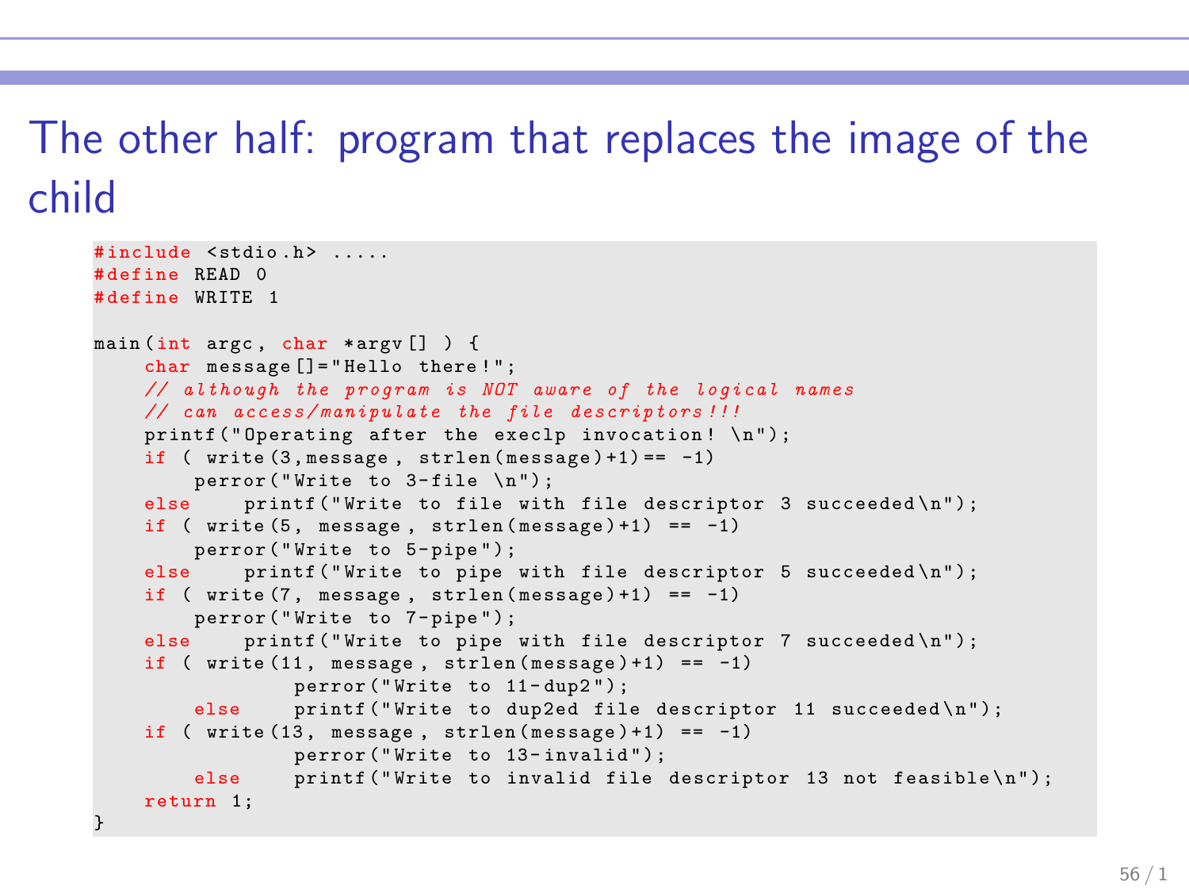# The other half: program that replaces the image of the child

```
#include <stdio.h> .....
#define READ 0
#define WRITE 1

main(int argc, char *argv[] ) {
    char message[]="Hello there!";
    // although the program is NOT aware of the logical names
    // can access/manipulate the file descriptors!!!
    printf("Operating after the execlp invocation! \n");
    if ( write(3,message, strlen(message)+1)== -1)
        perror("Write to 3-file \n");
    else    printf("Write to file with file descriptor 3 succeeded\n");
    if ( write(5, message, strlen(message)+1) == -1)
        perror("Write to 5-pipe");
    else    printf("Write to pipe with file descriptor 5 succeeded\n");
    if ( write(7, message, strlen(message)+1) == -1)
        perror("Write to 7-pipe");
    else    printf("Write to pipe with file descriptor 7 succeeded\n");
    if ( write(11, message, strlen(message)+1) == -1)
                perror("Write to 11-dup2");
        else    printf("Write to dup2ed file descriptor 11 succeeded\n");
    if ( write(13, message, strlen(message)+1) == -1)
                perror("Write to 13-invalid");
        else    printf("Write to invalid file descriptor 13 not feasible\n");
    return 1;
}
```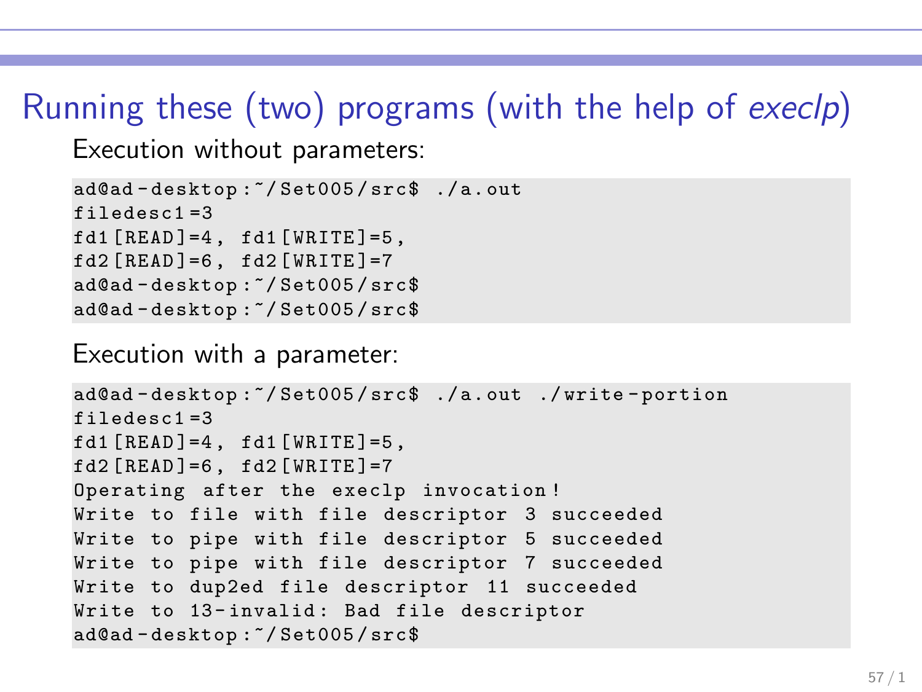# Running these (two) programs (with the help of *execlp*)

Execution without parameters:

```
ad@ad-desktop:~/Set005/src$ ./a.out
filedesc1=3
fd1[READ]=4, fd1[WRITE]=5,
fd2[READ]=6, fd2[WRITE]=7
ad@ad-desktop:~/Set005/src$
ad@ad-desktop:~/Set005/src$
```

Execution with a parameter:

```
ad@ad-desktop:~/Set005/src$ ./a.out ./write-portion
filedesc1=3
fd1[READ]=4, fd1[WRITE]=5,
fd2[READ]=6, fd2[WRITE]=7
Operating after the execlp invocation!
Write to file with file descriptor 3 succeeded
Write to pipe with file descriptor 5 succeeded
Write to pipe with file descriptor 7 succeeded
Write to dup2ed file descriptor 11 succeeded
Write to 13-invalid: Bad file descriptor
ad@ad-desktop:~/Set005/src$
```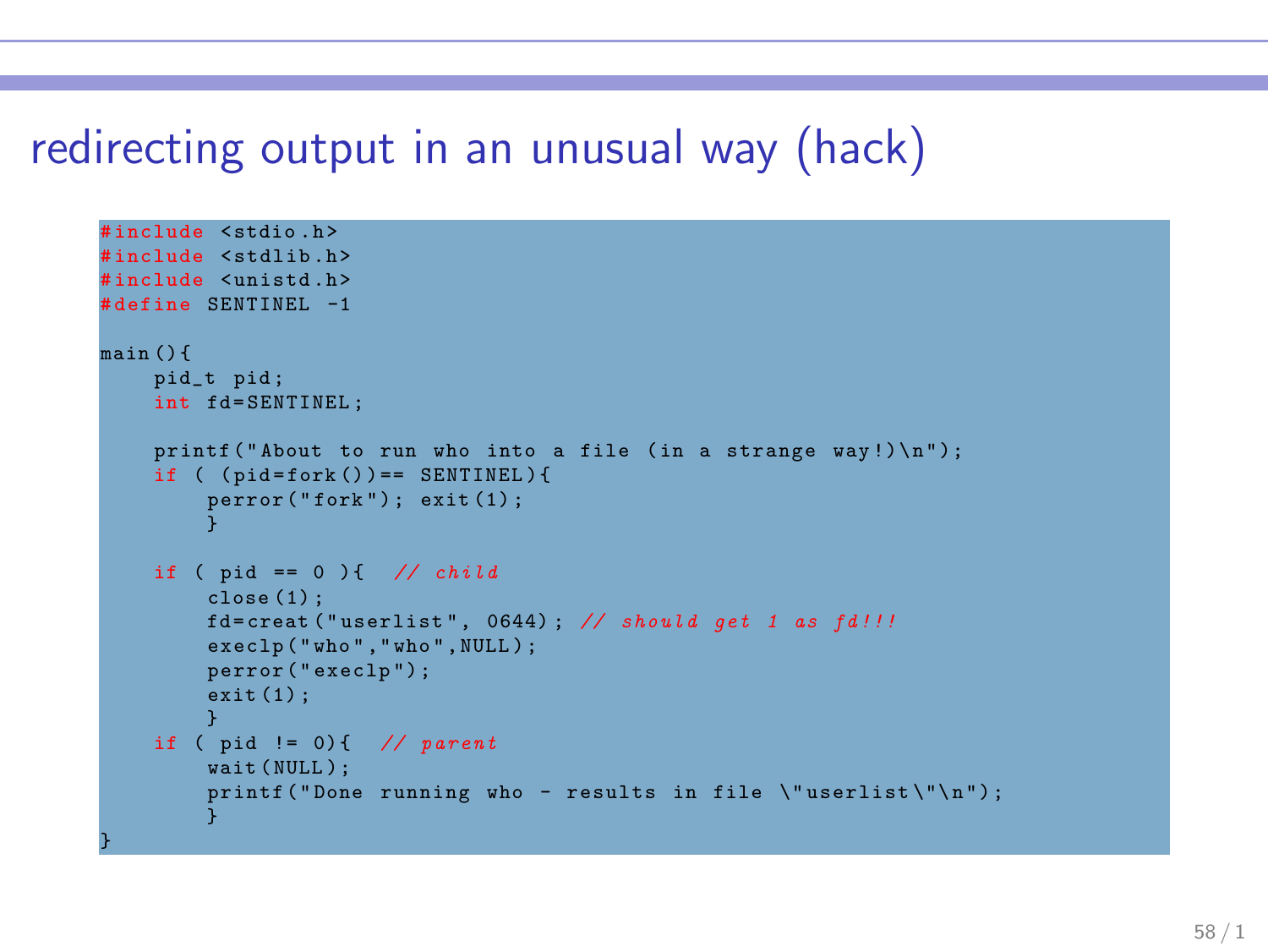# redirecting output in an unusual way (hack)

```c
#include <stdio.h>
#include <stdlib.h>
#include <unistd.h>
#define SENTINEL -1

main(){
    pid_t pid;
    int fd=SENTINEL;

    printf("About to run who into a file (in a strange way!)\n");
    if ( (pid=fork())== SENTINEL){
        perror("fork"); exit(1);
        }

    if ( pid == 0 ){  // child
        close(1);
        fd=creat("userlist", 0644); // should get 1 as fd!!!
        execlp("who","who",NULL);
        perror("execlp");
        exit(1);
        }
    if ( pid != 0){  // parent
        wait(NULL);
        printf("Done running who - results in file \"userlist\"\n");
        }
}
```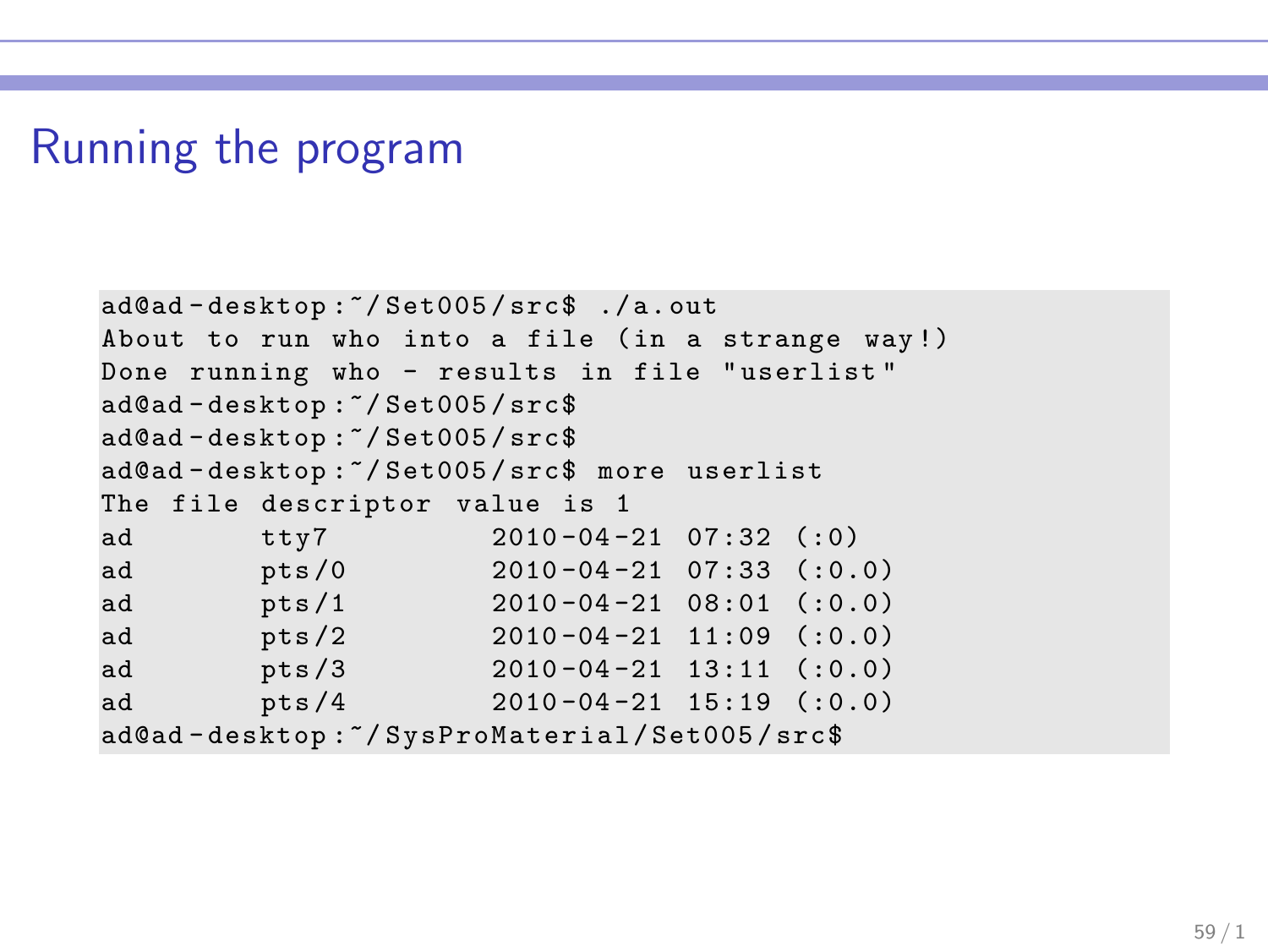# Running the program

```
ad@ad-desktop:~/Set005/src$ ./a.out
About to run who into a file (in a strange way!)
Done running who - results in file "userlist"
ad@ad-desktop:~/Set005/src$
ad@ad-desktop:~/Set005/src$
ad@ad-desktop:~/Set005/src$ more userlist
The file descriptor value is 1
ad       tty7         2010-04-21 07:32 (:0)
ad       pts/0        2010-04-21 07:33 (:0.0)
ad       pts/1        2010-04-21 08:01 (:0.0)
ad       pts/2        2010-04-21 11:09 (:0.0)
ad       pts/3        2010-04-21 13:11 (:0.0)
ad       pts/4        2010-04-21 15:19 (:0.0)
ad@ad-desktop:~/SysProMaterial/Set005/src$
```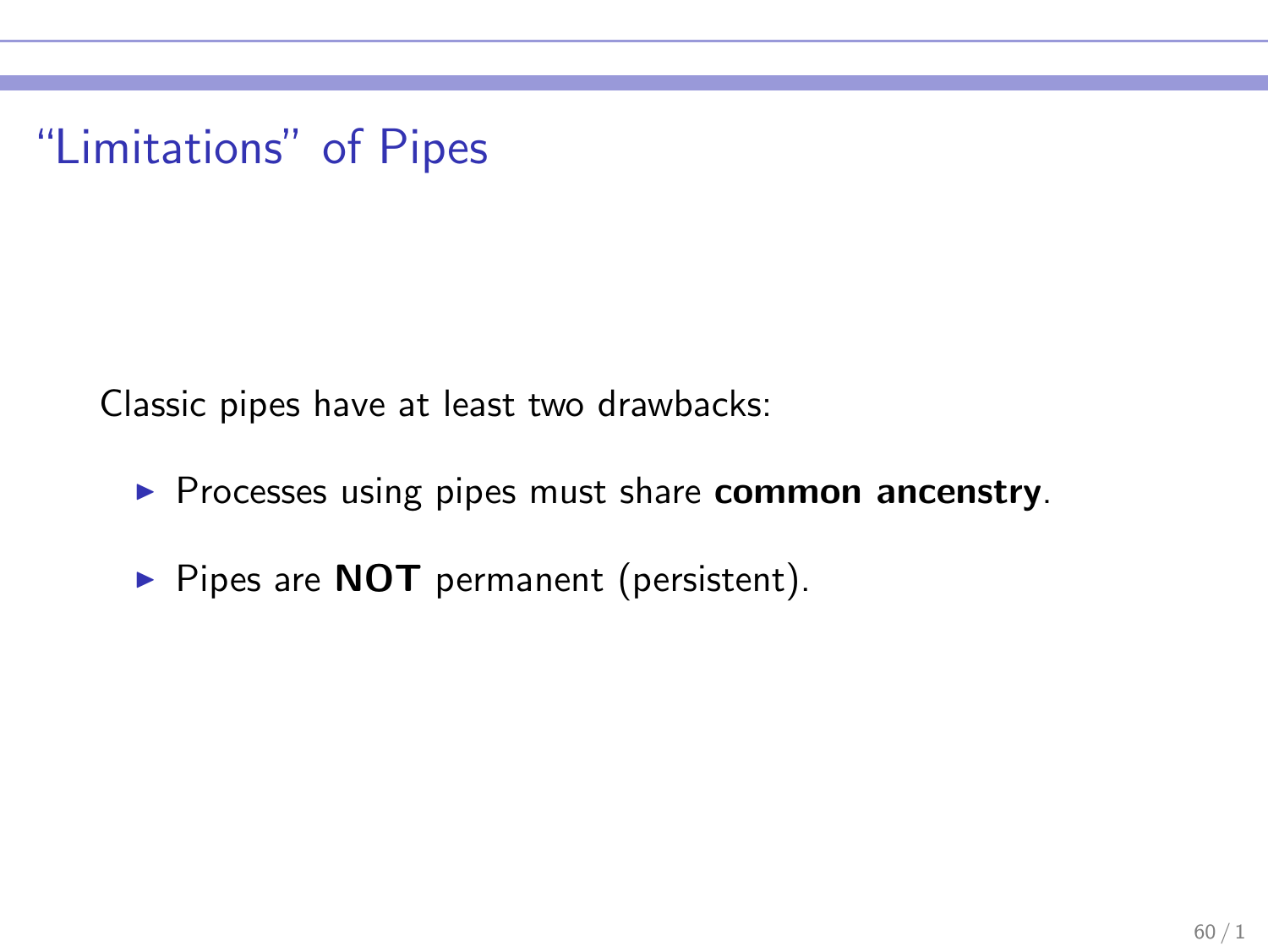# “Limitations” of Pipes

Classic pipes have at least two drawbacks:

- Processes using pipes must share **common ancenstry**.
- Pipes are **NOT** permanent (persistent).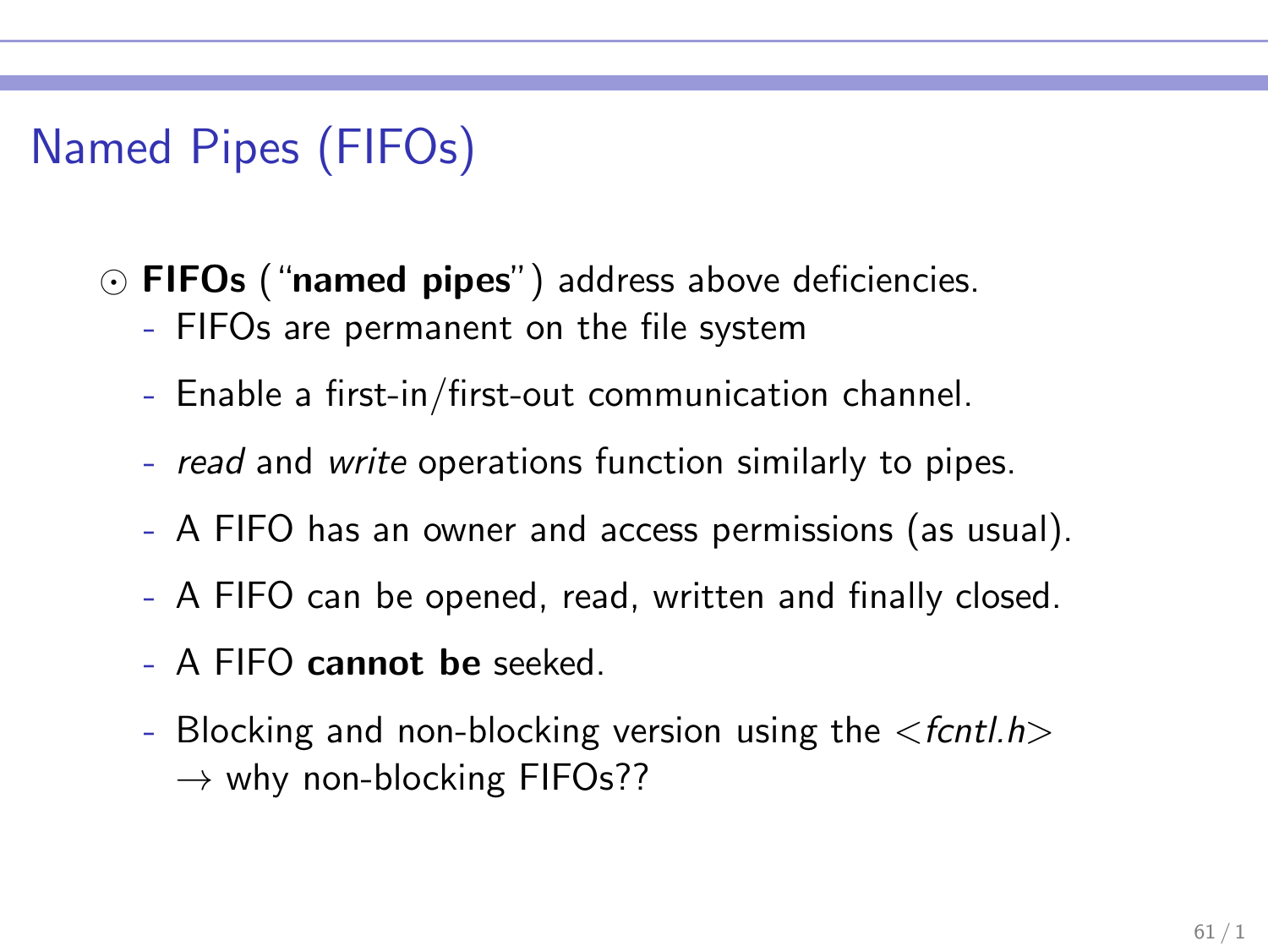# Named Pipes (FIFOs)

- **FIFOs** ("**named pipes**") address above deficiencies.
  - FIFOs are permanent on the file system
  - Enable a first-in/first-out communication channel.
  - *read* and *write* operations function similarly to pipes.
  - A FIFO has an owner and access permissions (as usual).
  - A FIFO can be opened, read, written and finally closed.
  - A FIFO **cannot be** seeked.
  - Blocking and non-blocking version using the <*fcntl.h*>
    → why non-blocking FIFOs??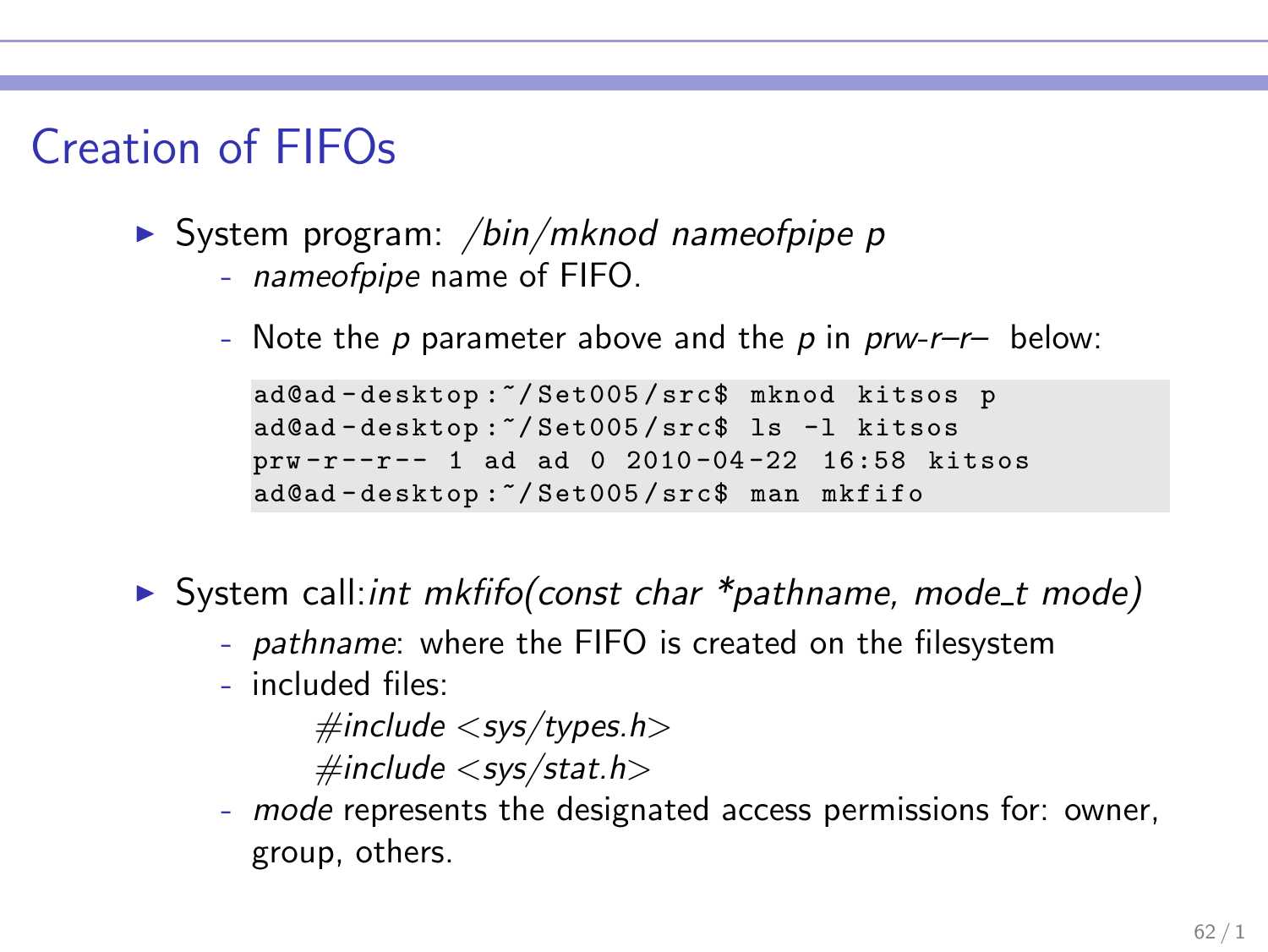# Creation of FIFOs

- System program: */bin/mknod nameofpipe p*
  - *nameofpipe* name of FIFO.
  - Note the *p* parameter above and the *p* in *prw-r–r–* below:

```
ad@ad-desktop:~/Set005/src$ mknod kitsos p
ad@ad-desktop:~/Set005/src$ ls -l kitsos
prw-r--r-- 1 ad ad 0 2010-04-22 16:58 kitsos
ad@ad-desktop:~/Set005/src$ man mkfifo
```

- System call:*int mkfifo(const char *pathname, mode_t mode)*
  - *pathname*: where the FIFO is created on the filesystem
  - included files:

    *#include <sys/types.h>*
    *#include <sys/stat.h>*
  - *mode* represents the designated access permissions for: owner, group, others.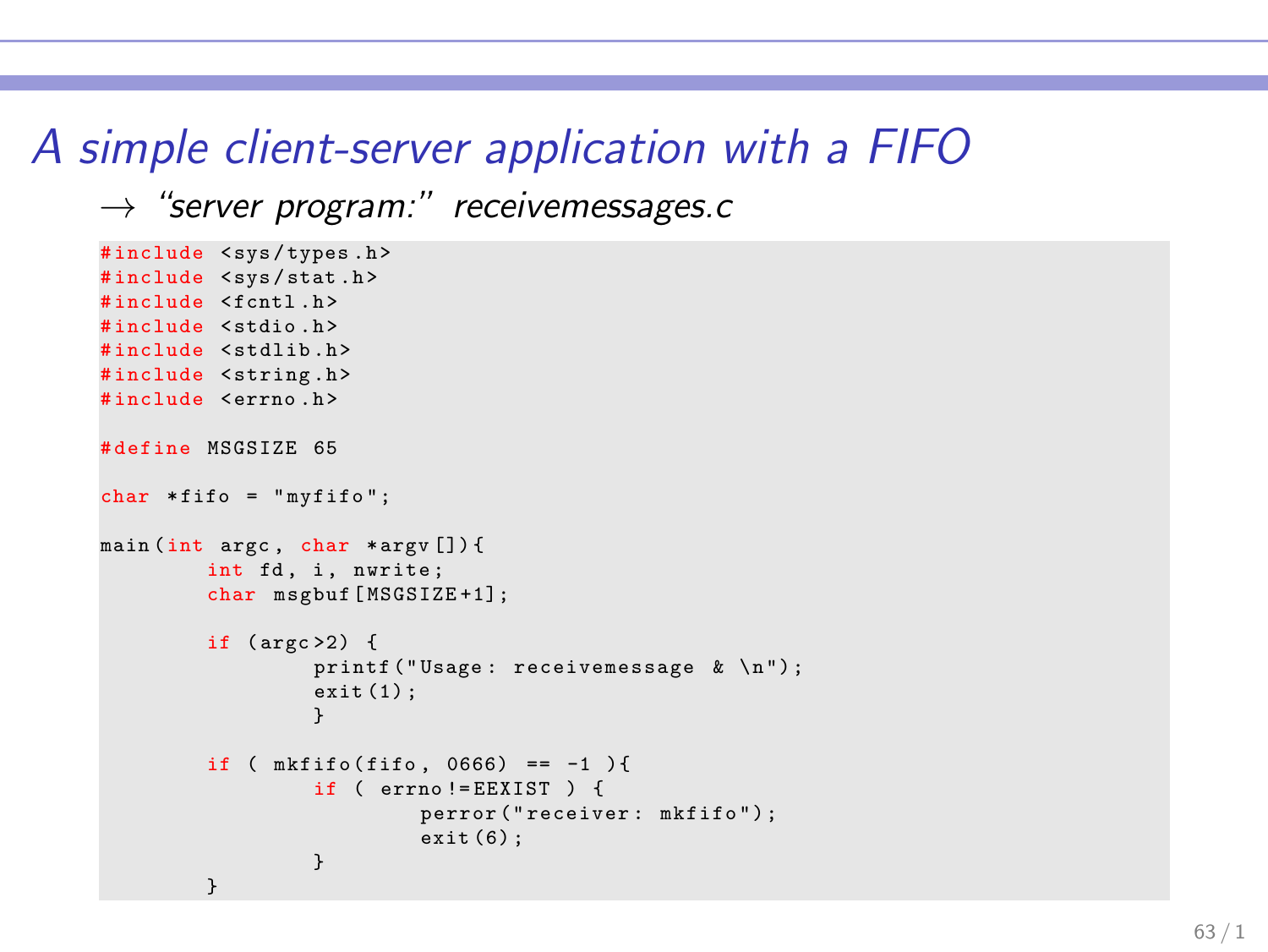# A simple client-server application with a FIFO

→ *"server program:" receivemessages.c*

```
#include <sys/types.h>
#include <sys/stat.h>
#include <fcntl.h>
#include <stdio.h>
#include <stdlib.h>
#include <string.h>
#include <errno.h>

#define MSGSIZE 65

char *fifo = "myfifo";

main(int argc, char *argv[]){
        int fd, i, nwrite;
        char msgbuf[MSGSIZE+1];

        if (argc>2) {
                printf("Usage: receivemessage & \n");
                exit(1);
                }

        if ( mkfifo(fifo, 0666) == -1 ){
                if ( errno!=EEXIST ) {
                        perror("receiver: mkfifo");
                        exit(6);
                }
        }
```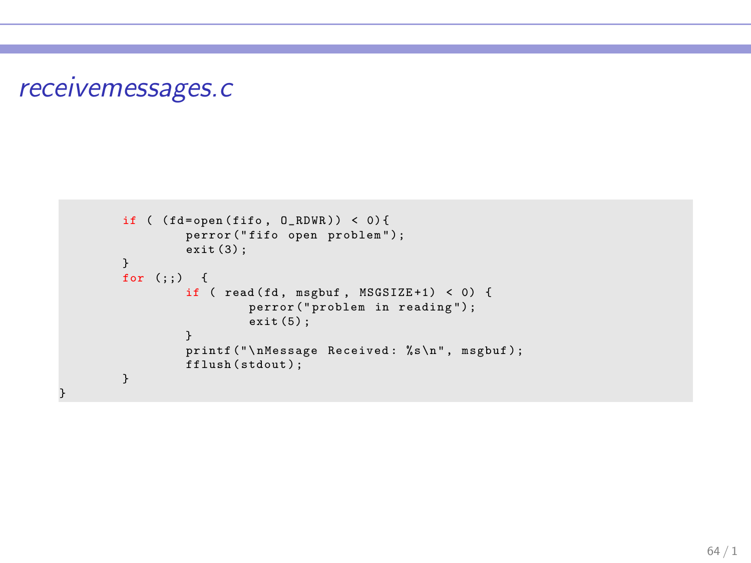# *receivemessages.c*

```
        if ( (fd=open(fifo, O_RDWR)) < 0){
                perror("fifo open problem");
                exit(3);
        }
        for (;;)  {
                if ( read(fd, msgbuf, MSGSIZE+1) < 0) {
                        perror("problem in reading");
                        exit(5);
                }
                printf("\nMessage Received: %s\n", msgbuf);
                fflush(stdout);
        }
}
```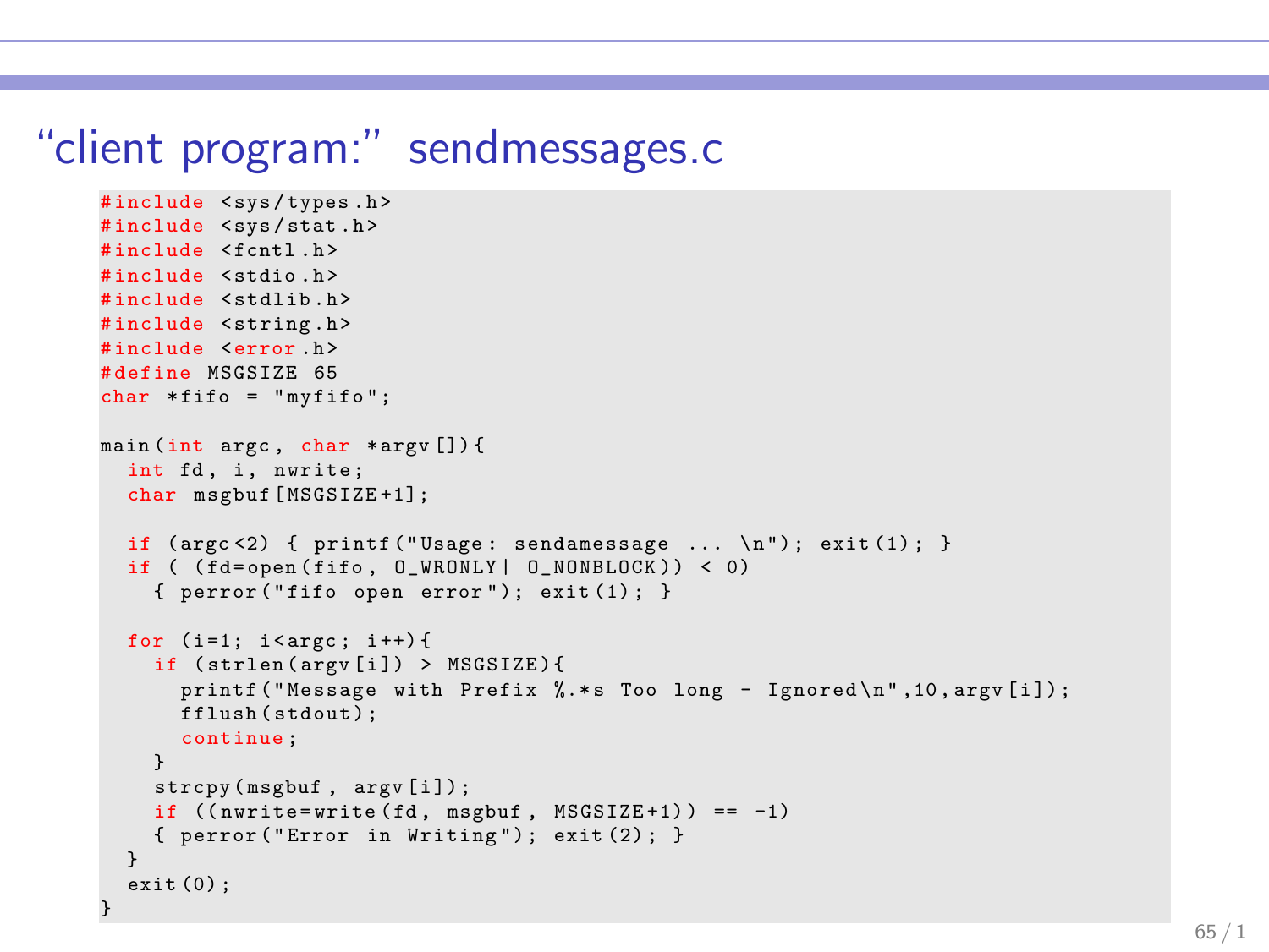# “client program:” sendmessages.c

```
#include <sys/types.h>
#include <sys/stat.h>
#include <fcntl.h>
#include <stdio.h>
#include <stdlib.h>
#include <string.h>
#include <error.h>
#define MSGSIZE 65
char *fifo = "myfifo";

main(int argc, char *argv[]){
  int fd, i, nwrite;
  char msgbuf[MSGSIZE+1];

  if (argc<2) { printf("Usage: sendamessage ... \n"); exit(1); }
  if ( (fd=open(fifo, O_WRONLY| O_NONBLOCK)) < 0)
    { perror("fifo open error"); exit(1); }

  for (i=1; i<argc; i++){
    if (strlen(argv[i]) > MSGSIZE){
      printf("Message with Prefix %.*s Too long - Ignored\n",10,argv[i]);
      fflush(stdout);
      continue;
    }
    strcpy(msgbuf, argv[i]);
    if ((nwrite=write(fd, msgbuf, MSGSIZE+1)) == -1)
    { perror("Error in Writing"); exit(2); }
  }
  exit(0);
}
```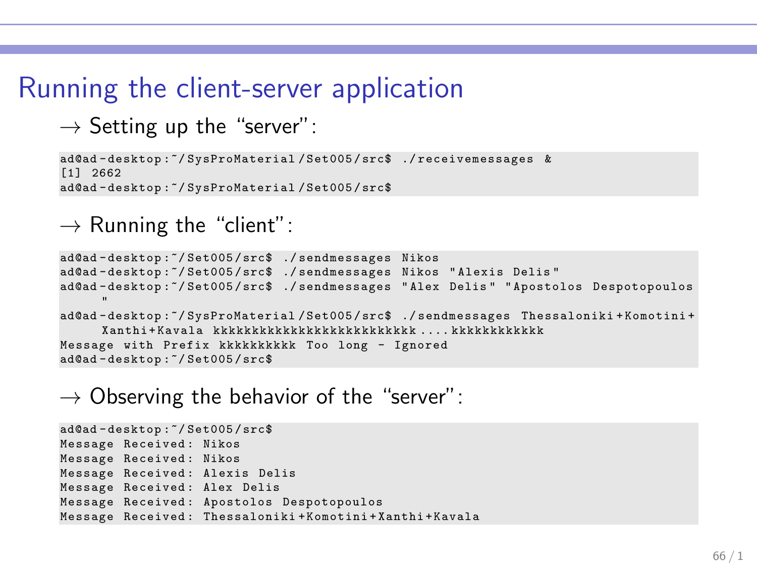# Running the client-server application

→ Setting up the "server":

```
ad@ad-desktop:~/SysProMaterial/Set005/src$ ./receivemessages &
[1] 2662
ad@ad-desktop:~/SysProMaterial/Set005/src$
```

→ Running the "client":

```
ad@ad-desktop:~/Set005/src$ ./sendmessages Nikos
ad@ad-desktop:~/Set005/src$ ./sendmessages Nikos "Alexis Delis"
ad@ad-desktop:~/Set005/src$ ./sendmessages "Alex Delis" "Apostolos Despotopoulos
    "
ad@ad-desktop:~/SysProMaterial/Set005/src$ ./sendmessages Thessaloniki+Komotini+
    Xanthi+Kavala kkkkkkkkkkkkkkkkkkkkkkkkk....kkkkkkkkkkk
Message with Prefix kkkkkkkkk Too long - Ignored
ad@ad-desktop:~/Set005/src$
```

→ Observing the behavior of the "server":

```
ad@ad-desktop:~/Set005/src$
Message Received: Nikos
Message Received: Nikos
Message Received: Alexis Delis
Message Received: Alex Delis
Message Received: Apostolos Despotopoulos
Message Received: Thessaloniki+Komotini+Xanthi+Kavala
```